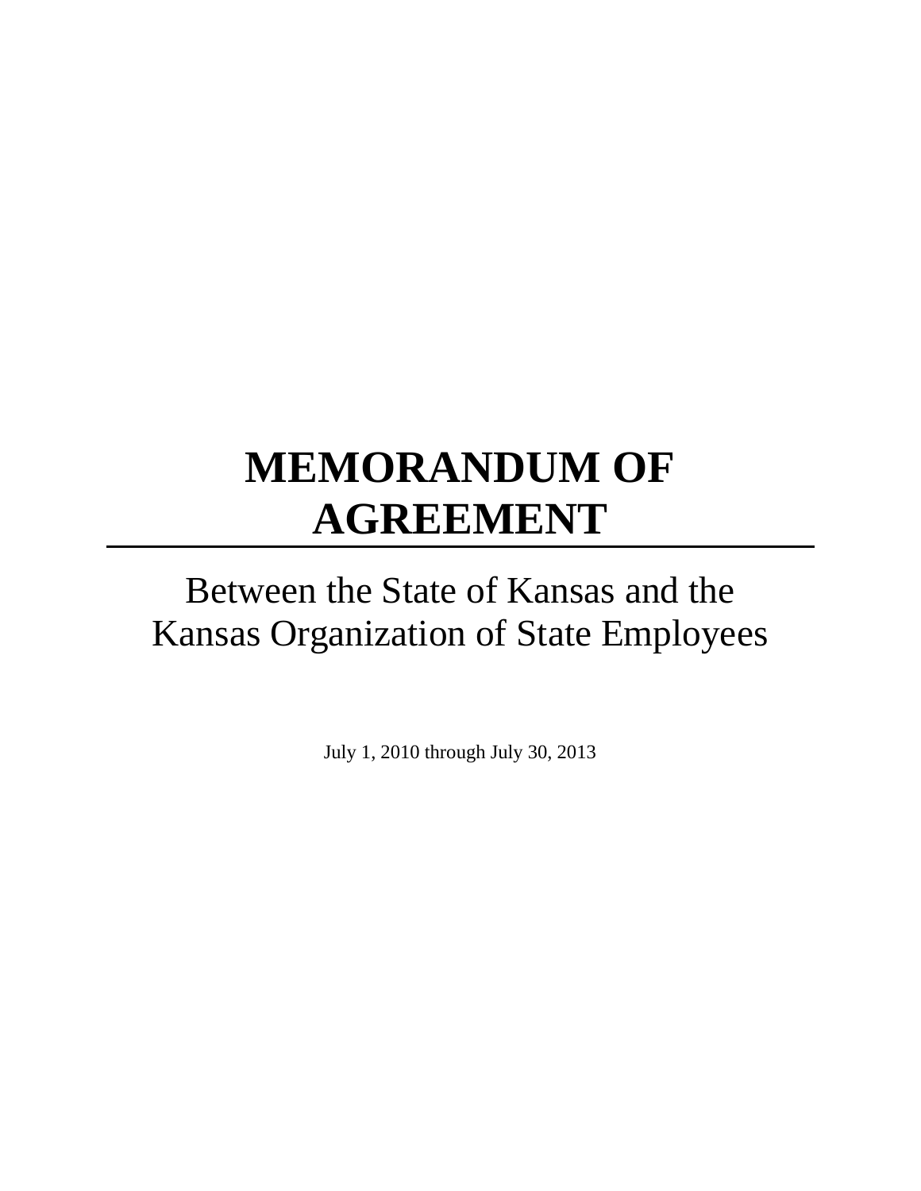# MEMORANDUM OF AGREEMENT

Between the State of Kansas and the Kansas Organization of State Employees

July 1, 2010 through July 30, 2013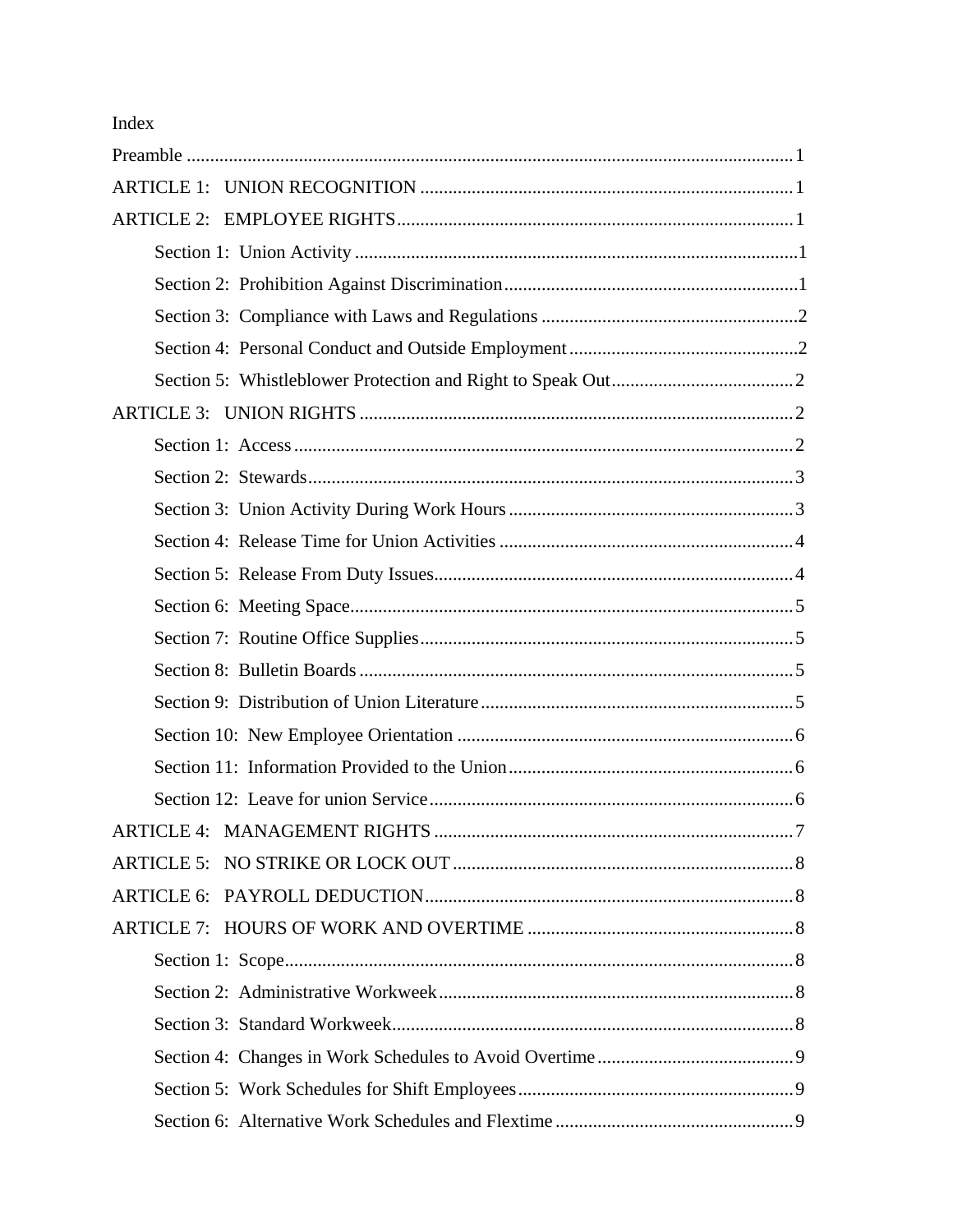Index

Preamble ................................................................................................................... 1

ARTICLE 1:   UNION RECOGNITION ................................................................................ 1

ARTICLE 2:   EMPLOYEE RIGHTS ..................................................................................... 1

- Section 1:  Union Activity ............................................................................................... 1
- Section 2:  Prohibition Against Discrimination ............................................................... 1
- Section 3:  Compliance with Laws and Regulations ....................................................... 2
- Section 4:  Personal Conduct and Outside Employment ................................................. 2
- Section 5:  Whistleblower Protection and Right to Speak Out ....................................... 2

ARTICLE 3:   UNION RIGHTS ............................................................................................ 2

- Section 1:  Access ........................................................................................................... 2
- Section 2:  Stewards ......................................................................................................... 3
- Section 3:  Union Activity During Work Hours ............................................................. 3
- Section 4:  Release Time for Union Activities ............................................................... 4
- Section 5:  Release From Duty Issues ............................................................................. 4
- Section 6:  Meeting Space ............................................................................................... 5
- Section 7:  Routine Office Supplies ................................................................................ 5
- Section 8:  Bulletin Boards ............................................................................................. 5
- Section 9:  Distribution of Union Literature ................................................................... 5
- Section 10:  New Employee Orientation ........................................................................ 6
- Section 11:  Information Provided to the Union ............................................................. 6
- Section 12:  Leave for union Service .............................................................................. 6

ARTICLE 4:   MANAGEMENT RIGHTS ............................................................................. 7

ARTICLE 5:   NO STRIKE OR LOCK OUT ......................................................................... 8

ARTICLE 6:   PAYROLL DEDUCTION ............................................................................... 8

ARTICLE 7:   HOURS OF WORK AND OVERTIME ......................................................... 8

- Section 1:  Scope ............................................................................................................. 8
- Section 2:  Administrative Workweek ............................................................................ 8
- Section 3:  Standard Workweek ...................................................................................... 8
- Section 4:  Changes in Work Schedules to Avoid Overtime ........................................... 9
- Section 5:  Work Schedules for Shift Employees ........................................................... 9
- Section 6:  Alternative Work Schedules and Flextime ................................................... 9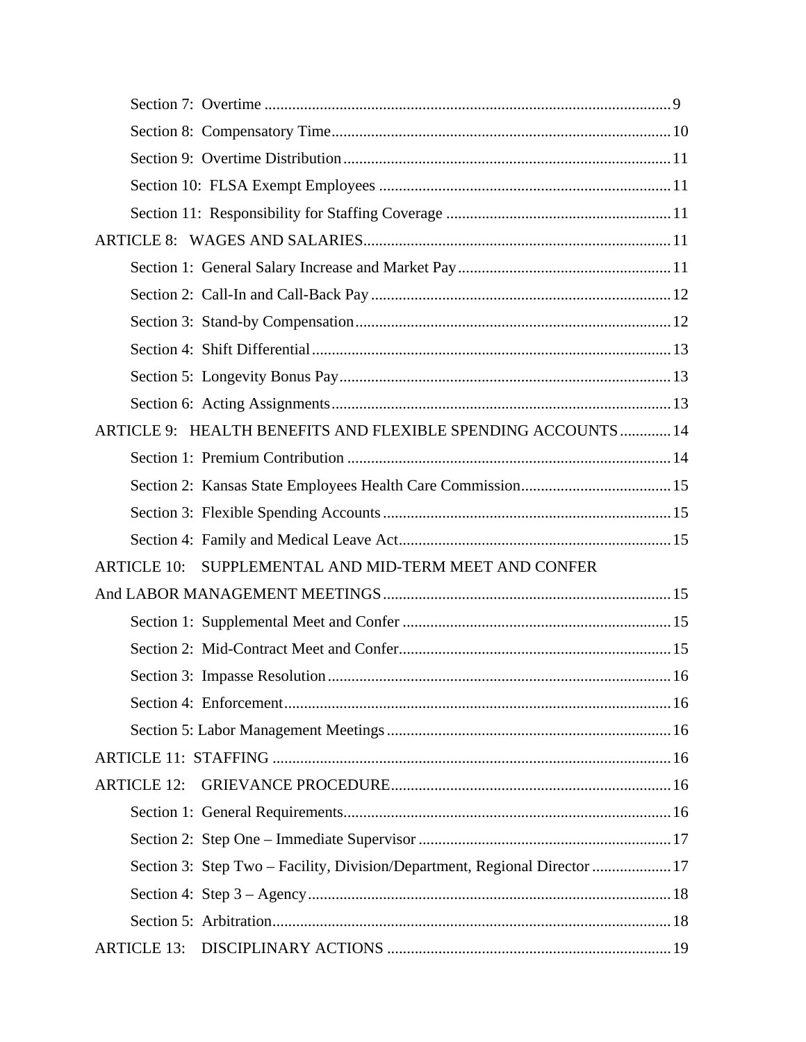Section 7: Overtime ........................................................................................................ 9

Section 8: Compensatory Time ........................................................................................ 10

Section 9: Overtime Distribution ..................................................................................... 11

Section 10: FLSA Exempt Employees ............................................................................. 11

Section 11: Responsibility for Staffing Coverage ........................................................... 11

ARTICLE 8: WAGES AND SALARIES ............................................................................ 11

Section 1: General Salary Increase and Market Pay ........................................................ 11

Section 2: Call-In and Call-Back Pay .............................................................................. 12

Section 3: Stand-by Compensation .................................................................................. 12

Section 4: Shift Differential ............................................................................................. 13

Section 5: Longevity Bonus Pay ...................................................................................... 13

Section 6: Acting Assignments ........................................................................................ 13

ARTICLE 9: HEALTH BENEFITS AND FLEXIBLE SPENDING ACCOUNTS ............. 14

Section 1: Premium Contribution .................................................................................... 14

Section 2: Kansas State Employees Health Care Commission ........................................ 15

Section 3: Flexible Spending Accounts ........................................................................... 15

Section 4: Family and Medical Leave Act ....................................................................... 15

ARTICLE 10: SUPPLEMENTAL AND MID-TERM MEET AND CONFER And LABOR MANAGEMENT MEETINGS ........................................................................... 15

Section 1: Supplemental Meet and Confer ...................................................................... 15

Section 2: Mid-Contract Meet and Confer ....................................................................... 15

Section 3: Impasse Resolution ......................................................................................... 16

Section 4: Enforcement .................................................................................................... 16

Section 5: Labor Management Meetings ......................................................................... 16

ARTICLE 11: STAFFING ................................................................................................... 16

ARTICLE 12: GRIEVANCE PROCEDURE ....................................................................... 16

Section 1: General Requirements ..................................................................................... 16

Section 2: Step One – Immediate Supervisor .................................................................. 17

Section 3: Step Two – Facility, Division/Department, Regional Director ...................... 17

Section 4: Step 3 – Agency .............................................................................................. 18

Section 5: Arbitration ....................................................................................................... 18

ARTICLE 13: DISCIPLINARY ACTIONS ......................................................................... 19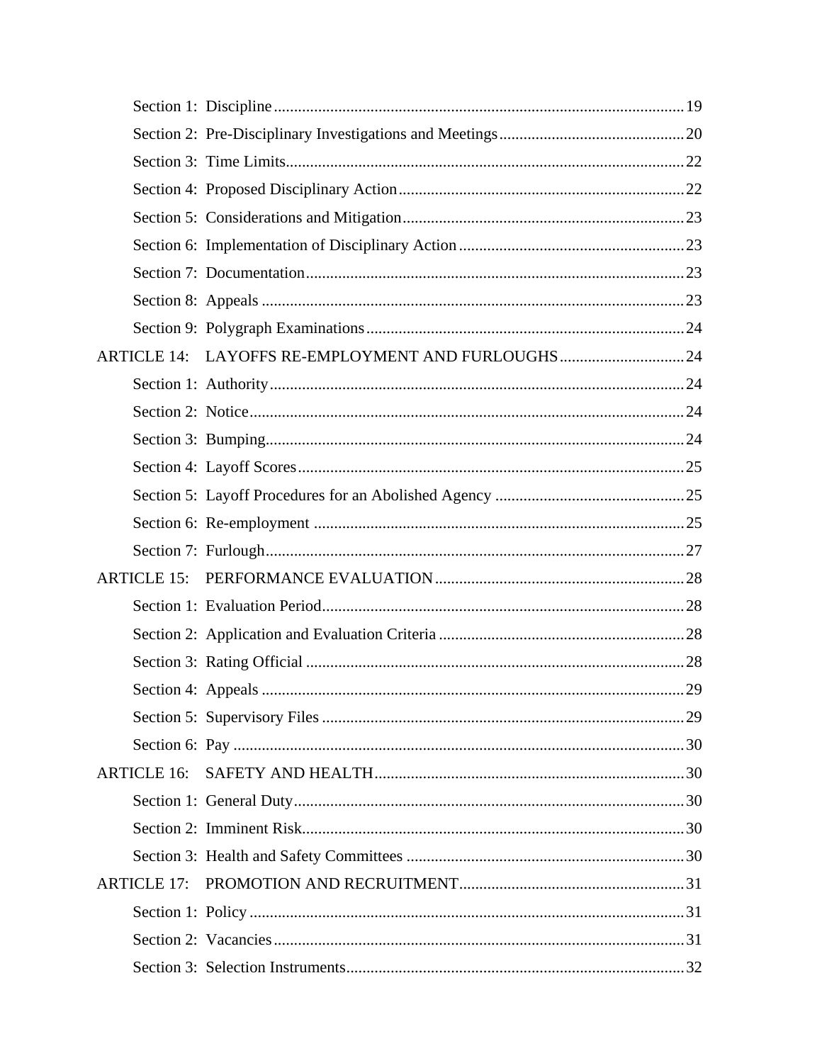Section 1: Discipline ..................................................................................................... 19

Section 2: Pre-Disciplinary Investigations and Meetings ............................................. 20

Section 3: Time Limits ................................................................................................. 22

Section 4: Proposed Disciplinary Action ...................................................................... 22

Section 5: Considerations and Mitigation ..................................................................... 23

Section 6: Implementation of Disciplinary Action ....................................................... 23

Section 7: Documentation ............................................................................................. 23

Section 8: Appeals ........................................................................................................ 23

Section 9: Polygraph Examinations .............................................................................. 24

ARTICLE 14: LAYOFFS RE-EMPLOYMENT AND FURLOUGHS ............................... 24

Section 1: Authority ...................................................................................................... 24

Section 2: Notice ........................................................................................................... 24

Section 3: Bumping ....................................................................................................... 24

Section 4: Layoff Scores ............................................................................................... 25

Section 5: Layoff Procedures for an Abolished Agency ............................................... 25

Section 6: Re-employment ............................................................................................ 25

Section 7: Furlough ....................................................................................................... 27

ARTICLE 15: PERFORMANCE EVALUATION ............................................................ 28

Section 1: Evaluation Period ......................................................................................... 28

Section 2: Application and Evaluation Criteria ............................................................ 28

Section 3: Rating Official ............................................................................................. 28

Section 4: Appeals ........................................................................................................ 29

Section 5: Supervisory Files ......................................................................................... 29

Section 6: Pay ............................................................................................................... 30

ARTICLE 16: SAFETY AND HEALTH ........................................................................... 30

Section 1: General Duty ................................................................................................ 30

Section 2: Imminent Risk .............................................................................................. 30

Section 3: Health and Safety Committees .................................................................... 30

ARTICLE 17: PROMOTION AND RECRUITMENT ....................................................... 31

Section 1: Policy ........................................................................................................... 31

Section 2: Vacancies ..................................................................................................... 31

Section 3: Selection Instruments ................................................................................... 32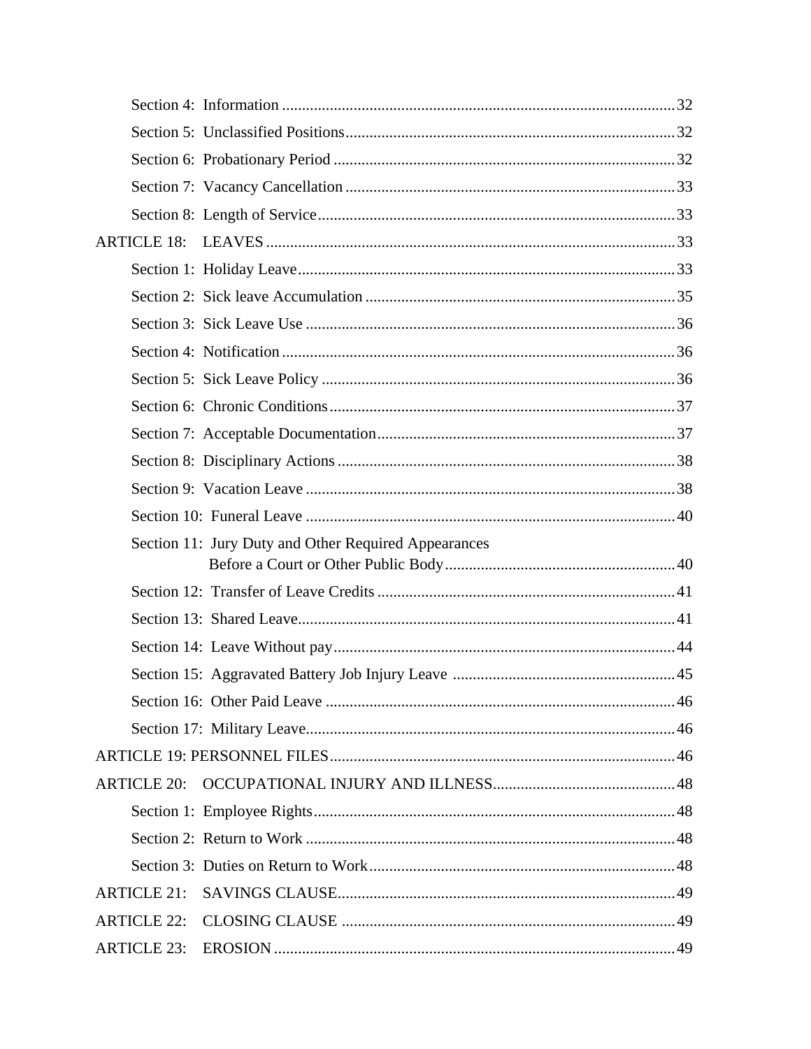Section 4: Information ..................................................................................................32

Section 5: Unclassified Positions..................................................................................32

Section 6: Probationary Period .....................................................................................32

Section 7: Vacancy Cancellation ..................................................................................33

Section 8: Length of Service.........................................................................................33

ARTICLE 18: LEAVES ......................................................................................................33

Section 1: Holiday Leave..............................................................................................33

Section 2: Sick leave Accumulation .............................................................................35

Section 3: Sick Leave Use ............................................................................................36

Section 4: Notification ..................................................................................................36

Section 5: Sick Leave Policy ........................................................................................36

Section 6: Chronic Conditions......................................................................................37

Section 7: Acceptable Documentation..........................................................................37

Section 8: Disciplinary Actions ....................................................................................38

Section 9: Vacation Leave ............................................................................................38

Section 10: Funeral Leave ............................................................................................40

Section 11: Jury Duty and Other Required Appearances Before a Court or Other Public Body..........................................................40

Section 12: Transfer of Leave Credits ..........................................................................41

Section 13: Shared Leave..............................................................................................41

Section 14: Leave Without pay.....................................................................................44

Section 15: Aggravated Battery Job Injury Leave .......................................................45

Section 16: Other Paid Leave .......................................................................................46

Section 17: Military Leave............................................................................................46

ARTICLE 19: PERSONNEL FILES......................................................................................46

ARTICLE 20: OCCUPATIONAL INJURY AND ILLNESS.............................................48

Section 1: Employee Rights..........................................................................................48

Section 2: Return to Work ............................................................................................48

Section 3: Duties on Return to Work............................................................................48

ARTICLE 21: SAVINGS CLAUSE....................................................................................49

ARTICLE 22: CLOSING CLAUSE ...................................................................................49

ARTICLE 23: EROSION ....................................................................................................49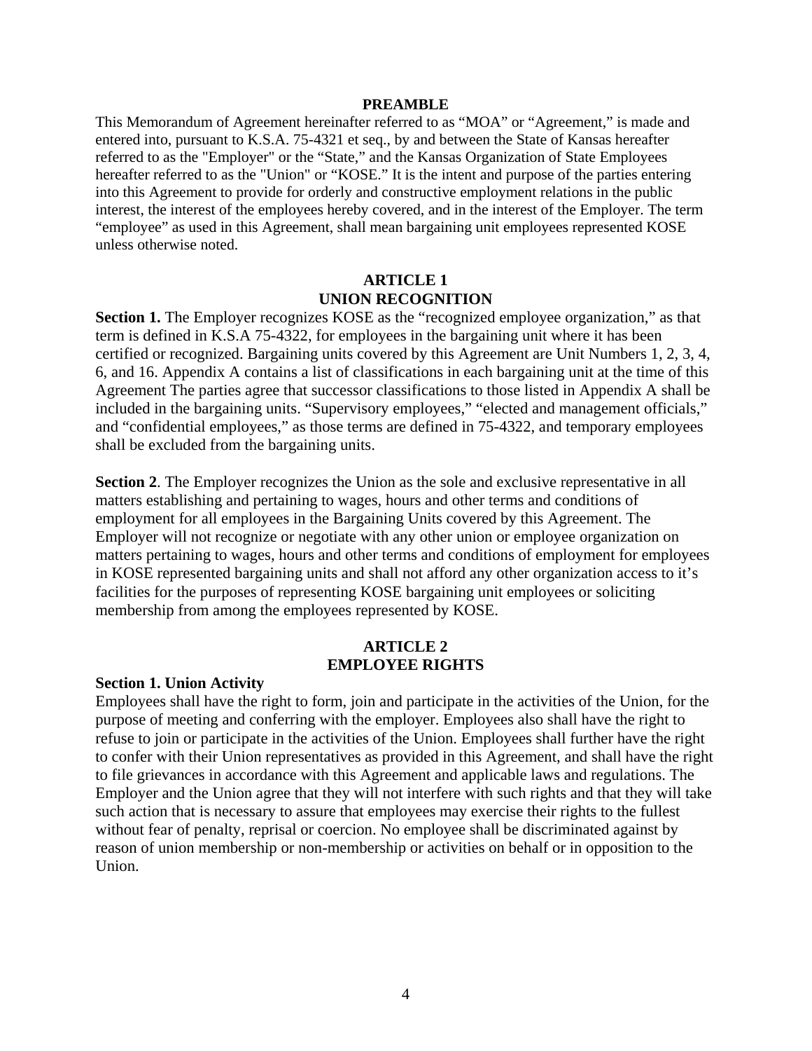## PREAMBLE

This Memorandum of Agreement hereinafter referred to as "MOA" or "Agreement," is made and entered into, pursuant to K.S.A. 75-4321 et seq., by and between the State of Kansas hereafter referred to as the "Employer" or the "State," and the Kansas Organization of State Employees hereafter referred to as the "Union" or "KOSE." It is the intent and purpose of the parties entering into this Agreement to provide for orderly and constructive employment relations in the public interest, the interest of the employees hereby covered, and in the interest of the Employer. The term "employee" as used in this Agreement, shall mean bargaining unit employees represented KOSE unless otherwise noted.

## ARTICLE 1
## UNION RECOGNITION

**Section 1.** The Employer recognizes KOSE as the "recognized employee organization," as that term is defined in K.S.A 75-4322, for employees in the bargaining unit where it has been certified or recognized. Bargaining units covered by this Agreement are Unit Numbers 1, 2, 3, 4, 6, and 16. Appendix A contains a list of classifications in each bargaining unit at the time of this Agreement The parties agree that successor classifications to those listed in Appendix A shall be included in the bargaining units. "Supervisory employees," "elected and management officials," and "confidential employees," as those terms are defined in 75-4322, and temporary employees shall be excluded from the bargaining units.

**Section 2**. The Employer recognizes the Union as the sole and exclusive representative in all matters establishing and pertaining to wages, hours and other terms and conditions of employment for all employees in the Bargaining Units covered by this Agreement. The Employer will not recognize or negotiate with any other union or employee organization on matters pertaining to wages, hours and other terms and conditions of employment for employees in KOSE represented bargaining units and shall not afford any other organization access to it's facilities for the purposes of representing KOSE bargaining unit employees or soliciting membership from among the employees represented by KOSE.

## ARTICLE 2
## EMPLOYEE RIGHTS

**Section 1. Union Activity**

Employees shall have the right to form, join and participate in the activities of the Union, for the purpose of meeting and conferring with the employer. Employees also shall have the right to refuse to join or participate in the activities of the Union. Employees shall further have the right to confer with their Union representatives as provided in this Agreement, and shall have the right to file grievances in accordance with this Agreement and applicable laws and regulations. The Employer and the Union agree that they will not interfere with such rights and that they will take such action that is necessary to assure that employees may exercise their rights to the fullest without fear of penalty, reprisal or coercion. No employee shall be discriminated against by reason of union membership or non-membership or activities on behalf or in opposition to the Union.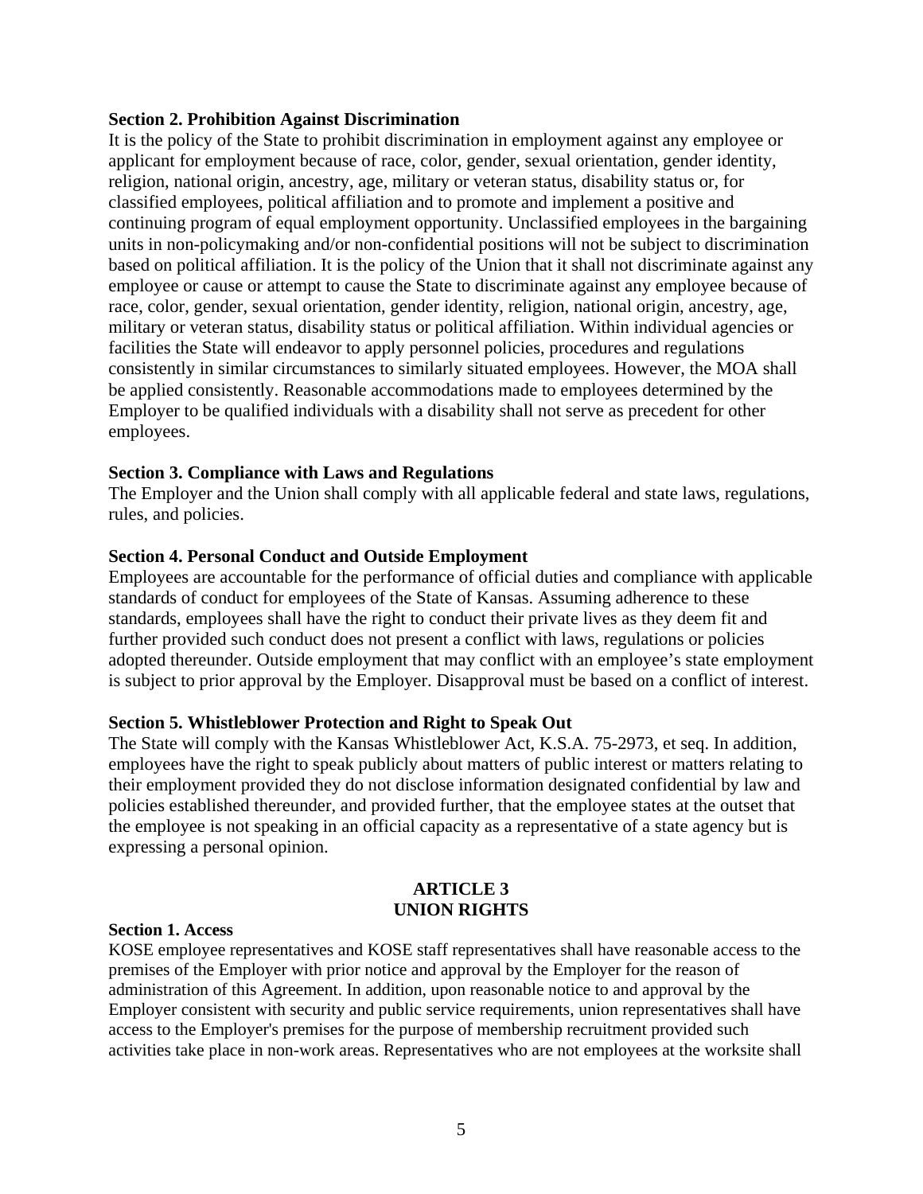**Section 2. Prohibition Against Discrimination**

It is the policy of the State to prohibit discrimination in employment against any employee or applicant for employment because of race, color, gender, sexual orientation, gender identity, religion, national origin, ancestry, age, military or veteran status, disability status or, for classified employees, political affiliation and to promote and implement a positive and continuing program of equal employment opportunity. Unclassified employees in the bargaining units in non-policymaking and/or non-confidential positions will not be subject to discrimination based on political affiliation. It is the policy of the Union that it shall not discriminate against any employee or cause or attempt to cause the State to discriminate against any employee because of race, color, gender, sexual orientation, gender identity, religion, national origin, ancestry, age, military or veteran status, disability status or political affiliation. Within individual agencies or facilities the State will endeavor to apply personnel policies, procedures and regulations consistently in similar circumstances to similarly situated employees. However, the MOA shall be applied consistently. Reasonable accommodations made to employees determined by the Employer to be qualified individuals with a disability shall not serve as precedent for other employees.

**Section 3. Compliance with Laws and Regulations**

The Employer and the Union shall comply with all applicable federal and state laws, regulations, rules, and policies.

**Section 4. Personal Conduct and Outside Employment**

Employees are accountable for the performance of official duties and compliance with applicable standards of conduct for employees of the State of Kansas. Assuming adherence to these standards, employees shall have the right to conduct their private lives as they deem fit and further provided such conduct does not present a conflict with laws, regulations or policies adopted thereunder. Outside employment that may conflict with an employee's state employment is subject to prior approval by the Employer. Disapproval must be based on a conflict of interest.

**Section 5. Whistleblower Protection and Right to Speak Out**

The State will comply with the Kansas Whistleblower Act, K.S.A. 75-2973, et seq. In addition, employees have the right to speak publicly about matters of public interest or matters relating to their employment provided they do not disclose information designated confidential by law and policies established thereunder, and provided further, that the employee states at the outset that the employee is not speaking in an official capacity as a representative of a state agency but is expressing a personal opinion.

## ARTICLE 3
## UNION RIGHTS

**Section 1. Access**

KOSE employee representatives and KOSE staff representatives shall have reasonable access to the premises of the Employer with prior notice and approval by the Employer for the reason of administration of this Agreement. In addition, upon reasonable notice to and approval by the Employer consistent with security and public service requirements, union representatives shall have access to the Employer's premises for the purpose of membership recruitment provided such activities take place in non-work areas. Representatives who are not employees at the worksite shall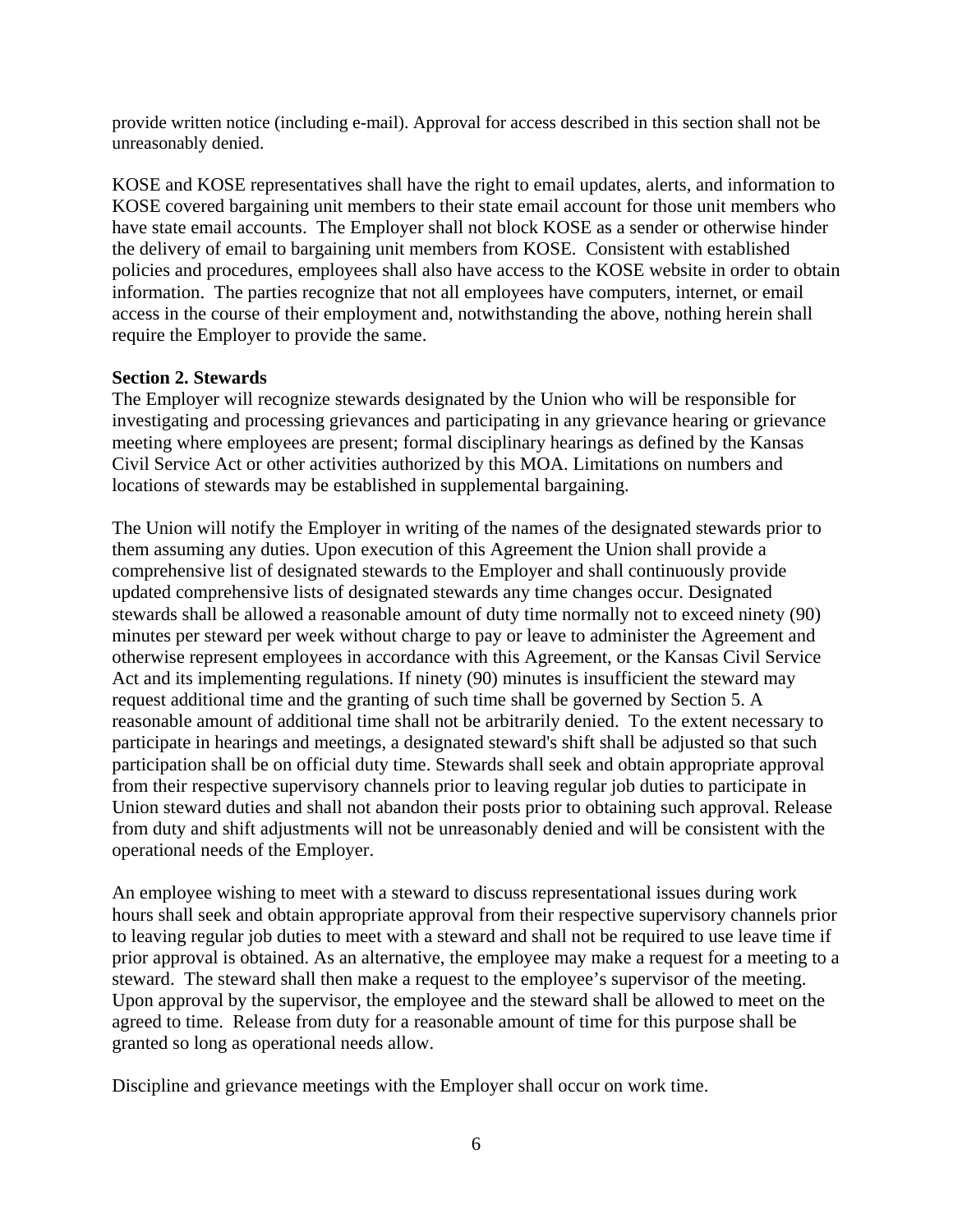provide written notice (including e-mail). Approval for access described in this section shall not be unreasonably denied.

KOSE and KOSE representatives shall have the right to email updates, alerts, and information to KOSE covered bargaining unit members to their state email account for those unit members who have state email accounts. The Employer shall not block KOSE as a sender or otherwise hinder the delivery of email to bargaining unit members from KOSE. Consistent with established policies and procedures, employees shall also have access to the KOSE website in order to obtain information. The parties recognize that not all employees have computers, internet, or email access in the course of their employment and, notwithstanding the above, nothing herein shall require the Employer to provide the same.

**Section 2. Stewards**

The Employer will recognize stewards designated by the Union who will be responsible for investigating and processing grievances and participating in any grievance hearing or grievance meeting where employees are present; formal disciplinary hearings as defined by the Kansas Civil Service Act or other activities authorized by this MOA. Limitations on numbers and locations of stewards may be established in supplemental bargaining.

The Union will notify the Employer in writing of the names of the designated stewards prior to them assuming any duties. Upon execution of this Agreement the Union shall provide a comprehensive list of designated stewards to the Employer and shall continuously provide updated comprehensive lists of designated stewards any time changes occur. Designated stewards shall be allowed a reasonable amount of duty time normally not to exceed ninety (90) minutes per steward per week without charge to pay or leave to administer the Agreement and otherwise represent employees in accordance with this Agreement, or the Kansas Civil Service Act and its implementing regulations. If ninety (90) minutes is insufficient the steward may request additional time and the granting of such time shall be governed by Section 5. A reasonable amount of additional time shall not be arbitrarily denied. To the extent necessary to participate in hearings and meetings, a designated steward's shift shall be adjusted so that such participation shall be on official duty time. Stewards shall seek and obtain appropriate approval from their respective supervisory channels prior to leaving regular job duties to participate in Union steward duties and shall not abandon their posts prior to obtaining such approval. Release from duty and shift adjustments will not be unreasonably denied and will be consistent with the operational needs of the Employer.

An employee wishing to meet with a steward to discuss representational issues during work hours shall seek and obtain appropriate approval from their respective supervisory channels prior to leaving regular job duties to meet with a steward and shall not be required to use leave time if prior approval is obtained. As an alternative, the employee may make a request for a meeting to a steward. The steward shall then make a request to the employee's supervisor of the meeting. Upon approval by the supervisor, the employee and the steward shall be allowed to meet on the agreed to time. Release from duty for a reasonable amount of time for this purpose shall be granted so long as operational needs allow.

Discipline and grievance meetings with the Employer shall occur on work time.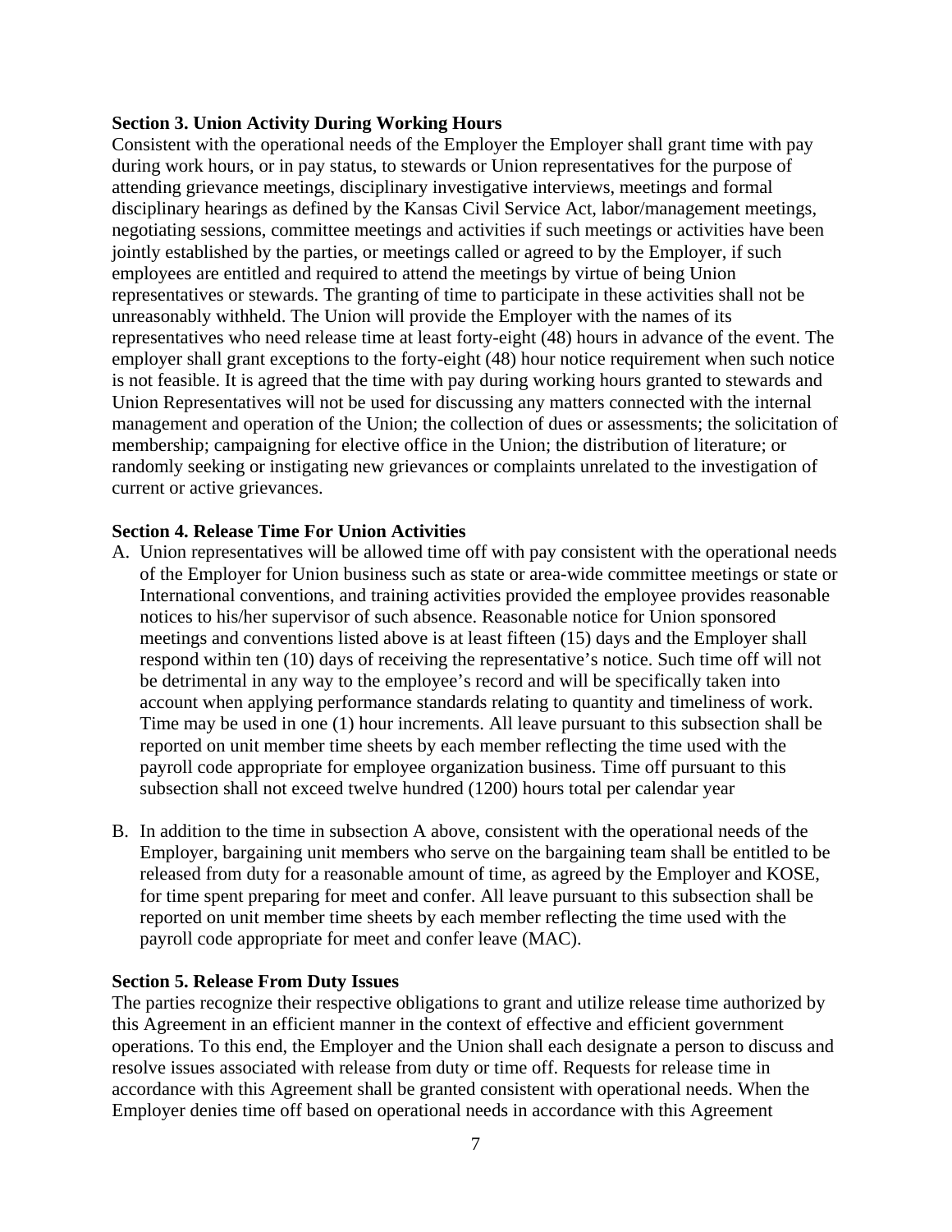**Section 3. Union Activity During Working Hours**

Consistent with the operational needs of the Employer the Employer shall grant time with pay during work hours, or in pay status, to stewards or Union representatives for the purpose of attending grievance meetings, disciplinary investigative interviews, meetings and formal disciplinary hearings as defined by the Kansas Civil Service Act, labor/management meetings, negotiating sessions, committee meetings and activities if such meetings or activities have been jointly established by the parties, or meetings called or agreed to by the Employer, if such employees are entitled and required to attend the meetings by virtue of being Union representatives or stewards. The granting of time to participate in these activities shall not be unreasonably withheld. The Union will provide the Employer with the names of its representatives who need release time at least forty-eight (48) hours in advance of the event. The employer shall grant exceptions to the forty-eight (48) hour notice requirement when such notice is not feasible. It is agreed that the time with pay during working hours granted to stewards and Union Representatives will not be used for discussing any matters connected with the internal management and operation of the Union; the collection of dues or assessments; the solicitation of membership; campaigning for elective office in the Union; the distribution of literature; or randomly seeking or instigating new grievances or complaints unrelated to the investigation of current or active grievances.

**Section 4. Release Time For Union Activities**

A. Union representatives will be allowed time off with pay consistent with the operational needs of the Employer for Union business such as state or area-wide committee meetings or state or International conventions, and training activities provided the employee provides reasonable notices to his/her supervisor of such absence. Reasonable notice for Union sponsored meetings and conventions listed above is at least fifteen (15) days and the Employer shall respond within ten (10) days of receiving the representative's notice. Such time off will not be detrimental in any way to the employee's record and will be specifically taken into account when applying performance standards relating to quantity and timeliness of work. Time may be used in one (1) hour increments. All leave pursuant to this subsection shall be reported on unit member time sheets by each member reflecting the time used with the payroll code appropriate for employee organization business. Time off pursuant to this subsection shall not exceed twelve hundred (1200) hours total per calendar year

B. In addition to the time in subsection A above, consistent with the operational needs of the Employer, bargaining unit members who serve on the bargaining team shall be entitled to be released from duty for a reasonable amount of time, as agreed by the Employer and KOSE, for time spent preparing for meet and confer. All leave pursuant to this subsection shall be reported on unit member time sheets by each member reflecting the time used with the payroll code appropriate for meet and confer leave (MAC).

**Section 5. Release From Duty Issues**

The parties recognize their respective obligations to grant and utilize release time authorized by this Agreement in an efficient manner in the context of effective and efficient government operations. To this end, the Employer and the Union shall each designate a person to discuss and resolve issues associated with release from duty or time off. Requests for release time in accordance with this Agreement shall be granted consistent with operational needs. When the Employer denies time off based on operational needs in accordance with this Agreement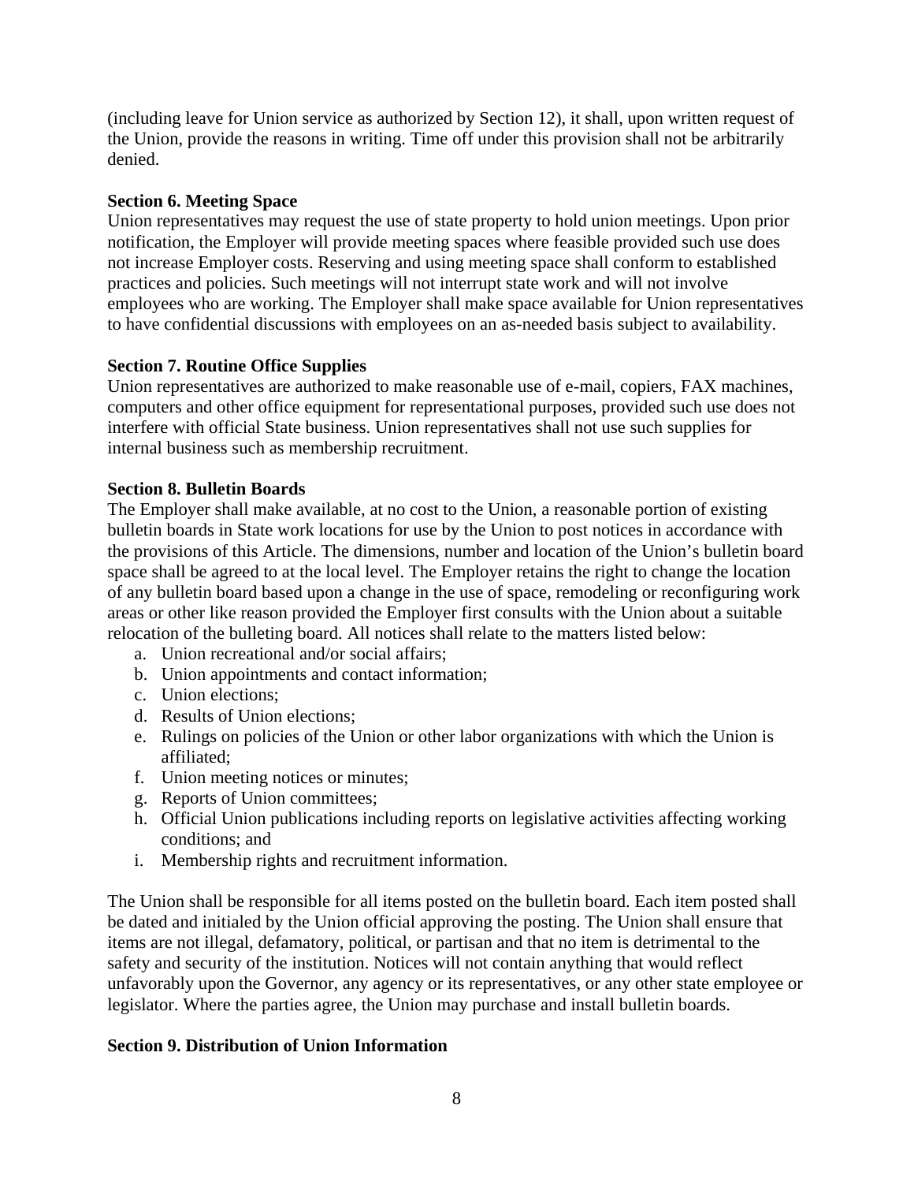(including leave for Union service as authorized by Section 12), it shall, upon written request of the Union, provide the reasons in writing. Time off under this provision shall not be arbitrarily denied.

**Section 6. Meeting Space**

Union representatives may request the use of state property to hold union meetings. Upon prior notification, the Employer will provide meeting spaces where feasible provided such use does not increase Employer costs. Reserving and using meeting space shall conform to established practices and policies. Such meetings will not interrupt state work and will not involve employees who are working. The Employer shall make space available for Union representatives to have confidential discussions with employees on an as-needed basis subject to availability.

**Section 7. Routine Office Supplies**

Union representatives are authorized to make reasonable use of e-mail, copiers, FAX machines, computers and other office equipment for representational purposes, provided such use does not interfere with official State business. Union representatives shall not use such supplies for internal business such as membership recruitment.

**Section 8. Bulletin Boards**

The Employer shall make available, at no cost to the Union, a reasonable portion of existing bulletin boards in State work locations for use by the Union to post notices in accordance with the provisions of this Article. The dimensions, number and location of the Union's bulletin board space shall be agreed to at the local level. The Employer retains the right to change the location of any bulletin board based upon a change in the use of space, remodeling or reconfiguring work areas or other like reason provided the Employer first consults with the Union about a suitable relocation of the bulleting board. All notices shall relate to the matters listed below:

a. Union recreational and/or social affairs;
b. Union appointments and contact information;
c. Union elections;
d. Results of Union elections;
e. Rulings on policies of the Union or other labor organizations with which the Union is affiliated;
f. Union meeting notices or minutes;
g. Reports of Union committees;
h. Official Union publications including reports on legislative activities affecting working conditions; and
i. Membership rights and recruitment information.

The Union shall be responsible for all items posted on the bulletin board. Each item posted shall be dated and initialed by the Union official approving the posting. The Union shall ensure that items are not illegal, defamatory, political, or partisan and that no item is detrimental to the safety and security of the institution. Notices will not contain anything that would reflect unfavorably upon the Governor, any agency or its representatives, or any other state employee or legislator. Where the parties agree, the Union may purchase and install bulletin boards.

**Section 9. Distribution of Union Information**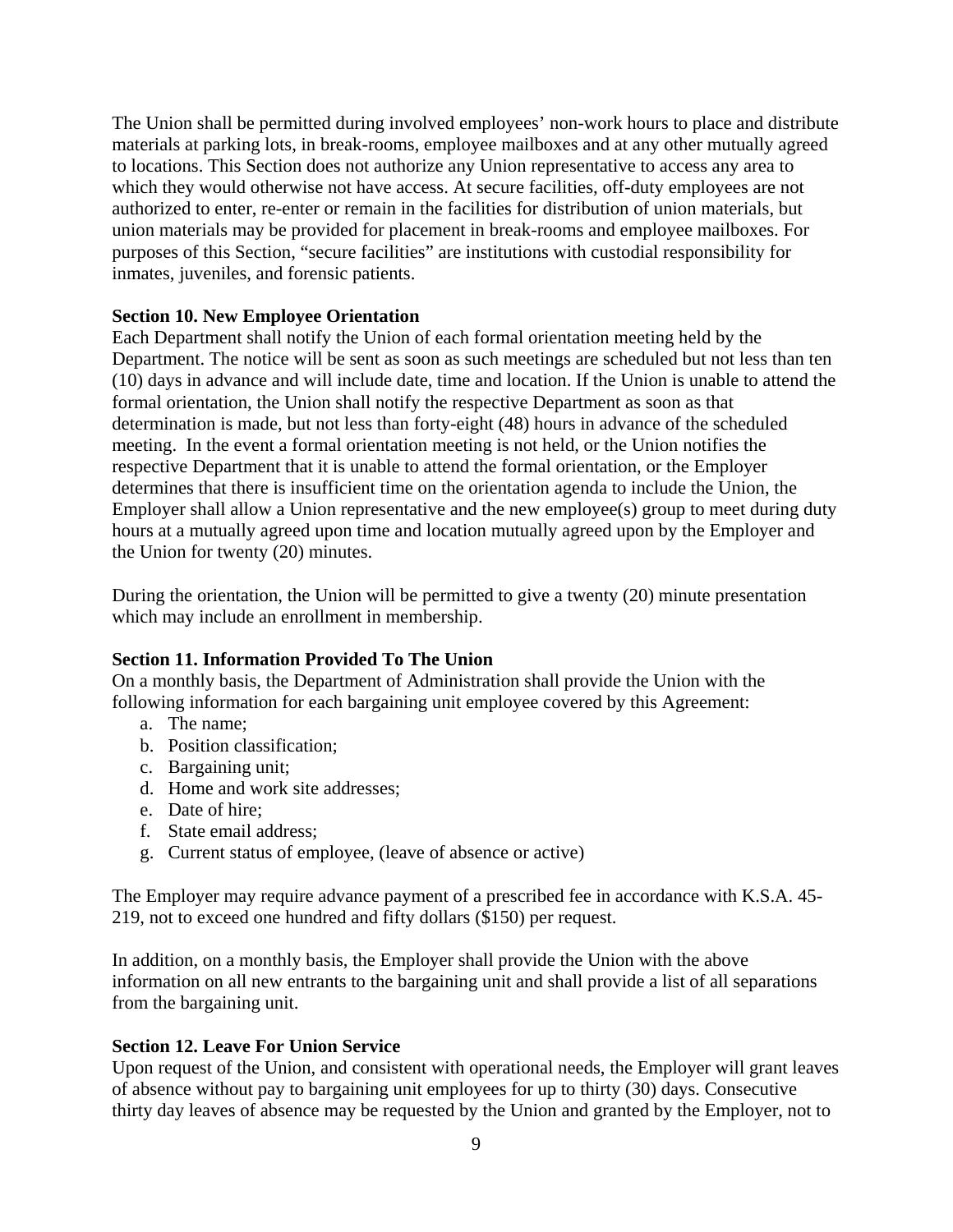The Union shall be permitted during involved employees' non-work hours to place and distribute materials at parking lots, in break-rooms, employee mailboxes and at any other mutually agreed to locations. This Section does not authorize any Union representative to access any area to which they would otherwise not have access. At secure facilities, off-duty employees are not authorized to enter, re-enter or remain in the facilities for distribution of union materials, but union materials may be provided for placement in break-rooms and employee mailboxes. For purposes of this Section, "secure facilities" are institutions with custodial responsibility for inmates, juveniles, and forensic patients.

**Section 10. New Employee Orientation**
Each Department shall notify the Union of each formal orientation meeting held by the Department. The notice will be sent as soon as such meetings are scheduled but not less than ten (10) days in advance and will include date, time and location. If the Union is unable to attend the formal orientation, the Union shall notify the respective Department as soon as that determination is made, but not less than forty-eight (48) hours in advance of the scheduled meeting. In the event a formal orientation meeting is not held, or the Union notifies the respective Department that it is unable to attend the formal orientation, or the Employer determines that there is insufficient time on the orientation agenda to include the Union, the Employer shall allow a Union representative and the new employee(s) group to meet during duty hours at a mutually agreed upon time and location mutually agreed upon by the Employer and the Union for twenty (20) minutes.

During the orientation, the Union will be permitted to give a twenty (20) minute presentation which may include an enrollment in membership.

**Section 11. Information Provided To The Union**
On a monthly basis, the Department of Administration shall provide the Union with the following information for each bargaining unit employee covered by this Agreement:

a. The name;
b. Position classification;
c. Bargaining unit;
d. Home and work site addresses;
e. Date of hire;
f. State email address;
g. Current status of employee, (leave of absence or active)

The Employer may require advance payment of a prescribed fee in accordance with K.S.A. 45-219, not to exceed one hundred and fifty dollars ($150) per request.

In addition, on a monthly basis, the Employer shall provide the Union with the above information on all new entrants to the bargaining unit and shall provide a list of all separations from the bargaining unit.

**Section 12. Leave For Union Service**
Upon request of the Union, and consistent with operational needs, the Employer will grant leaves of absence without pay to bargaining unit employees for up to thirty (30) days. Consecutive thirty day leaves of absence may be requested by the Union and granted by the Employer, not to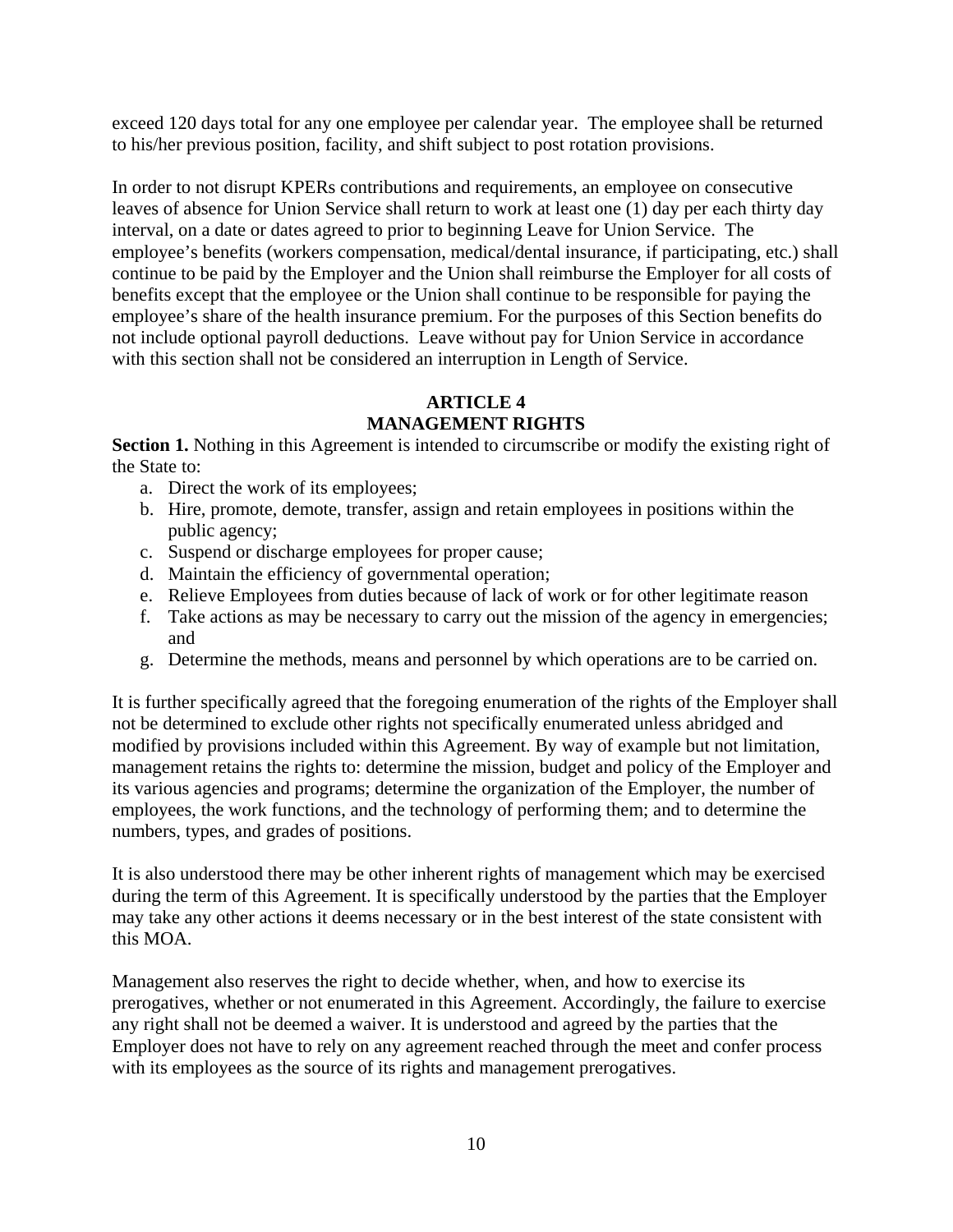exceed 120 days total for any one employee per calendar year. The employee shall be returned to his/her previous position, facility, and shift subject to post rotation provisions.

In order to not disrupt KPERs contributions and requirements, an employee on consecutive leaves of absence for Union Service shall return to work at least one (1) day per each thirty day interval, on a date or dates agreed to prior to beginning Leave for Union Service. The employee's benefits (workers compensation, medical/dental insurance, if participating, etc.) shall continue to be paid by the Employer and the Union shall reimburse the Employer for all costs of benefits except that the employee or the Union shall continue to be responsible for paying the employee's share of the health insurance premium. For the purposes of this Section benefits do not include optional payroll deductions. Leave without pay for Union Service in accordance with this section shall not be considered an interruption in Length of Service.

## ARTICLE 4
## MANAGEMENT RIGHTS

**Section 1.** Nothing in this Agreement is intended to circumscribe or modify the existing right of the State to:

a. Direct the work of its employees;
b. Hire, promote, demote, transfer, assign and retain employees in positions within the public agency;
c. Suspend or discharge employees for proper cause;
d. Maintain the efficiency of governmental operation;
e. Relieve Employees from duties because of lack of work or for other legitimate reason
f. Take actions as may be necessary to carry out the mission of the agency in emergencies; and
g. Determine the methods, means and personnel by which operations are to be carried on.

It is further specifically agreed that the foregoing enumeration of the rights of the Employer shall not be determined to exclude other rights not specifically enumerated unless abridged and modified by provisions included within this Agreement. By way of example but not limitation, management retains the rights to: determine the mission, budget and policy of the Employer and its various agencies and programs; determine the organization of the Employer, the number of employees, the work functions, and the technology of performing them; and to determine the numbers, types, and grades of positions.

It is also understood there may be other inherent rights of management which may be exercised during the term of this Agreement. It is specifically understood by the parties that the Employer may take any other actions it deems necessary or in the best interest of the state consistent with this MOA.

Management also reserves the right to decide whether, when, and how to exercise its prerogatives, whether or not enumerated in this Agreement. Accordingly, the failure to exercise any right shall not be deemed a waiver. It is understood and agreed by the parties that the Employer does not have to rely on any agreement reached through the meet and confer process with its employees as the source of its rights and management prerogatives.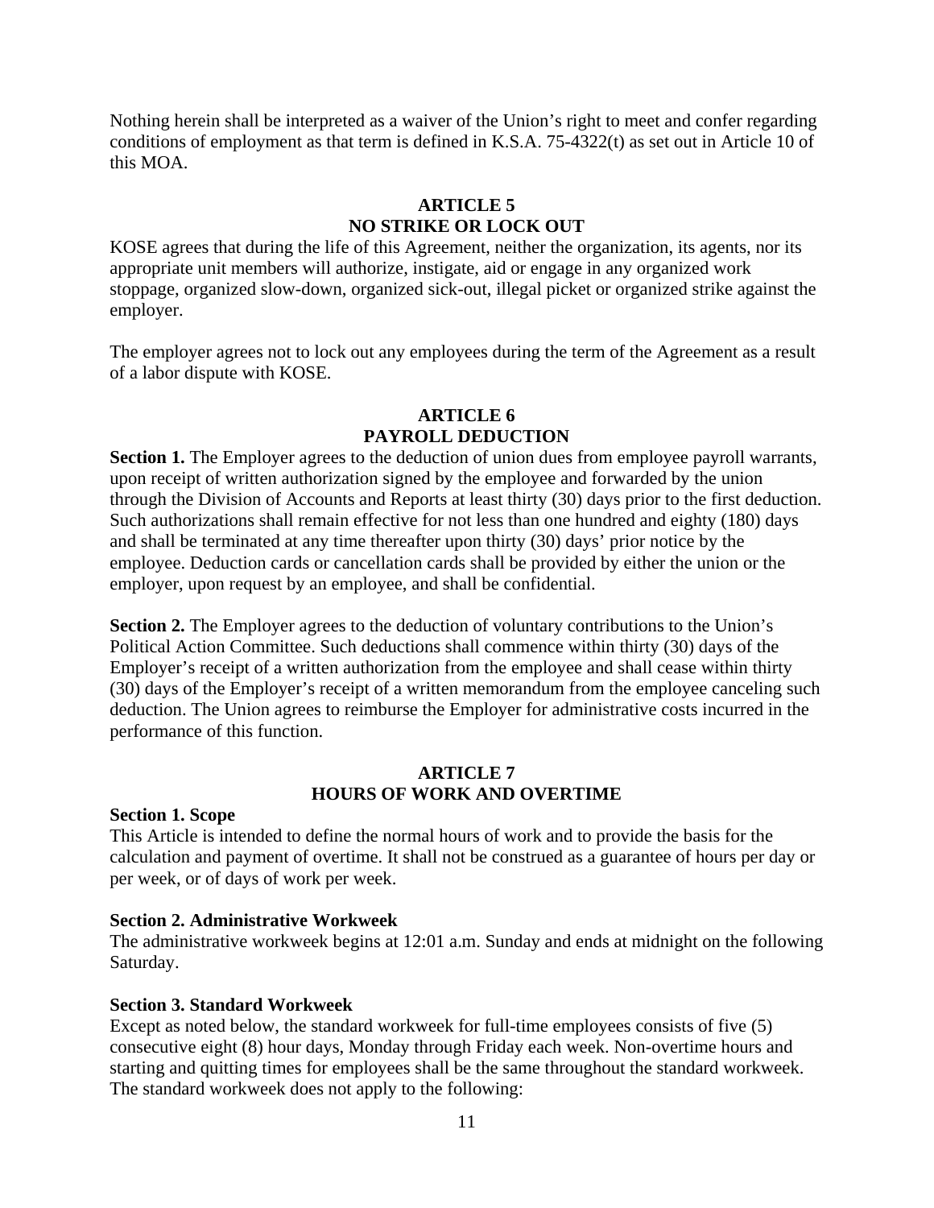Nothing herein shall be interpreted as a waiver of the Union's right to meet and confer regarding conditions of employment as that term is defined in K.S.A. 75-4322(t) as set out in Article 10 of this MOA.

## ARTICLE 5
## NO STRIKE OR LOCK OUT

KOSE agrees that during the life of this Agreement, neither the organization, its agents, nor its appropriate unit members will authorize, instigate, aid or engage in any organized work stoppage, organized slow-down, organized sick-out, illegal picket or organized strike against the employer.

The employer agrees not to lock out any employees during the term of the Agreement as a result of a labor dispute with KOSE.

## ARTICLE 6
## PAYROLL DEDUCTION

**Section 1.** The Employer agrees to the deduction of union dues from employee payroll warrants, upon receipt of written authorization signed by the employee and forwarded by the union through the Division of Accounts and Reports at least thirty (30) days prior to the first deduction. Such authorizations shall remain effective for not less than one hundred and eighty (180) days and shall be terminated at any time thereafter upon thirty (30) days' prior notice by the employee. Deduction cards or cancellation cards shall be provided by either the union or the employer, upon request by an employee, and shall be confidential.

**Section 2.** The Employer agrees to the deduction of voluntary contributions to the Union's Political Action Committee. Such deductions shall commence within thirty (30) days of the Employer's receipt of a written authorization from the employee and shall cease within thirty (30) days of the Employer's receipt of a written memorandum from the employee canceling such deduction. The Union agrees to reimburse the Employer for administrative costs incurred in the performance of this function.

## ARTICLE 7
## HOURS OF WORK AND OVERTIME

**Section 1. Scope**
This Article is intended to define the normal hours of work and to provide the basis for the calculation and payment of overtime. It shall not be construed as a guarantee of hours per day or per week, or of days of work per week.

**Section 2. Administrative Workweek**
The administrative workweek begins at 12:01 a.m. Sunday and ends at midnight on the following Saturday.

**Section 3. Standard Workweek**
Except as noted below, the standard workweek for full-time employees consists of five (5) consecutive eight (8) hour days, Monday through Friday each week. Non-overtime hours and starting and quitting times for employees shall be the same throughout the standard workweek. The standard workweek does not apply to the following: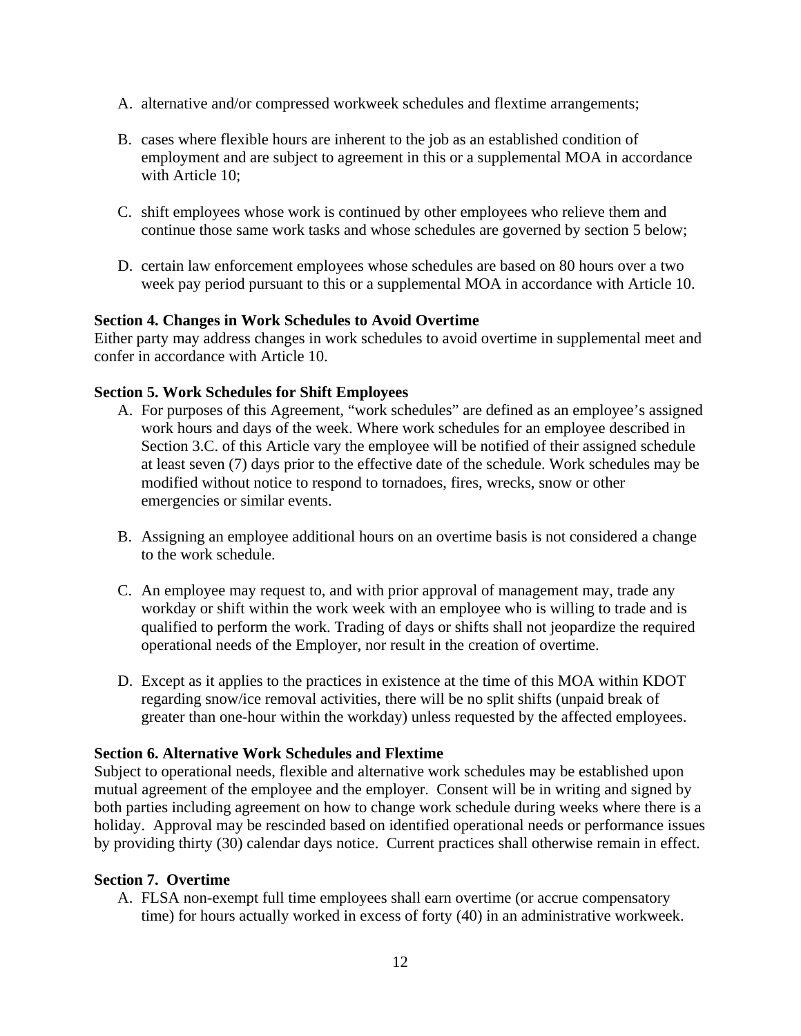A. alternative and/or compressed workweek schedules and flextime arrangements;

B. cases where flexible hours are inherent to the job as an established condition of employment and are subject to agreement in this or a supplemental MOA in accordance with Article 10;

C. shift employees whose work is continued by other employees who relieve them and continue those same work tasks and whose schedules are governed by section 5 below;

D. certain law enforcement employees whose schedules are based on 80 hours over a two week pay period pursuant to this or a supplemental MOA in accordance with Article 10.

**Section 4. Changes in Work Schedules to Avoid Overtime**

Either party may address changes in work schedules to avoid overtime in supplemental meet and confer in accordance with Article 10.

**Section 5. Work Schedules for Shift Employees**

A. For purposes of this Agreement, "work schedules" are defined as an employee's assigned work hours and days of the week. Where work schedules for an employee described in Section 3.C. of this Article vary the employee will be notified of their assigned schedule at least seven (7) days prior to the effective date of the schedule. Work schedules may be modified without notice to respond to tornadoes, fires, wrecks, snow or other emergencies or similar events.

B. Assigning an employee additional hours on an overtime basis is not considered a change to the work schedule.

C. An employee may request to, and with prior approval of management may, trade any workday or shift within the work week with an employee who is willing to trade and is qualified to perform the work. Trading of days or shifts shall not jeopardize the required operational needs of the Employer, nor result in the creation of overtime.

D. Except as it applies to the practices in existence at the time of this MOA within KDOT regarding snow/ice removal activities, there will be no split shifts (unpaid break of greater than one-hour within the workday) unless requested by the affected employees.

**Section 6. Alternative Work Schedules and Flextime**

Subject to operational needs, flexible and alternative work schedules may be established upon mutual agreement of the employee and the employer. Consent will be in writing and signed by both parties including agreement on how to change work schedule during weeks where there is a holiday. Approval may be rescinded based on identified operational needs or performance issues by providing thirty (30) calendar days notice. Current practices shall otherwise remain in effect.

**Section 7. Overtime**

A. FLSA non-exempt full time employees shall earn overtime (or accrue compensatory time) for hours actually worked in excess of forty (40) in an administrative workweek.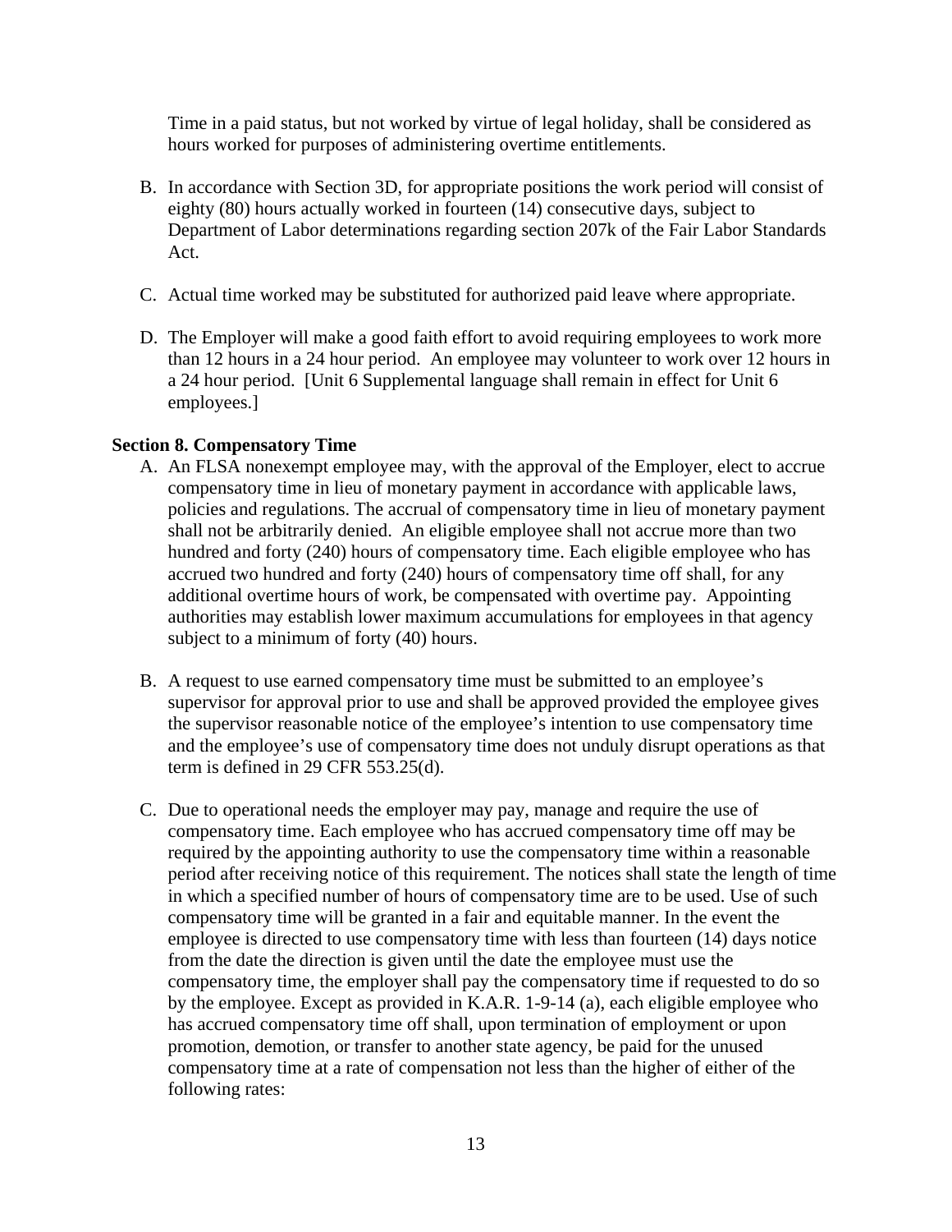Time in a paid status, but not worked by virtue of legal holiday, shall be considered as hours worked for purposes of administering overtime entitlements.

B. In accordance with Section 3D, for appropriate positions the work period will consist of eighty (80) hours actually worked in fourteen (14) consecutive days, subject to Department of Labor determinations regarding section 207k of the Fair Labor Standards Act.

C. Actual time worked may be substituted for authorized paid leave where appropriate.

D. The Employer will make a good faith effort to avoid requiring employees to work more than 12 hours in a 24 hour period. An employee may volunteer to work over 12 hours in a 24 hour period. [Unit 6 Supplemental language shall remain in effect for Unit 6 employees.]

**Section 8. Compensatory Time**

A. An FLSA nonexempt employee may, with the approval of the Employer, elect to accrue compensatory time in lieu of monetary payment in accordance with applicable laws, policies and regulations. The accrual of compensatory time in lieu of monetary payment shall not be arbitrarily denied. An eligible employee shall not accrue more than two hundred and forty (240) hours of compensatory time. Each eligible employee who has accrued two hundred and forty (240) hours of compensatory time off shall, for any additional overtime hours of work, be compensated with overtime pay. Appointing authorities may establish lower maximum accumulations for employees in that agency subject to a minimum of forty (40) hours.

B. A request to use earned compensatory time must be submitted to an employee's supervisor for approval prior to use and shall be approved provided the employee gives the supervisor reasonable notice of the employee's intention to use compensatory time and the employee's use of compensatory time does not unduly disrupt operations as that term is defined in 29 CFR 553.25(d).

C. Due to operational needs the employer may pay, manage and require the use of compensatory time. Each employee who has accrued compensatory time off may be required by the appointing authority to use the compensatory time within a reasonable period after receiving notice of this requirement. The notices shall state the length of time in which a specified number of hours of compensatory time are to be used. Use of such compensatory time will be granted in a fair and equitable manner. In the event the employee is directed to use compensatory time with less than fourteen (14) days notice from the date the direction is given until the date the employee must use the compensatory time, the employer shall pay the compensatory time if requested to do so by the employee. Except as provided in K.A.R. 1-9-14 (a), each eligible employee who has accrued compensatory time off shall, upon termination of employment or upon promotion, demotion, or transfer to another state agency, be paid for the unused compensatory time at a rate of compensation not less than the higher of either of the following rates: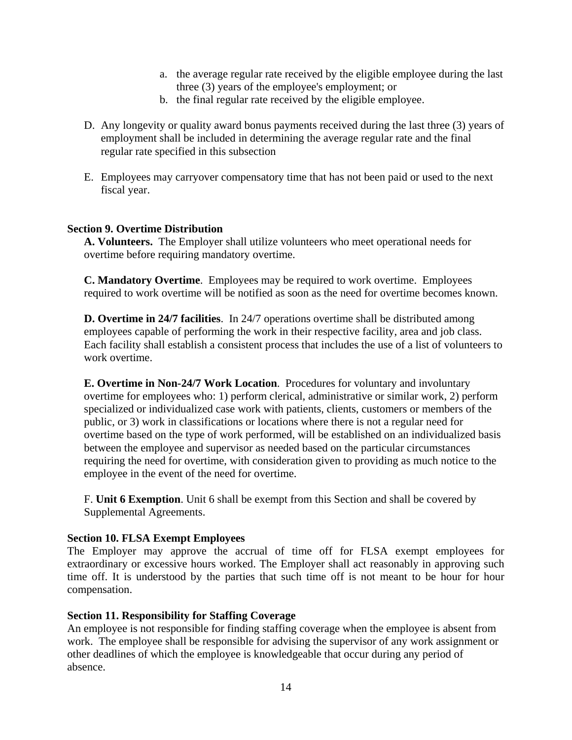a. the average regular rate received by the eligible employee during the last three (3) years of the employee's employment; or
b. the final regular rate received by the eligible employee.

D. Any longevity or quality award bonus payments received during the last three (3) years of employment shall be included in determining the average regular rate and the final regular rate specified in this subsection

E. Employees may carryover compensatory time that has not been paid or used to the next fiscal year.

**Section 9. Overtime Distribution**

**A. Volunteers.** The Employer shall utilize volunteers who meet operational needs for overtime before requiring mandatory overtime.

**C. Mandatory Overtime**. Employees may be required to work overtime. Employees required to work overtime will be notified as soon as the need for overtime becomes known.

**D. Overtime in 24/7 facilities**. In 24/7 operations overtime shall be distributed among employees capable of performing the work in their respective facility, area and job class. Each facility shall establish a consistent process that includes the use of a list of volunteers to work overtime.

**E. Overtime in Non-24/7 Work Location**. Procedures for voluntary and involuntary overtime for employees who: 1) perform clerical, administrative or similar work, 2) perform specialized or individualized case work with patients, clients, customers or members of the public, or 3) work in classifications or locations where there is not a regular need for overtime based on the type of work performed, will be established on an individualized basis between the employee and supervisor as needed based on the particular circumstances requiring the need for overtime, with consideration given to providing as much notice to the employee in the event of the need for overtime.

F. **Unit 6 Exemption**. Unit 6 shall be exempt from this Section and shall be covered by Supplemental Agreements.

**Section 10. FLSA Exempt Employees**

The Employer may approve the accrual of time off for FLSA exempt employees for extraordinary or excessive hours worked. The Employer shall act reasonably in approving such time off. It is understood by the parties that such time off is not meant to be hour for hour compensation.

**Section 11. Responsibility for Staffing Coverage**

An employee is not responsible for finding staffing coverage when the employee is absent from work. The employee shall be responsible for advising the supervisor of any work assignment or other deadlines of which the employee is knowledgeable that occur during any period of absence.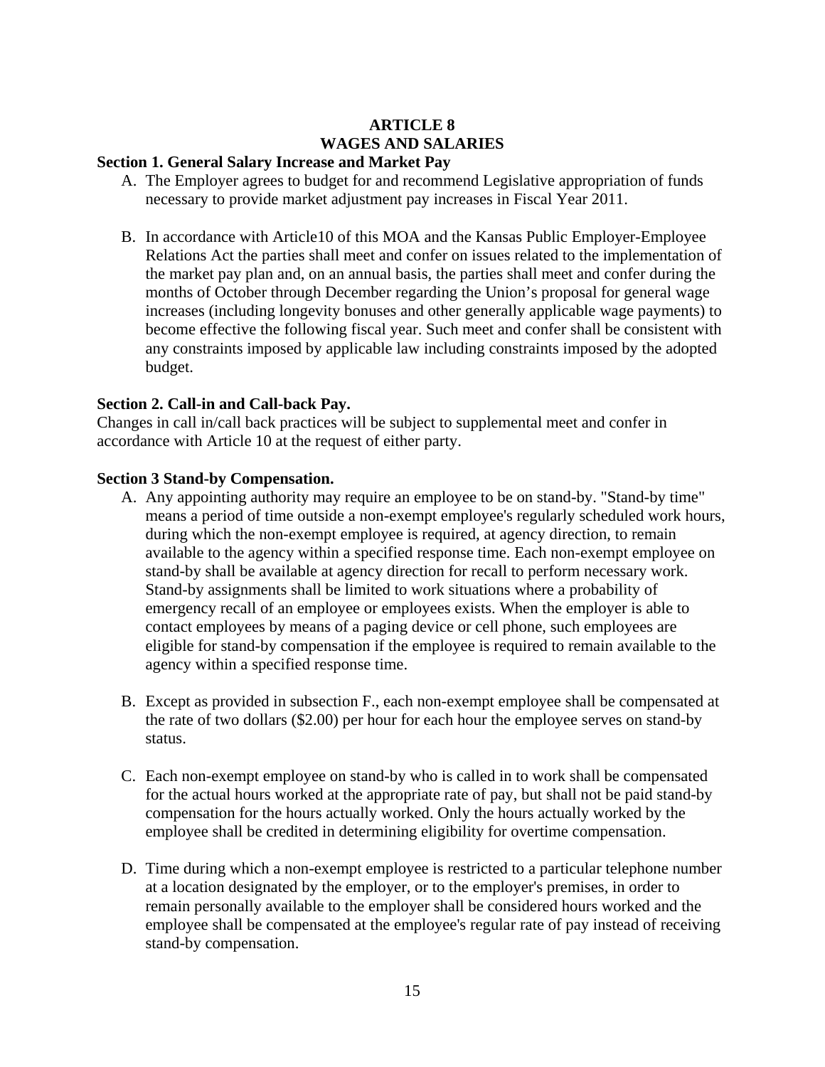# ARTICLE 8
# WAGES AND SALARIES

**Section 1. General Salary Increase and Market Pay**

A. The Employer agrees to budget for and recommend Legislative appropriation of funds necessary to provide market adjustment pay increases in Fiscal Year 2011.

B. In accordance with Article10 of this MOA and the Kansas Public Employer-Employee Relations Act the parties shall meet and confer on issues related to the implementation of the market pay plan and, on an annual basis, the parties shall meet and confer during the months of October through December regarding the Union's proposal for general wage increases (including longevity bonuses and other generally applicable wage payments) to become effective the following fiscal year. Such meet and confer shall be consistent with any constraints imposed by applicable law including constraints imposed by the adopted budget.

**Section 2. Call-in and Call-back Pay.**

Changes in call in/call back practices will be subject to supplemental meet and confer in accordance with Article 10 at the request of either party.

**Section 3 Stand-by Compensation.**

A. Any appointing authority may require an employee to be on stand-by. "Stand-by time" means a period of time outside a non-exempt employee's regularly scheduled work hours, during which the non-exempt employee is required, at agency direction, to remain available to the agency within a specified response time. Each non-exempt employee on stand-by shall be available at agency direction for recall to perform necessary work. Stand-by assignments shall be limited to work situations where a probability of emergency recall of an employee or employees exists. When the employer is able to contact employees by means of a paging device or cell phone, such employees are eligible for stand-by compensation if the employee is required to remain available to the agency within a specified response time.

B. Except as provided in subsection F., each non-exempt employee shall be compensated at the rate of two dollars ($2.00) per hour for each hour the employee serves on stand-by status.

C. Each non-exempt employee on stand-by who is called in to work shall be compensated for the actual hours worked at the appropriate rate of pay, but shall not be paid stand-by compensation for the hours actually worked. Only the hours actually worked by the employee shall be credited in determining eligibility for overtime compensation.

D. Time during which a non-exempt employee is restricted to a particular telephone number at a location designated by the employer, or to the employer's premises, in order to remain personally available to the employer shall be considered hours worked and the employee shall be compensated at the employee's regular rate of pay instead of receiving stand-by compensation.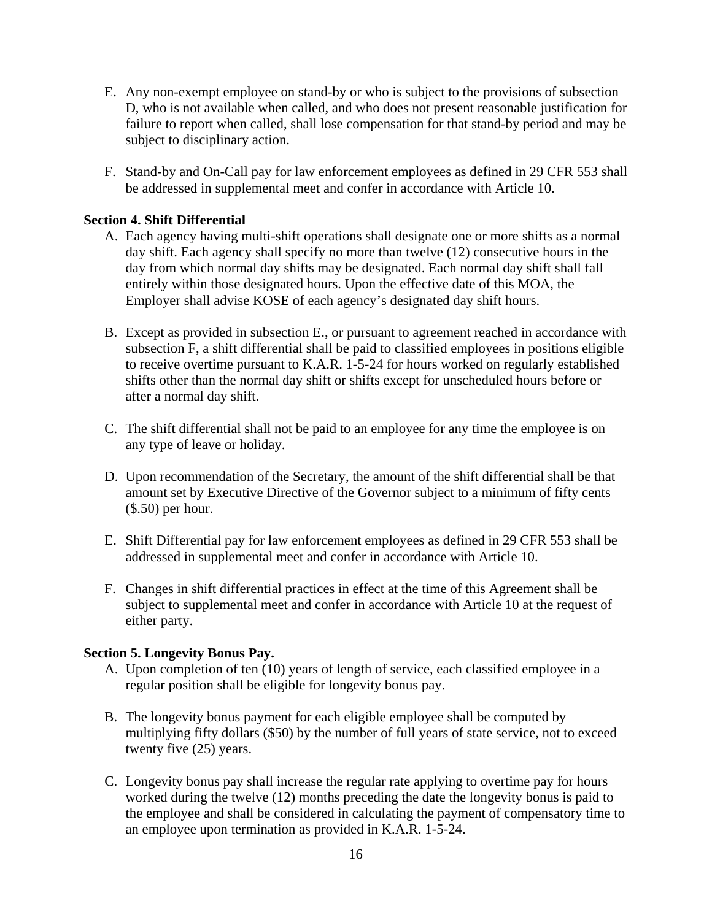E. Any non-exempt employee on stand-by or who is subject to the provisions of subsection D, who is not available when called, and who does not present reasonable justification for failure to report when called, shall lose compensation for that stand-by period and may be subject to disciplinary action.

F. Stand-by and On-Call pay for law enforcement employees as defined in 29 CFR 553 shall be addressed in supplemental meet and confer in accordance with Article 10.

**Section 4. Shift Differential**

A. Each agency having multi-shift operations shall designate one or more shifts as a normal day shift. Each agency shall specify no more than twelve (12) consecutive hours in the day from which normal day shifts may be designated. Each normal day shift shall fall entirely within those designated hours. Upon the effective date of this MOA, the Employer shall advise KOSE of each agency's designated day shift hours.

B. Except as provided in subsection E., or pursuant to agreement reached in accordance with subsection F, a shift differential shall be paid to classified employees in positions eligible to receive overtime pursuant to K.A.R. 1-5-24 for hours worked on regularly established shifts other than the normal day shift or shifts except for unscheduled hours before or after a normal day shift.

C. The shift differential shall not be paid to an employee for any time the employee is on any type of leave or holiday.

D. Upon recommendation of the Secretary, the amount of the shift differential shall be that amount set by Executive Directive of the Governor subject to a minimum of fifty cents ($.50) per hour.

E. Shift Differential pay for law enforcement employees as defined in 29 CFR 553 shall be addressed in supplemental meet and confer in accordance with Article 10.

F. Changes in shift differential practices in effect at the time of this Agreement shall be subject to supplemental meet and confer in accordance with Article 10 at the request of either party.

**Section 5. Longevity Bonus Pay.**

A. Upon completion of ten (10) years of length of service, each classified employee in a regular position shall be eligible for longevity bonus pay.

B. The longevity bonus payment for each eligible employee shall be computed by multiplying fifty dollars ($50) by the number of full years of state service, not to exceed twenty five (25) years.

C. Longevity bonus pay shall increase the regular rate applying to overtime pay for hours worked during the twelve (12) months preceding the date the longevity bonus is paid to the employee and shall be considered in calculating the payment of compensatory time to an employee upon termination as provided in K.A.R. 1-5-24.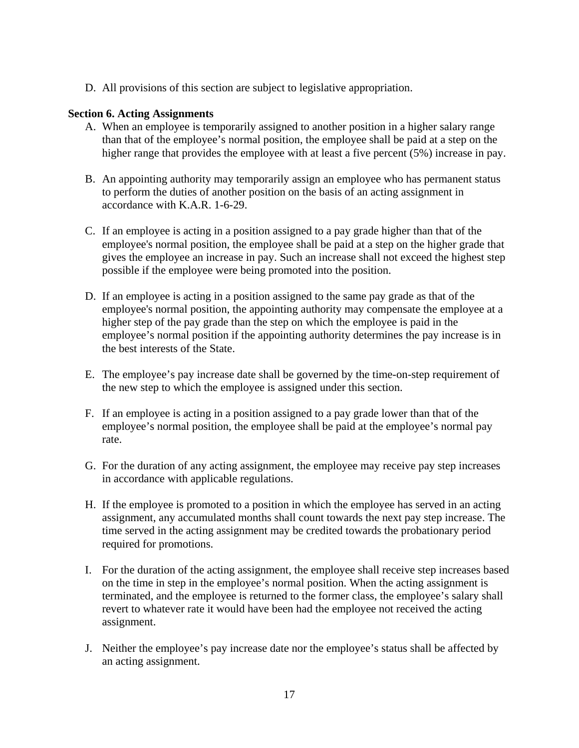D. All provisions of this section are subject to legislative appropriation.

**Section 6. Acting Assignments**

A. When an employee is temporarily assigned to another position in a higher salary range than that of the employee's normal position, the employee shall be paid at a step on the higher range that provides the employee with at least a five percent (5%) increase in pay.

B. An appointing authority may temporarily assign an employee who has permanent status to perform the duties of another position on the basis of an acting assignment in accordance with K.A.R. 1-6-29.

C. If an employee is acting in a position assigned to a pay grade higher than that of the employee's normal position, the employee shall be paid at a step on the higher grade that gives the employee an increase in pay. Such an increase shall not exceed the highest step possible if the employee were being promoted into the position.

D. If an employee is acting in a position assigned to the same pay grade as that of the employee's normal position, the appointing authority may compensate the employee at a higher step of the pay grade than the step on which the employee is paid in the employee's normal position if the appointing authority determines the pay increase is in the best interests of the State.

E. The employee's pay increase date shall be governed by the time-on-step requirement of the new step to which the employee is assigned under this section.

F. If an employee is acting in a position assigned to a pay grade lower than that of the employee's normal position, the employee shall be paid at the employee's normal pay rate.

G. For the duration of any acting assignment, the employee may receive pay step increases in accordance with applicable regulations.

H. If the employee is promoted to a position in which the employee has served in an acting assignment, any accumulated months shall count towards the next pay step increase. The time served in the acting assignment may be credited towards the probationary period required for promotions.

I. For the duration of the acting assignment, the employee shall receive step increases based on the time in step in the employee's normal position. When the acting assignment is terminated, and the employee is returned to the former class, the employee's salary shall revert to whatever rate it would have been had the employee not received the acting assignment.

J. Neither the employee's pay increase date nor the employee's status shall be affected by an acting assignment.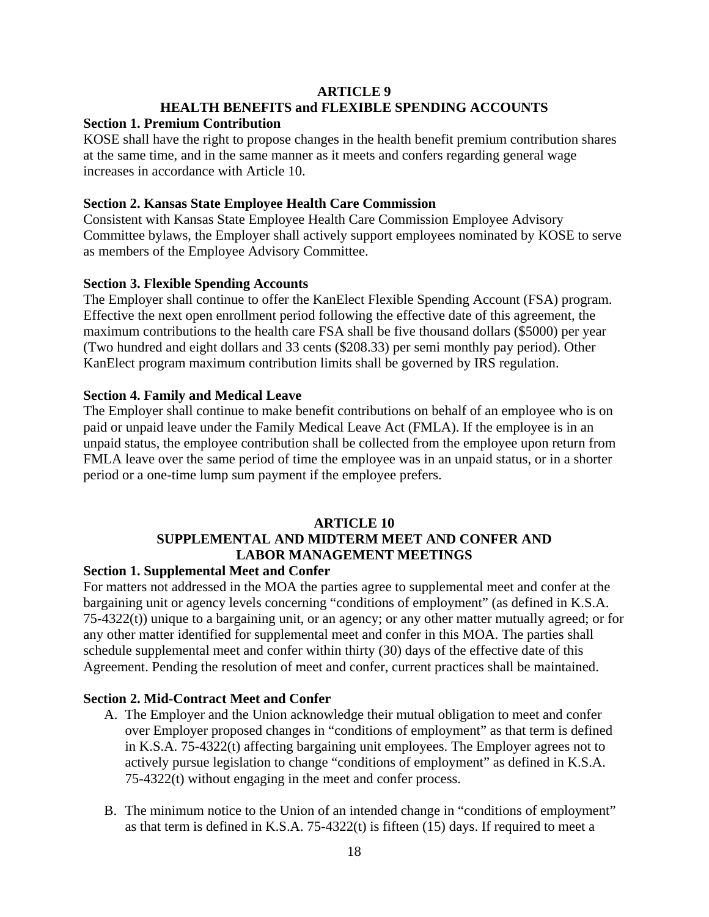## ARTICLE 9
## HEALTH BENEFITS and FLEXIBLE SPENDING ACCOUNTS

**Section 1. Premium Contribution**

KOSE shall have the right to propose changes in the health benefit premium contribution shares at the same time, and in the same manner as it meets and confers regarding general wage increases in accordance with Article 10.

**Section 2. Kansas State Employee Health Care Commission**

Consistent with Kansas State Employee Health Care Commission Employee Advisory Committee bylaws, the Employer shall actively support employees nominated by KOSE to serve as members of the Employee Advisory Committee.

**Section 3. Flexible Spending Accounts**

The Employer shall continue to offer the KanElect Flexible Spending Account (FSA) program. Effective the next open enrollment period following the effective date of this agreement, the maximum contributions to the health care FSA shall be five thousand dollars ($5000) per year (Two hundred and eight dollars and 33 cents ($208.33) per semi monthly pay period). Other KanElect program maximum contribution limits shall be governed by IRS regulation.

**Section 4. Family and Medical Leave**

The Employer shall continue to make benefit contributions on behalf of an employee who is on paid or unpaid leave under the Family Medical Leave Act (FMLA). If the employee is in an unpaid status, the employee contribution shall be collected from the employee upon return from FMLA leave over the same period of time the employee was in an unpaid status, or in a shorter period or a one-time lump sum payment if the employee prefers.

## ARTICLE 10
## SUPPLEMENTAL AND MIDTERM MEET AND CONFER AND LABOR MANAGEMENT MEETINGS

**Section 1. Supplemental Meet and Confer**

For matters not addressed in the MOA the parties agree to supplemental meet and confer at the bargaining unit or agency levels concerning "conditions of employment" (as defined in K.S.A. 75-4322(t)) unique to a bargaining unit, or an agency; or any other matter mutually agreed; or for any other matter identified for supplemental meet and confer in this MOA. The parties shall schedule supplemental meet and confer within thirty (30) days of the effective date of this Agreement. Pending the resolution of meet and confer, current practices shall be maintained.

**Section 2. Mid-Contract Meet and Confer**

A. The Employer and the Union acknowledge their mutual obligation to meet and confer over Employer proposed changes in "conditions of employment" as that term is defined in K.S.A. 75-4322(t) affecting bargaining unit employees. The Employer agrees not to actively pursue legislation to change "conditions of employment" as defined in K.S.A. 75-4322(t) without engaging in the meet and confer process.

B. The minimum notice to the Union of an intended change in "conditions of employment" as that term is defined in K.S.A. 75-4322(t) is fifteen (15) days. If required to meet a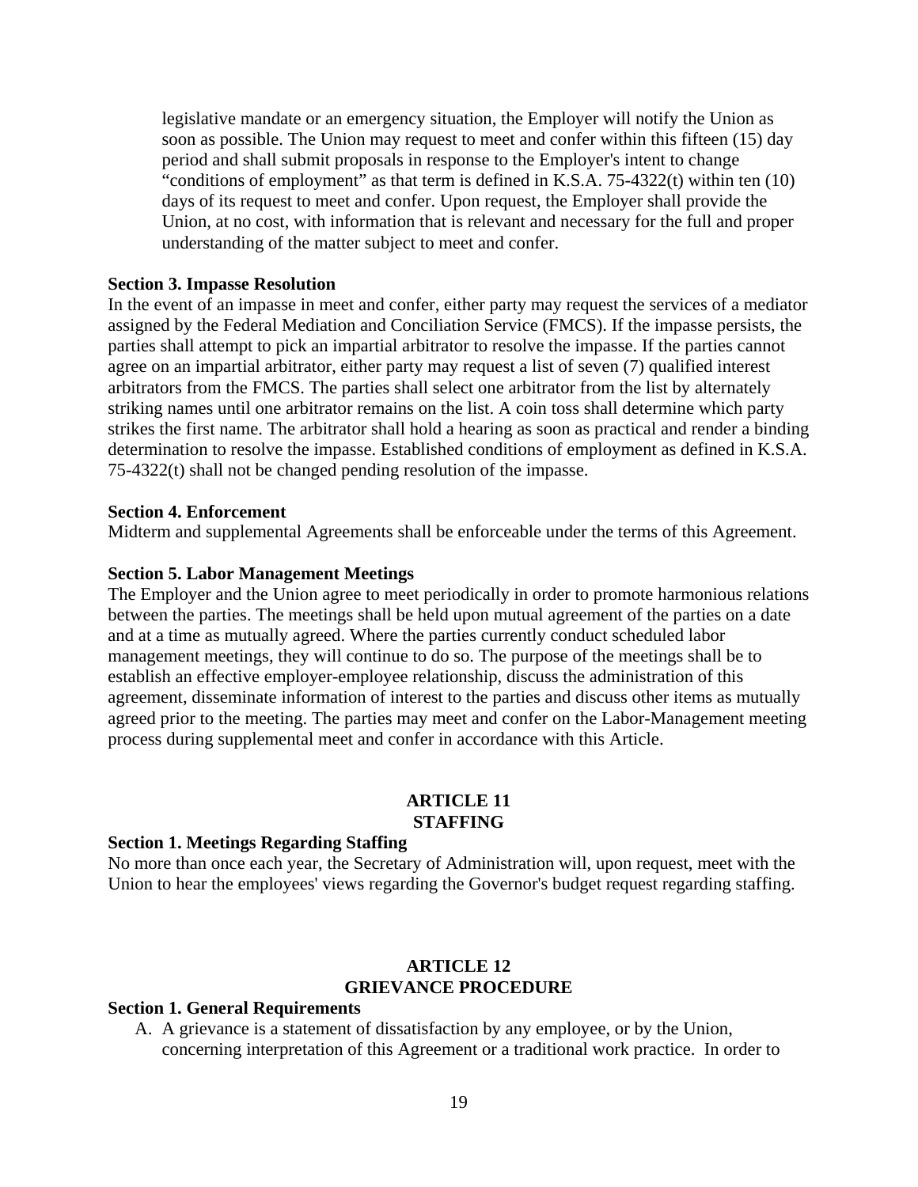legislative mandate or an emergency situation, the Employer will notify the Union as soon as possible. The Union may request to meet and confer within this fifteen (15) day period and shall submit proposals in response to the Employer's intent to change "conditions of employment" as that term is defined in K.S.A. 75-4322(t) within ten (10) days of its request to meet and confer. Upon request, the Employer shall provide the Union, at no cost, with information that is relevant and necessary for the full and proper understanding of the matter subject to meet and confer.

**Section 3. Impasse Resolution**

In the event of an impasse in meet and confer, either party may request the services of a mediator assigned by the Federal Mediation and Conciliation Service (FMCS). If the impasse persists, the parties shall attempt to pick an impartial arbitrator to resolve the impasse. If the parties cannot agree on an impartial arbitrator, either party may request a list of seven (7) qualified interest arbitrators from the FMCS. The parties shall select one arbitrator from the list by alternately striking names until one arbitrator remains on the list. A coin toss shall determine which party strikes the first name. The arbitrator shall hold a hearing as soon as practical and render a binding determination to resolve the impasse. Established conditions of employment as defined in K.S.A. 75-4322(t) shall not be changed pending resolution of the impasse.

**Section 4. Enforcement**

Midterm and supplemental Agreements shall be enforceable under the terms of this Agreement.

**Section 5. Labor Management Meetings**

The Employer and the Union agree to meet periodically in order to promote harmonious relations between the parties. The meetings shall be held upon mutual agreement of the parties on a date and at a time as mutually agreed. Where the parties currently conduct scheduled labor management meetings, they will continue to do so. The purpose of the meetings shall be to establish an effective employer-employee relationship, discuss the administration of this agreement, disseminate information of interest to the parties and discuss other items as mutually agreed prior to the meeting. The parties may meet and confer on the Labor-Management meeting process during supplemental meet and confer in accordance with this Article.

## ARTICLE 11
## STAFFING

**Section 1. Meetings Regarding Staffing**

No more than once each year, the Secretary of Administration will, upon request, meet with the Union to hear the employees' views regarding the Governor's budget request regarding staffing.

## ARTICLE 12
## GRIEVANCE PROCEDURE

**Section 1. General Requirements**

A. A grievance is a statement of dissatisfaction by any employee, or by the Union, concerning interpretation of this Agreement or a traditional work practice. In order to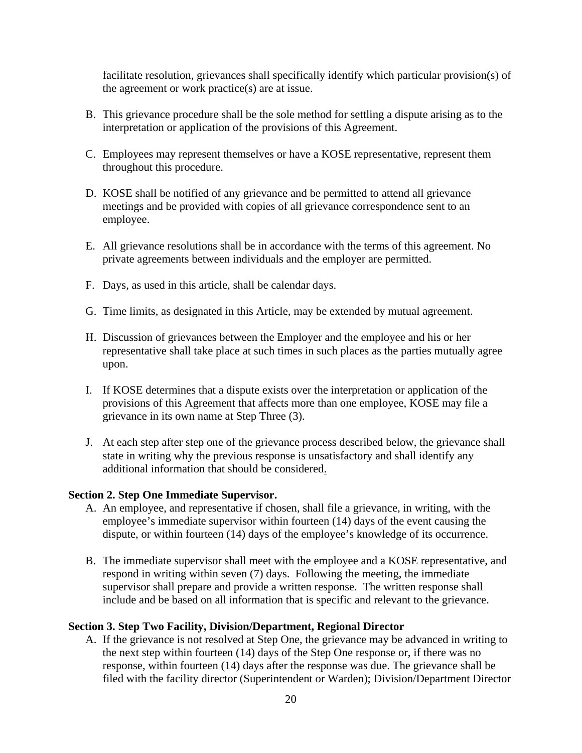facilitate resolution, grievances shall specifically identify which particular provision(s) of the agreement or work practice(s) are at issue.

B. This grievance procedure shall be the sole method for settling a dispute arising as to the interpretation or application of the provisions of this Agreement.

C. Employees may represent themselves or have a KOSE representative, represent them throughout this procedure.

D. KOSE shall be notified of any grievance and be permitted to attend all grievance meetings and be provided with copies of all grievance correspondence sent to an employee.

E. All grievance resolutions shall be in accordance with the terms of this agreement. No private agreements between individuals and the employer are permitted.

F. Days, as used in this article, shall be calendar days.

G. Time limits, as designated in this Article, may be extended by mutual agreement.

H. Discussion of grievances between the Employer and the employee and his or her representative shall take place at such times in such places as the parties mutually agree upon.

I. If KOSE determines that a dispute exists over the interpretation or application of the provisions of this Agreement that affects more than one employee, KOSE may file a grievance in its own name at Step Three (3).

J. At each step after step one of the grievance process described below, the grievance shall state in writing why the previous response is unsatisfactory and shall identify any additional information that should be considered.

**Section 2. Step One Immediate Supervisor.**

A. An employee, and representative if chosen, shall file a grievance, in writing, with the employee's immediate supervisor within fourteen (14) days of the event causing the dispute, or within fourteen (14) days of the employee's knowledge of its occurrence.

B. The immediate supervisor shall meet with the employee and a KOSE representative, and respond in writing within seven (7) days. Following the meeting, the immediate supervisor shall prepare and provide a written response. The written response shall include and be based on all information that is specific and relevant to the grievance.

**Section 3. Step Two Facility, Division/Department, Regional Director**

A. If the grievance is not resolved at Step One, the grievance may be advanced in writing to the next step within fourteen (14) days of the Step One response or, if there was no response, within fourteen (14) days after the response was due. The grievance shall be filed with the facility director (Superintendent or Warden); Division/Department Director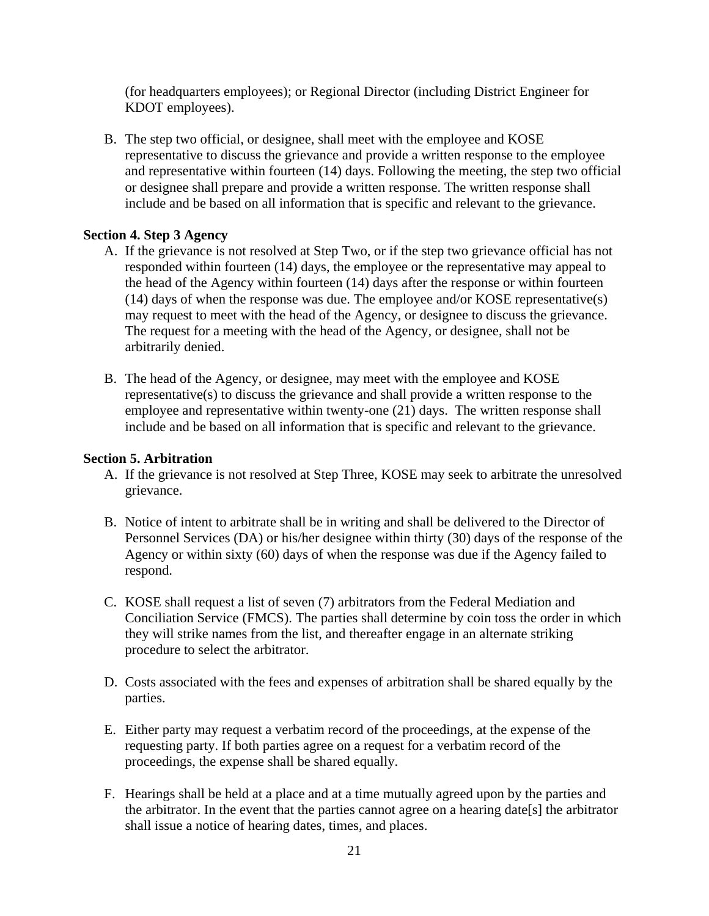(for headquarters employees); or Regional Director (including District Engineer for KDOT employees).

B. The step two official, or designee, shall meet with the employee and KOSE representative to discuss the grievance and provide a written response to the employee and representative within fourteen (14) days. Following the meeting, the step two official or designee shall prepare and provide a written response. The written response shall include and be based on all information that is specific and relevant to the grievance.

**Section 4. Step 3 Agency**

A. If the grievance is not resolved at Step Two, or if the step two grievance official has not responded within fourteen (14) days, the employee or the representative may appeal to the head of the Agency within fourteen (14) days after the response or within fourteen (14) days of when the response was due. The employee and/or KOSE representative(s) may request to meet with the head of the Agency, or designee to discuss the grievance. The request for a meeting with the head of the Agency, or designee, shall not be arbitrarily denied.

B. The head of the Agency, or designee, may meet with the employee and KOSE representative(s) to discuss the grievance and shall provide a written response to the employee and representative within twenty-one (21) days. The written response shall include and be based on all information that is specific and relevant to the grievance.

**Section 5. Arbitration**

A. If the grievance is not resolved at Step Three, KOSE may seek to arbitrate the unresolved grievance.

B. Notice of intent to arbitrate shall be in writing and shall be delivered to the Director of Personnel Services (DA) or his/her designee within thirty (30) days of the response of the Agency or within sixty (60) days of when the response was due if the Agency failed to respond.

C. KOSE shall request a list of seven (7) arbitrators from the Federal Mediation and Conciliation Service (FMCS). The parties shall determine by coin toss the order in which they will strike names from the list, and thereafter engage in an alternate striking procedure to select the arbitrator.

D. Costs associated with the fees and expenses of arbitration shall be shared equally by the parties.

E. Either party may request a verbatim record of the proceedings, at the expense of the requesting party. If both parties agree on a request for a verbatim record of the proceedings, the expense shall be shared equally.

F. Hearings shall be held at a place and at a time mutually agreed upon by the parties and the arbitrator. In the event that the parties cannot agree on a hearing date[s] the arbitrator shall issue a notice of hearing dates, times, and places.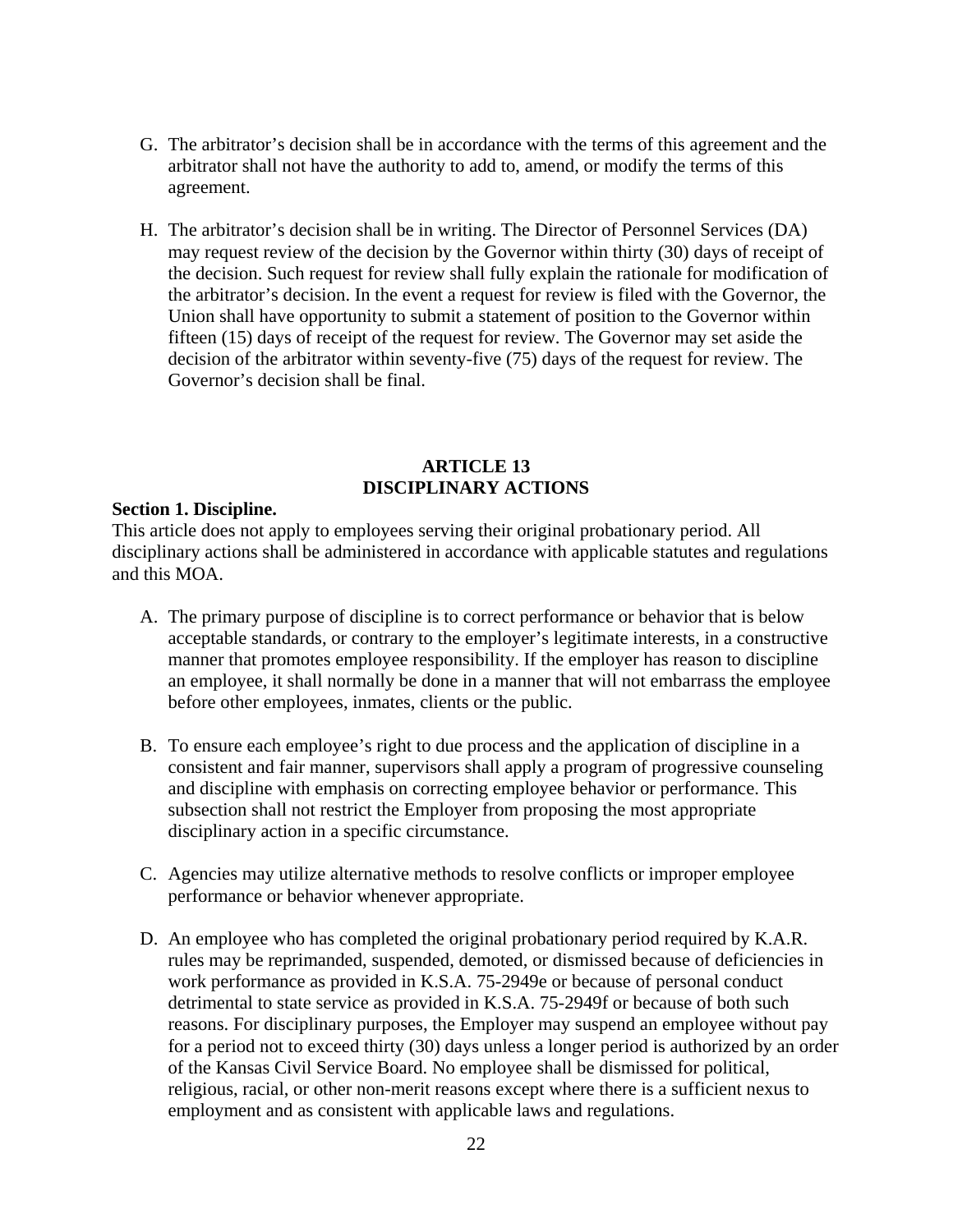G. The arbitrator's decision shall be in accordance with the terms of this agreement and the arbitrator shall not have the authority to add to, amend, or modify the terms of this agreement.

H. The arbitrator's decision shall be in writing. The Director of Personnel Services (DA) may request review of the decision by the Governor within thirty (30) days of receipt of the decision. Such request for review shall fully explain the rationale for modification of the arbitrator's decision. In the event a request for review is filed with the Governor, the Union shall have opportunity to submit a statement of position to the Governor within fifteen (15) days of receipt of the request for review. The Governor may set aside the decision of the arbitrator within seventy-five (75) days of the request for review. The Governor's decision shall be final.

## ARTICLE 13
## DISCIPLINARY ACTIONS

**Section 1. Discipline.**

This article does not apply to employees serving their original probationary period. All disciplinary actions shall be administered in accordance with applicable statutes and regulations and this MOA.

A. The primary purpose of discipline is to correct performance or behavior that is below acceptable standards, or contrary to the employer's legitimate interests, in a constructive manner that promotes employee responsibility. If the employer has reason to discipline an employee, it shall normally be done in a manner that will not embarrass the employee before other employees, inmates, clients or the public.

B. To ensure each employee's right to due process and the application of discipline in a consistent and fair manner, supervisors shall apply a program of progressive counseling and discipline with emphasis on correcting employee behavior or performance. This subsection shall not restrict the Employer from proposing the most appropriate disciplinary action in a specific circumstance.

C. Agencies may utilize alternative methods to resolve conflicts or improper employee performance or behavior whenever appropriate.

D. An employee who has completed the original probationary period required by K.A.R. rules may be reprimanded, suspended, demoted, or dismissed because of deficiencies in work performance as provided in K.S.A. 75-2949e or because of personal conduct detrimental to state service as provided in K.S.A. 75-2949f or because of both such reasons. For disciplinary purposes, the Employer may suspend an employee without pay for a period not to exceed thirty (30) days unless a longer period is authorized by an order of the Kansas Civil Service Board. No employee shall be dismissed for political, religious, racial, or other non-merit reasons except where there is a sufficient nexus to employment and as consistent with applicable laws and regulations.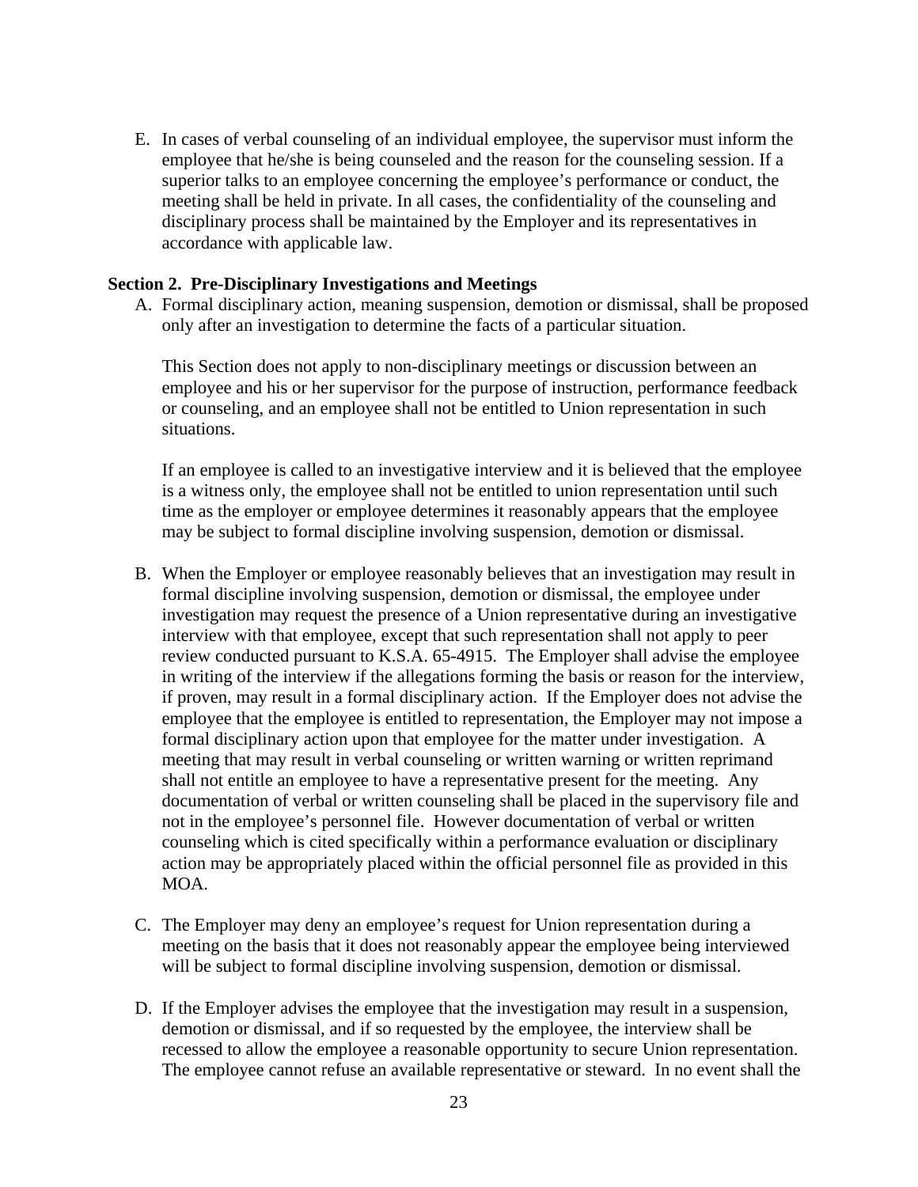E. In cases of verbal counseling of an individual employee, the supervisor must inform the employee that he/she is being counseled and the reason for the counseling session. If a superior talks to an employee concerning the employee's performance or conduct, the meeting shall be held in private. In all cases, the confidentiality of the counseling and disciplinary process shall be maintained by the Employer and its representatives in accordance with applicable law.

**Section 2. Pre-Disciplinary Investigations and Meetings**

A. Formal disciplinary action, meaning suspension, demotion or dismissal, shall be proposed only after an investigation to determine the facts of a particular situation.

   This Section does not apply to non-disciplinary meetings or discussion between an employee and his or her supervisor for the purpose of instruction, performance feedback or counseling, and an employee shall not be entitled to Union representation in such situations.

   If an employee is called to an investigative interview and it is believed that the employee is a witness only, the employee shall not be entitled to union representation until such time as the employer or employee determines it reasonably appears that the employee may be subject to formal discipline involving suspension, demotion or dismissal.

B. When the Employer or employee reasonably believes that an investigation may result in formal discipline involving suspension, demotion or dismissal, the employee under investigation may request the presence of a Union representative during an investigative interview with that employee, except that such representation shall not apply to peer review conducted pursuant to K.S.A. 65-4915. The Employer shall advise the employee in writing of the interview if the allegations forming the basis or reason for the interview, if proven, may result in a formal disciplinary action. If the Employer does not advise the employee that the employee is entitled to representation, the Employer may not impose a formal disciplinary action upon that employee for the matter under investigation. A meeting that may result in verbal counseling or written warning or written reprimand shall not entitle an employee to have a representative present for the meeting. Any documentation of verbal or written counseling shall be placed in the supervisory file and not in the employee's personnel file. However documentation of verbal or written counseling which is cited specifically within a performance evaluation or disciplinary action may be appropriately placed within the official personnel file as provided in this MOA.

C. The Employer may deny an employee's request for Union representation during a meeting on the basis that it does not reasonably appear the employee being interviewed will be subject to formal discipline involving suspension, demotion or dismissal.

D. If the Employer advises the employee that the investigation may result in a suspension, demotion or dismissal, and if so requested by the employee, the interview shall be recessed to allow the employee a reasonable opportunity to secure Union representation. The employee cannot refuse an available representative or steward. In no event shall the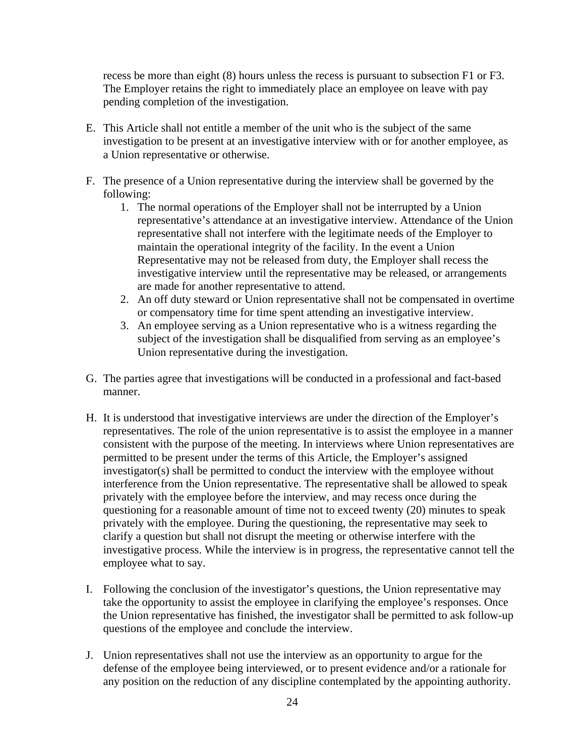recess be more than eight (8) hours unless the recess is pursuant to subsection F1 or F3. The Employer retains the right to immediately place an employee on leave with pay pending completion of the investigation.

E. This Article shall not entitle a member of the unit who is the subject of the same investigation to be present at an investigative interview with or for another employee, as a Union representative or otherwise.

F. The presence of a Union representative during the interview shall be governed by the following:
   1. The normal operations of the Employer shall not be interrupted by a Union representative's attendance at an investigative interview. Attendance of the Union representative shall not interfere with the legitimate needs of the Employer to maintain the operational integrity of the facility. In the event a Union Representative may not be released from duty, the Employer shall recess the investigative interview until the representative may be released, or arrangements are made for another representative to attend.
   2. An off duty steward or Union representative shall not be compensated in overtime or compensatory time for time spent attending an investigative interview.
   3. An employee serving as a Union representative who is a witness regarding the subject of the investigation shall be disqualified from serving as an employee's Union representative during the investigation.

G. The parties agree that investigations will be conducted in a professional and fact-based manner.

H. It is understood that investigative interviews are under the direction of the Employer's representatives. The role of the union representative is to assist the employee in a manner consistent with the purpose of the meeting. In interviews where Union representatives are permitted to be present under the terms of this Article, the Employer's assigned investigator(s) shall be permitted to conduct the interview with the employee without interference from the Union representative. The representative shall be allowed to speak privately with the employee before the interview, and may recess once during the questioning for a reasonable amount of time not to exceed twenty (20) minutes to speak privately with the employee. During the questioning, the representative may seek to clarify a question but shall not disrupt the meeting or otherwise interfere with the investigative process. While the interview is in progress, the representative cannot tell the employee what to say.

I. Following the conclusion of the investigator's questions, the Union representative may take the opportunity to assist the employee in clarifying the employee's responses. Once the Union representative has finished, the investigator shall be permitted to ask follow-up questions of the employee and conclude the interview.

J. Union representatives shall not use the interview as an opportunity to argue for the defense of the employee being interviewed, or to present evidence and/or a rationale for any position on the reduction of any discipline contemplated by the appointing authority.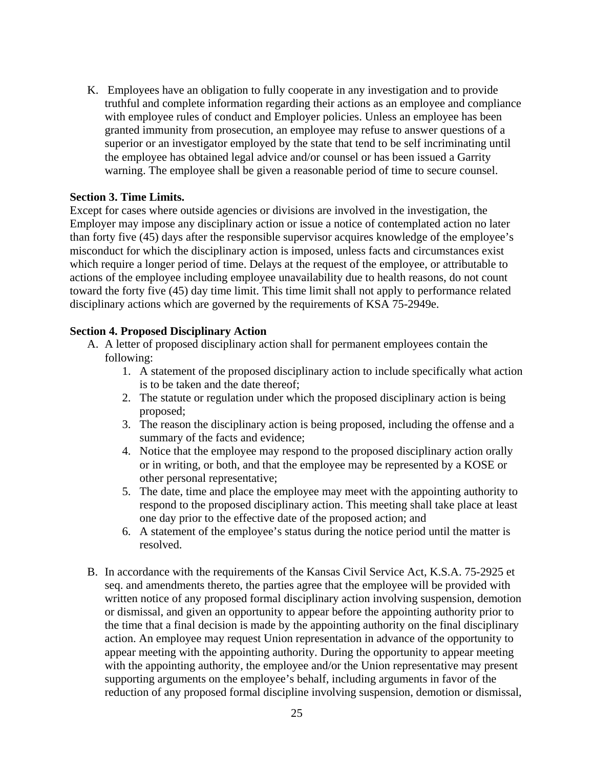K. Employees have an obligation to fully cooperate in any investigation and to provide truthful and complete information regarding their actions as an employee and compliance with employee rules of conduct and Employer policies. Unless an employee has been granted immunity from prosecution, an employee may refuse to answer questions of a superior or an investigator employed by the state that tend to be self incriminating until the employee has obtained legal advice and/or counsel or has been issued a Garrity warning. The employee shall be given a reasonable period of time to secure counsel.

**Section 3. Time Limits.**

Except for cases where outside agencies or divisions are involved in the investigation, the Employer may impose any disciplinary action or issue a notice of contemplated action no later than forty five (45) days after the responsible supervisor acquires knowledge of the employee's misconduct for which the disciplinary action is imposed, unless facts and circumstances exist which require a longer period of time. Delays at the request of the employee, or attributable to actions of the employee including employee unavailability due to health reasons, do not count toward the forty five (45) day time limit. This time limit shall not apply to performance related disciplinary actions which are governed by the requirements of KSA 75-2949e.

**Section 4. Proposed Disciplinary Action**

A. A letter of proposed disciplinary action shall for permanent employees contain the following:
   1. A statement of the proposed disciplinary action to include specifically what action is to be taken and the date thereof;
   2. The statute or regulation under which the proposed disciplinary action is being proposed;
   3. The reason the disciplinary action is being proposed, including the offense and a summary of the facts and evidence;
   4. Notice that the employee may respond to the proposed disciplinary action orally or in writing, or both, and that the employee may be represented by a KOSE or other personal representative;
   5. The date, time and place the employee may meet with the appointing authority to respond to the proposed disciplinary action. This meeting shall take place at least one day prior to the effective date of the proposed action; and
   6. A statement of the employee's status during the notice period until the matter is resolved.

B. In accordance with the requirements of the Kansas Civil Service Act, K.S.A. 75-2925 et seq. and amendments thereto, the parties agree that the employee will be provided with written notice of any proposed formal disciplinary action involving suspension, demotion or dismissal, and given an opportunity to appear before the appointing authority prior to the time that a final decision is made by the appointing authority on the final disciplinary action. An employee may request Union representation in advance of the opportunity to appear meeting with the appointing authority. During the opportunity to appear meeting with the appointing authority, the employee and/or the Union representative may present supporting arguments on the employee's behalf, including arguments in favor of the reduction of any proposed formal discipline involving suspension, demotion or dismissal,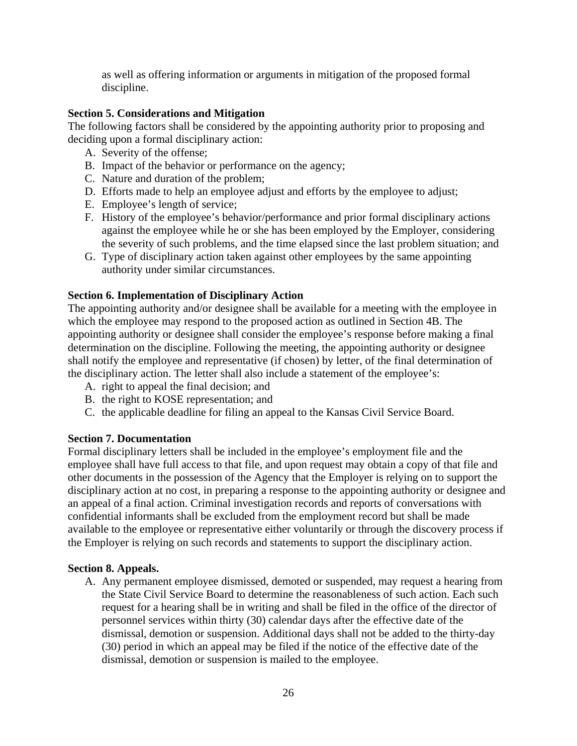as well as offering information or arguments in mitigation of the proposed formal discipline.

**Section 5. Considerations and Mitigation**

The following factors shall be considered by the appointing authority prior to proposing and deciding upon a formal disciplinary action:

A. Severity of the offense;
B. Impact of the behavior or performance on the agency;
C. Nature and duration of the problem;
D. Efforts made to help an employee adjust and efforts by the employee to adjust;
E. Employee’s length of service;
F. History of the employee’s behavior/performance and prior formal disciplinary actions against the employee while he or she has been employed by the Employer, considering the severity of such problems, and the time elapsed since the last problem situation; and
G. Type of disciplinary action taken against other employees by the same appointing authority under similar circumstances.

**Section 6. Implementation of Disciplinary Action**

The appointing authority and/or designee shall be available for a meeting with the employee in which the employee may respond to the proposed action as outlined in Section 4B. The appointing authority or designee shall consider the employee’s response before making a final determination on the discipline. Following the meeting, the appointing authority or designee shall notify the employee and representative (if chosen) by letter, of the final determination of the disciplinary action. The letter shall also include a statement of the employee’s:

A. right to appeal the final decision; and
B. the right to KOSE representation; and
C. the applicable deadline for filing an appeal to the Kansas Civil Service Board.

**Section 7. Documentation**

Formal disciplinary letters shall be included in the employee’s employment file and the employee shall have full access to that file, and upon request may obtain a copy of that file and other documents in the possession of the Agency that the Employer is relying on to support the disciplinary action at no cost, in preparing a response to the appointing authority or designee and an appeal of a final action. Criminal investigation records and reports of conversations with confidential informants shall be excluded from the employment record but shall be made available to the employee or representative either voluntarily or through the discovery process if the Employer is relying on such records and statements to support the disciplinary action.

**Section 8. Appeals.**

A. Any permanent employee dismissed, demoted or suspended, may request a hearing from the State Civil Service Board to determine the reasonableness of such action. Each such request for a hearing shall be in writing and shall be filed in the office of the director of personnel services within thirty (30) calendar days after the effective date of the dismissal, demotion or suspension. Additional days shall not be added to the thirty-day (30) period in which an appeal may be filed if the notice of the effective date of the dismissal, demotion or suspension is mailed to the employee.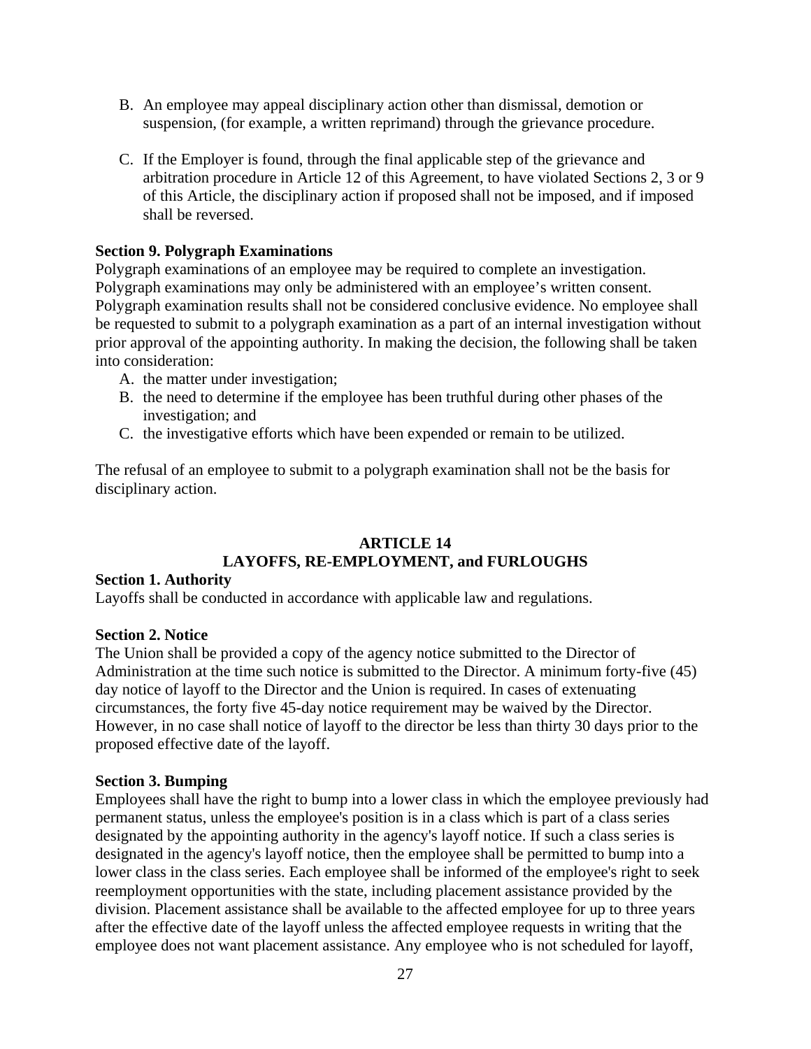B. An employee may appeal disciplinary action other than dismissal, demotion or suspension, (for example, a written reprimand) through the grievance procedure.

C. If the Employer is found, through the final applicable step of the grievance and arbitration procedure in Article 12 of this Agreement, to have violated Sections 2, 3 or 9 of this Article, the disciplinary action if proposed shall not be imposed, and if imposed shall be reversed.

**Section 9. Polygraph Examinations**

Polygraph examinations of an employee may be required to complete an investigation. Polygraph examinations may only be administered with an employee's written consent. Polygraph examination results shall not be considered conclusive evidence. No employee shall be requested to submit to a polygraph examination as a part of an internal investigation without prior approval of the appointing authority. In making the decision, the following shall be taken into consideration:

A. the matter under investigation;
B. the need to determine if the employee has been truthful during other phases of the investigation; and
C. the investigative efforts which have been expended or remain to be utilized.

The refusal of an employee to submit to a polygraph examination shall not be the basis for disciplinary action.

## ARTICLE 14
## LAYOFFS, RE-EMPLOYMENT, and FURLOUGHS

**Section 1. Authority**

Layoffs shall be conducted in accordance with applicable law and regulations.

**Section 2. Notice**

The Union shall be provided a copy of the agency notice submitted to the Director of Administration at the time such notice is submitted to the Director. A minimum forty-five (45) day notice of layoff to the Director and the Union is required. In cases of extenuating circumstances, the forty five 45-day notice requirement may be waived by the Director. However, in no case shall notice of layoff to the director be less than thirty 30 days prior to the proposed effective date of the layoff.

**Section 3. Bumping**

Employees shall have the right to bump into a lower class in which the employee previously had permanent status, unless the employee's position is in a class which is part of a class series designated by the appointing authority in the agency's layoff notice. If such a class series is designated in the agency's layoff notice, then the employee shall be permitted to bump into a lower class in the class series. Each employee shall be informed of the employee's right to seek reemployment opportunities with the state, including placement assistance provided by the division. Placement assistance shall be available to the affected employee for up to three years after the effective date of the layoff unless the affected employee requests in writing that the employee does not want placement assistance. Any employee who is not scheduled for layoff,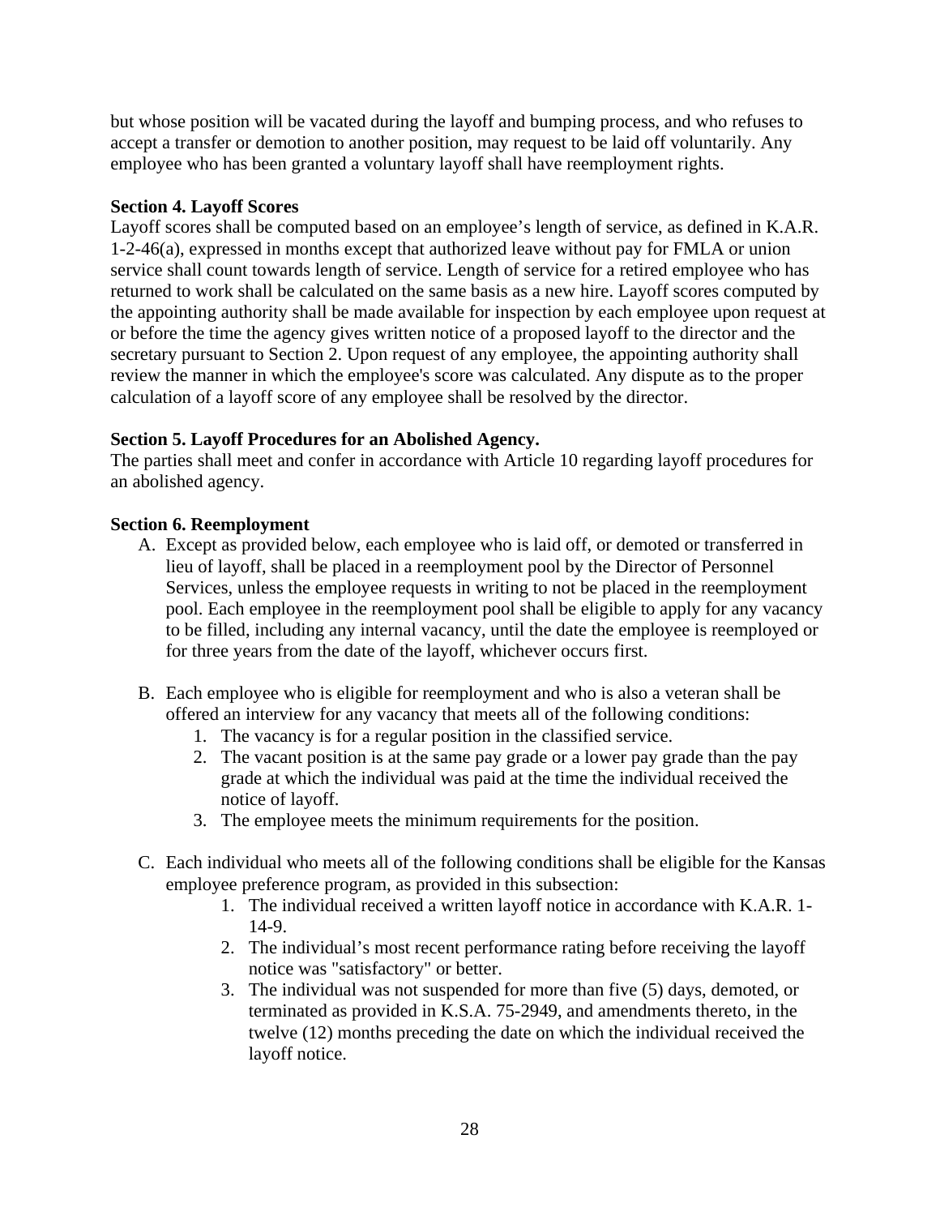but whose position will be vacated during the layoff and bumping process, and who refuses to accept a transfer or demotion to another position, may request to be laid off voluntarily. Any employee who has been granted a voluntary layoff shall have reemployment rights.

**Section 4. Layoff Scores**

Layoff scores shall be computed based on an employee's length of service, as defined in K.A.R. 1-2-46(a), expressed in months except that authorized leave without pay for FMLA or union service shall count towards length of service. Length of service for a retired employee who has returned to work shall be calculated on the same basis as a new hire. Layoff scores computed by the appointing authority shall be made available for inspection by each employee upon request at or before the time the agency gives written notice of a proposed layoff to the director and the secretary pursuant to Section 2. Upon request of any employee, the appointing authority shall review the manner in which the employee's score was calculated. Any dispute as to the proper calculation of a layoff score of any employee shall be resolved by the director.

**Section 5. Layoff Procedures for an Abolished Agency.**

The parties shall meet and confer in accordance with Article 10 regarding layoff procedures for an abolished agency.

**Section 6. Reemployment**

A. Except as provided below, each employee who is laid off, or demoted or transferred in lieu of layoff, shall be placed in a reemployment pool by the Director of Personnel Services, unless the employee requests in writing to not be placed in the reemployment pool. Each employee in the reemployment pool shall be eligible to apply for any vacancy to be filled, including any internal vacancy, until the date the employee is reemployed or for three years from the date of the layoff, whichever occurs first.

B. Each employee who is eligible for reemployment and who is also a veteran shall be offered an interview for any vacancy that meets all of the following conditions:
   1. The vacancy is for a regular position in the classified service.
   2. The vacant position is at the same pay grade or a lower pay grade than the pay grade at which the individual was paid at the time the individual received the notice of layoff.
   3. The employee meets the minimum requirements for the position.

C. Each individual who meets all of the following conditions shall be eligible for the Kansas employee preference program, as provided in this subsection:
   1. The individual received a written layoff notice in accordance with K.A.R. 1-14-9.
   2. The individual's most recent performance rating before receiving the layoff notice was "satisfactory" or better.
   3. The individual was not suspended for more than five (5) days, demoted, or terminated as provided in K.S.A. 75-2949, and amendments thereto, in the twelve (12) months preceding the date on which the individual received the layoff notice.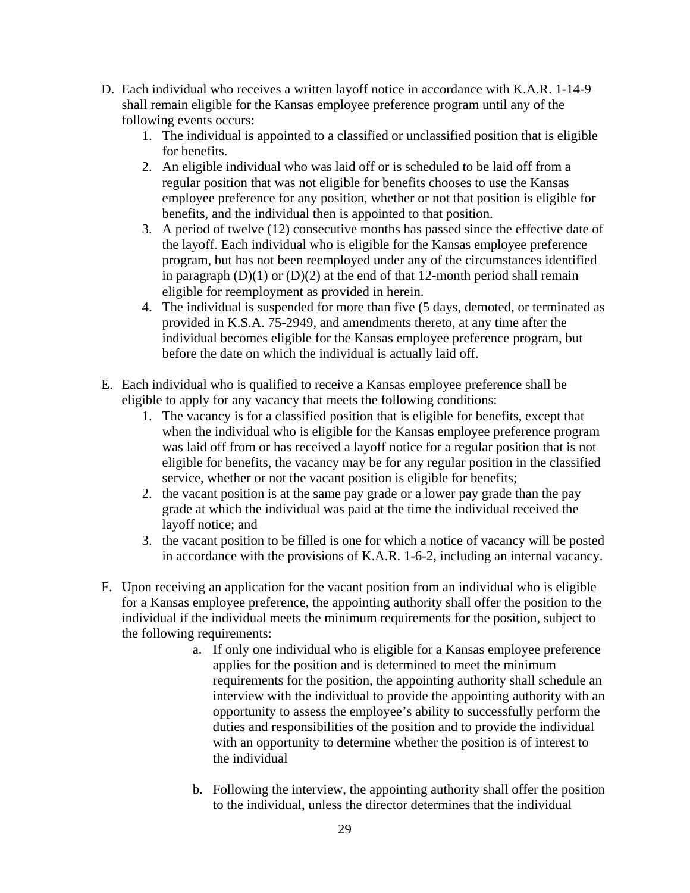D. Each individual who receives a written layoff notice in accordance with K.A.R. 1-14-9 shall remain eligible for the Kansas employee preference program until any of the following events occurs:
   1. The individual is appointed to a classified or unclassified position that is eligible for benefits.
   2. An eligible individual who was laid off or is scheduled to be laid off from a regular position that was not eligible for benefits chooses to use the Kansas employee preference for any position, whether or not that position is eligible for benefits, and the individual then is appointed to that position.
   3. A period of twelve (12) consecutive months has passed since the effective date of the layoff. Each individual who is eligible for the Kansas employee preference program, but has not been reemployed under any of the circumstances identified in paragraph (D)(1) or (D)(2) at the end of that 12-month period shall remain eligible for reemployment as provided in herein.
   4. The individual is suspended for more than five (5 days, demoted, or terminated as provided in K.S.A. 75-2949, and amendments thereto, at any time after the individual becomes eligible for the Kansas employee preference program, but before the date on which the individual is actually laid off.

E. Each individual who is qualified to receive a Kansas employee preference shall be eligible to apply for any vacancy that meets the following conditions:
   1. The vacancy is for a classified position that is eligible for benefits, except that when the individual who is eligible for the Kansas employee preference program was laid off from or has received a layoff notice for a regular position that is not eligible for benefits, the vacancy may be for any regular position in the classified service, whether or not the vacant position is eligible for benefits;
   2. the vacant position is at the same pay grade or a lower pay grade than the pay grade at which the individual was paid at the time the individual received the layoff notice; and
   3. the vacant position to be filled is one for which a notice of vacancy will be posted in accordance with the provisions of K.A.R. 1-6-2, including an internal vacancy.

F. Upon receiving an application for the vacant position from an individual who is eligible for a Kansas employee preference, the appointing authority shall offer the position to the individual if the individual meets the minimum requirements for the position, subject to the following requirements:
   a. If only one individual who is eligible for a Kansas employee preference applies for the position and is determined to meet the minimum requirements for the position, the appointing authority shall schedule an interview with the individual to provide the appointing authority with an opportunity to assess the employee's ability to successfully perform the duties and responsibilities of the position and to provide the individual with an opportunity to determine whether the position is of interest to the individual

   b. Following the interview, the appointing authority shall offer the position to the individual, unless the director determines that the individual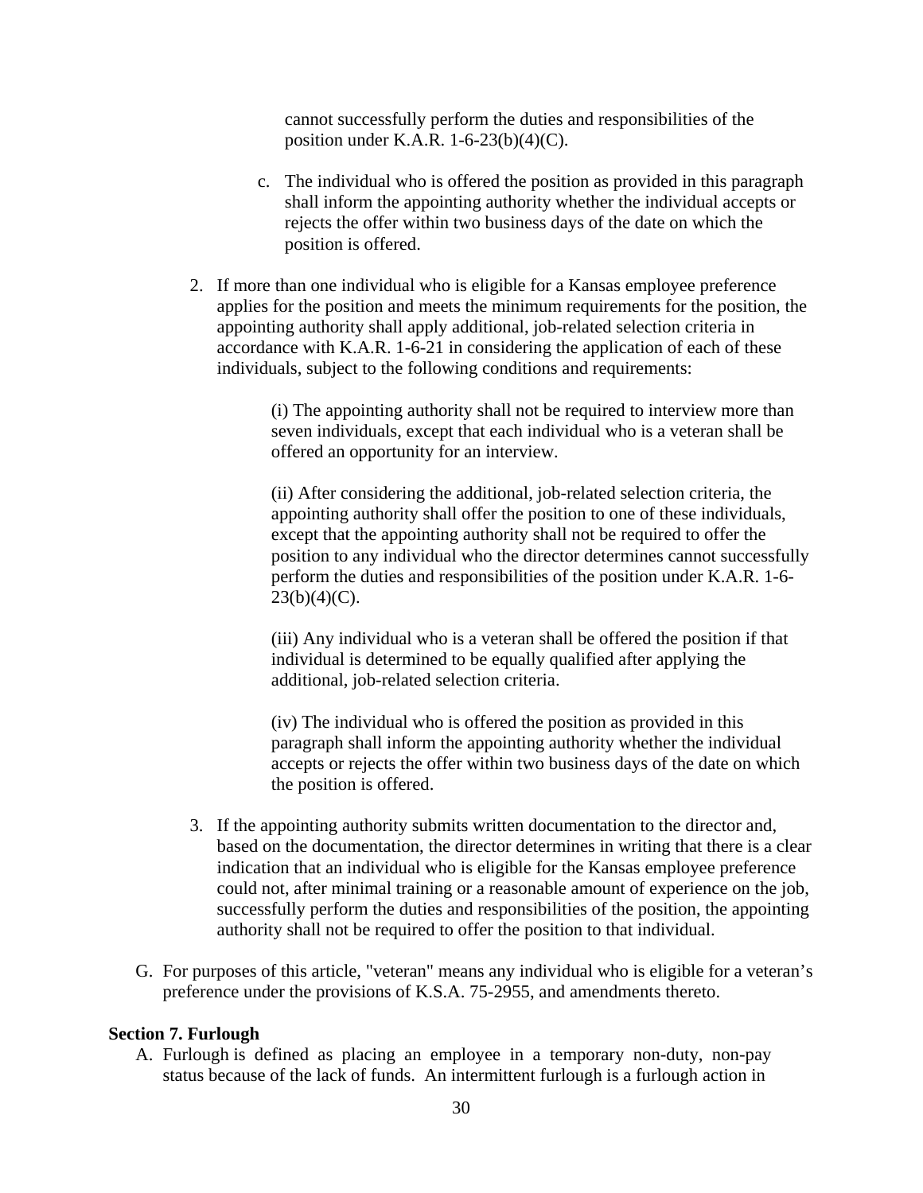cannot successfully perform the duties and responsibilities of the position under K.A.R. 1-6-23(b)(4)(C).

c. The individual who is offered the position as provided in this paragraph shall inform the appointing authority whether the individual accepts or rejects the offer within two business days of the date on which the position is offered.

2. If more than one individual who is eligible for a Kansas employee preference applies for the position and meets the minimum requirements for the position, the appointing authority shall apply additional, job-related selection criteria in accordance with K.A.R. 1-6-21 in considering the application of each of these individuals, subject to the following conditions and requirements:

   (i) The appointing authority shall not be required to interview more than seven individuals, except that each individual who is a veteran shall be offered an opportunity for an interview.

   (ii) After considering the additional, job-related selection criteria, the appointing authority shall offer the position to one of these individuals, except that the appointing authority shall not be required to offer the position to any individual who the director determines cannot successfully perform the duties and responsibilities of the position under K.A.R. 1-6-23(b)(4)(C).

   (iii) Any individual who is a veteran shall be offered the position if that individual is determined to be equally qualified after applying the additional, job-related selection criteria.

   (iv) The individual who is offered the position as provided in this paragraph shall inform the appointing authority whether the individual accepts or rejects the offer within two business days of the date on which the position is offered.

3. If the appointing authority submits written documentation to the director and, based on the documentation, the director determines in writing that there is a clear indication that an individual who is eligible for the Kansas employee preference could not, after minimal training or a reasonable amount of experience on the job, successfully perform the duties and responsibilities of the position, the appointing authority shall not be required to offer the position to that individual.

G. For purposes of this article, "veteran" means any individual who is eligible for a veteran's preference under the provisions of K.S.A. 75-2955, and amendments thereto.

**Section 7. Furlough**

A. Furlough is defined as placing an employee in a temporary non-duty, non-pay status because of the lack of funds. An intermittent furlough is a furlough action in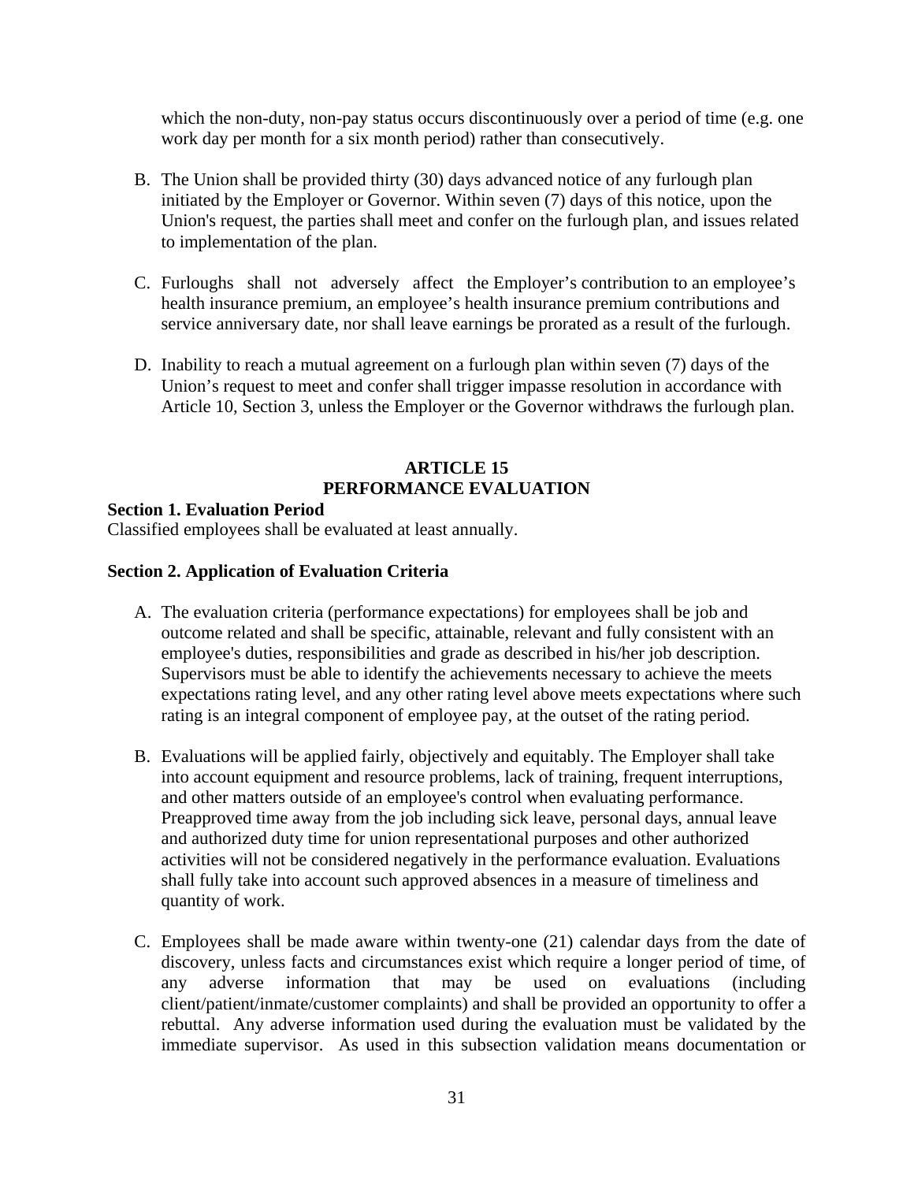which the non-duty, non-pay status occurs discontinuously over a period of time (e.g. one work day per month for a six month period) rather than consecutively.

B. The Union shall be provided thirty (30) days advanced notice of any furlough plan initiated by the Employer or Governor. Within seven (7) days of this notice, upon the Union's request, the parties shall meet and confer on the furlough plan, and issues related to implementation of the plan.

C. Furloughs shall not adversely affect the Employer's contribution to an employee's health insurance premium, an employee's health insurance premium contributions and service anniversary date, nor shall leave earnings be prorated as a result of the furlough.

D. Inability to reach a mutual agreement on a furlough plan within seven (7) days of the Union's request to meet and confer shall trigger impasse resolution in accordance with Article 10, Section 3, unless the Employer or the Governor withdraws the furlough plan.

## ARTICLE 15
## PERFORMANCE EVALUATION

**Section 1. Evaluation Period**

Classified employees shall be evaluated at least annually.

**Section 2. Application of Evaluation Criteria**

A. The evaluation criteria (performance expectations) for employees shall be job and outcome related and shall be specific, attainable, relevant and fully consistent with an employee's duties, responsibilities and grade as described in his/her job description. Supervisors must be able to identify the achievements necessary to achieve the meets expectations rating level, and any other rating level above meets expectations where such rating is an integral component of employee pay, at the outset of the rating period.

B. Evaluations will be applied fairly, objectively and equitably. The Employer shall take into account equipment and resource problems, lack of training, frequent interruptions, and other matters outside of an employee's control when evaluating performance. Preapproved time away from the job including sick leave, personal days, annual leave and authorized duty time for union representational purposes and other authorized activities will not be considered negatively in the performance evaluation. Evaluations shall fully take into account such approved absences in a measure of timeliness and quantity of work.

C. Employees shall be made aware within twenty-one (21) calendar days from the date of discovery, unless facts and circumstances exist which require a longer period of time, of any adverse information that may be used on evaluations (including client/patient/inmate/customer complaints) and shall be provided an opportunity to offer a rebuttal. Any adverse information used during the evaluation must be validated by the immediate supervisor. As used in this subsection validation means documentation or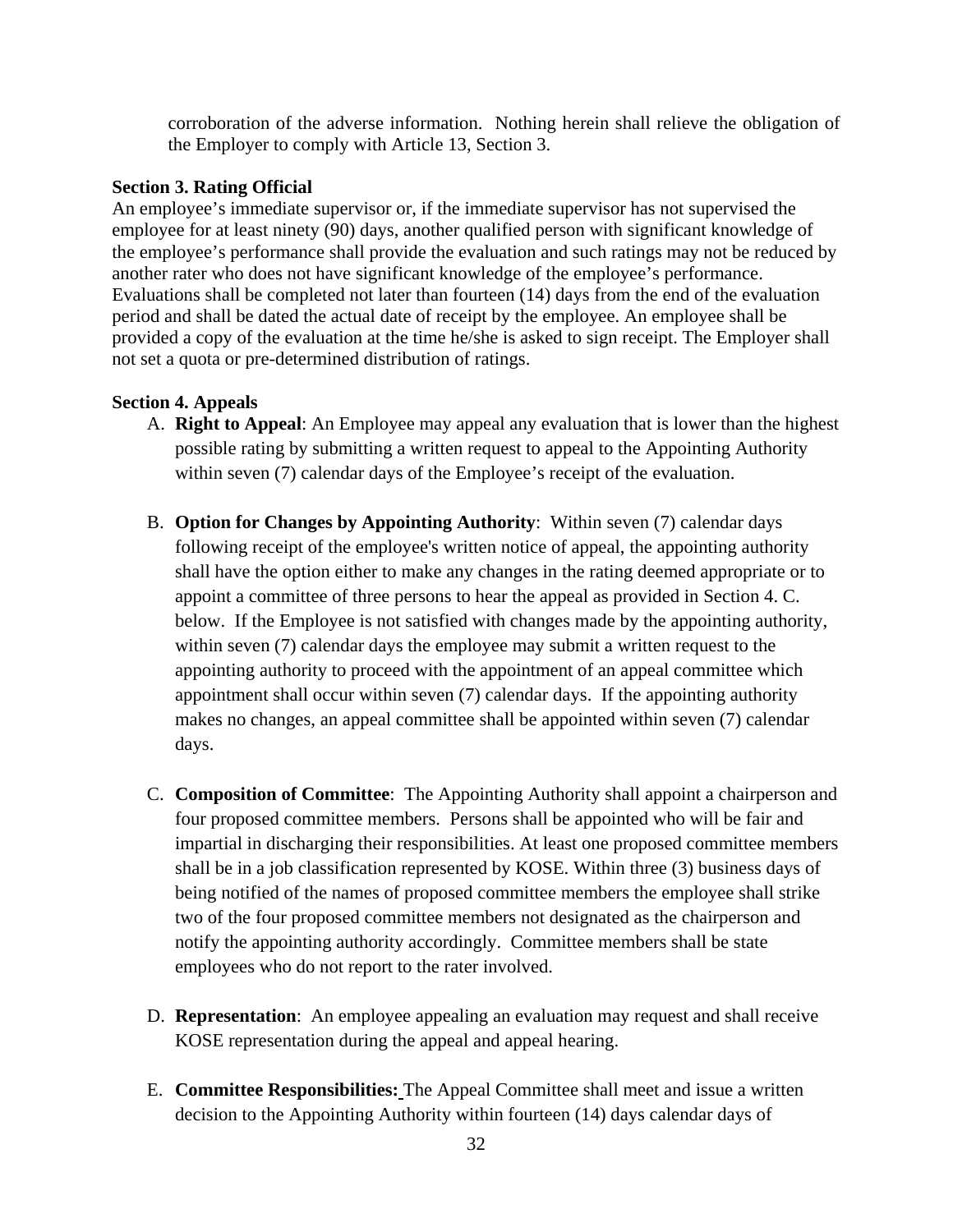corroboration of the adverse information. Nothing herein shall relieve the obligation of the Employer to comply with Article 13, Section 3.

**Section 3. Rating Official**

An employee's immediate supervisor or, if the immediate supervisor has not supervised the employee for at least ninety (90) days, another qualified person with significant knowledge of the employee's performance shall provide the evaluation and such ratings may not be reduced by another rater who does not have significant knowledge of the employee's performance. Evaluations shall be completed not later than fourteen (14) days from the end of the evaluation period and shall be dated the actual date of receipt by the employee. An employee shall be provided a copy of the evaluation at the time he/she is asked to sign receipt. The Employer shall not set a quota or pre-determined distribution of ratings.

**Section 4. Appeals**

A. **Right to Appeal**: An Employee may appeal any evaluation that is lower than the highest possible rating by submitting a written request to appeal to the Appointing Authority within seven (7) calendar days of the Employee's receipt of the evaluation.

B. **Option for Changes by Appointing Authority**: Within seven (7) calendar days following receipt of the employee's written notice of appeal, the appointing authority shall have the option either to make any changes in the rating deemed appropriate or to appoint a committee of three persons to hear the appeal as provided in Section 4. C. below. If the Employee is not satisfied with changes made by the appointing authority, within seven (7) calendar days the employee may submit a written request to the appointing authority to proceed with the appointment of an appeal committee which appointment shall occur within seven (7) calendar days. If the appointing authority makes no changes, an appeal committee shall be appointed within seven (7) calendar days.

C. **Composition of Committee**: The Appointing Authority shall appoint a chairperson and four proposed committee members. Persons shall be appointed who will be fair and impartial in discharging their responsibilities. At least one proposed committee members shall be in a job classification represented by KOSE. Within three (3) business days of being notified of the names of proposed committee members the employee shall strike two of the four proposed committee members not designated as the chairperson and notify the appointing authority accordingly. Committee members shall be state employees who do not report to the rater involved.

D. **Representation**: An employee appealing an evaluation may request and shall receive KOSE representation during the appeal and appeal hearing.

E. **Committee Responsibilities:** The Appeal Committee shall meet and issue a written decision to the Appointing Authority within fourteen (14) days calendar days of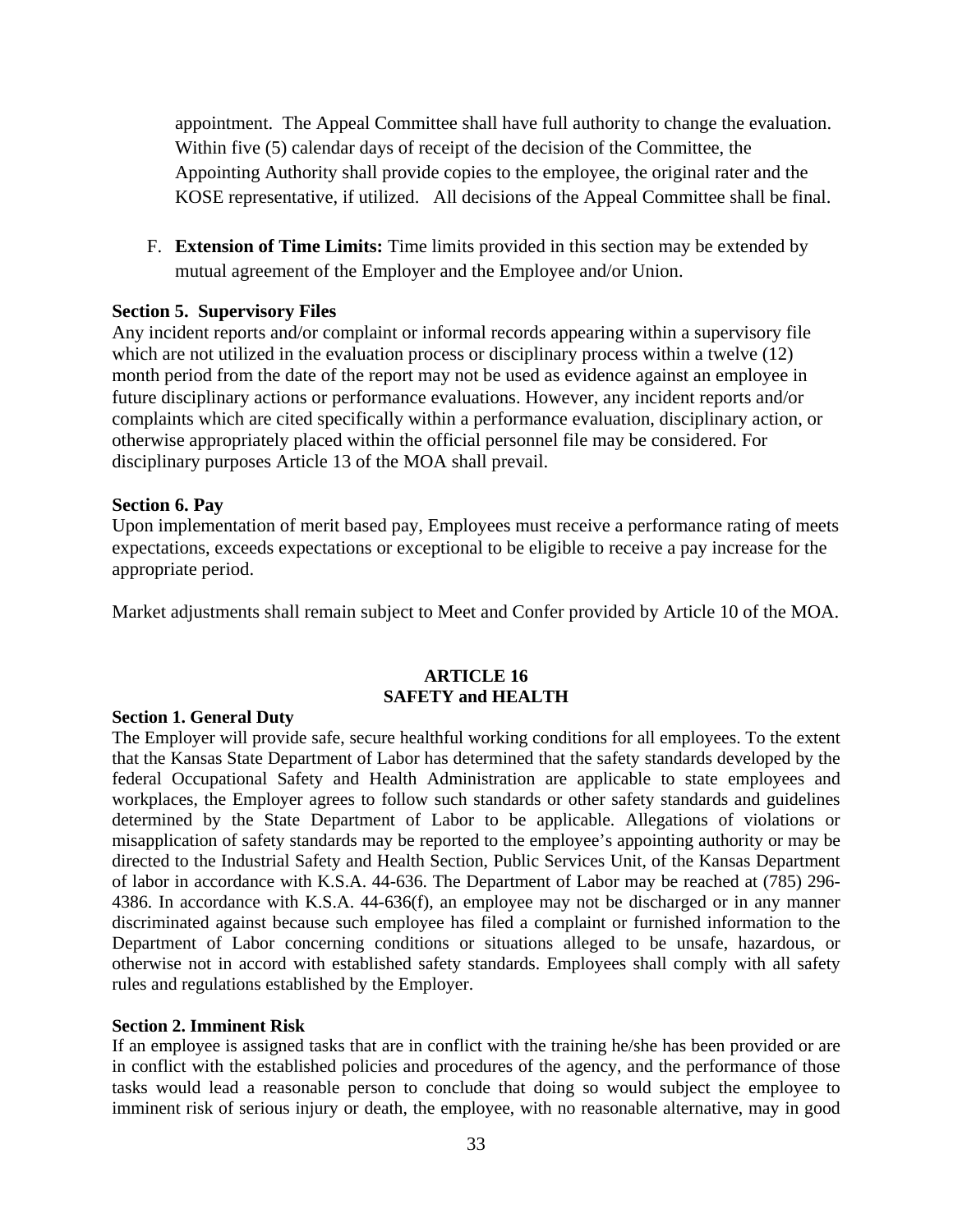appointment. The Appeal Committee shall have full authority to change the evaluation. Within five (5) calendar days of receipt of the decision of the Committee, the Appointing Authority shall provide copies to the employee, the original rater and the KOSE representative, if utilized. All decisions of the Appeal Committee shall be final.

F. **Extension of Time Limits:** Time limits provided in this section may be extended by mutual agreement of the Employer and the Employee and/or Union.

**Section 5. Supervisory Files**

Any incident reports and/or complaint or informal records appearing within a supervisory file which are not utilized in the evaluation process or disciplinary process within a twelve (12) month period from the date of the report may not be used as evidence against an employee in future disciplinary actions or performance evaluations. However, any incident reports and/or complaints which are cited specifically within a performance evaluation, disciplinary action, or otherwise appropriately placed within the official personnel file may be considered. For disciplinary purposes Article 13 of the MOA shall prevail.

**Section 6. Pay**

Upon implementation of merit based pay, Employees must receive a performance rating of meets expectations, exceeds expectations or exceptional to be eligible to receive a pay increase for the appropriate period.

Market adjustments shall remain subject to Meet and Confer provided by Article 10 of the MOA.

## ARTICLE 16
## SAFETY and HEALTH

**Section 1. General Duty**

The Employer will provide safe, secure healthful working conditions for all employees. To the extent that the Kansas State Department of Labor has determined that the safety standards developed by the federal Occupational Safety and Health Administration are applicable to state employees and workplaces, the Employer agrees to follow such standards or other safety standards and guidelines determined by the State Department of Labor to be applicable. Allegations of violations or misapplication of safety standards may be reported to the employee's appointing authority or may be directed to the Industrial Safety and Health Section, Public Services Unit, of the Kansas Department of labor in accordance with K.S.A. 44-636. The Department of Labor may be reached at (785) 296-4386. In accordance with K.S.A. 44-636(f), an employee may not be discharged or in any manner discriminated against because such employee has filed a complaint or furnished information to the Department of Labor concerning conditions or situations alleged to be unsafe, hazardous, or otherwise not in accord with established safety standards. Employees shall comply with all safety rules and regulations established by the Employer.

**Section 2. Imminent Risk**

If an employee is assigned tasks that are in conflict with the training he/she has been provided or are in conflict with the established policies and procedures of the agency, and the performance of those tasks would lead a reasonable person to conclude that doing so would subject the employee to imminent risk of serious injury or death, the employee, with no reasonable alternative, may in good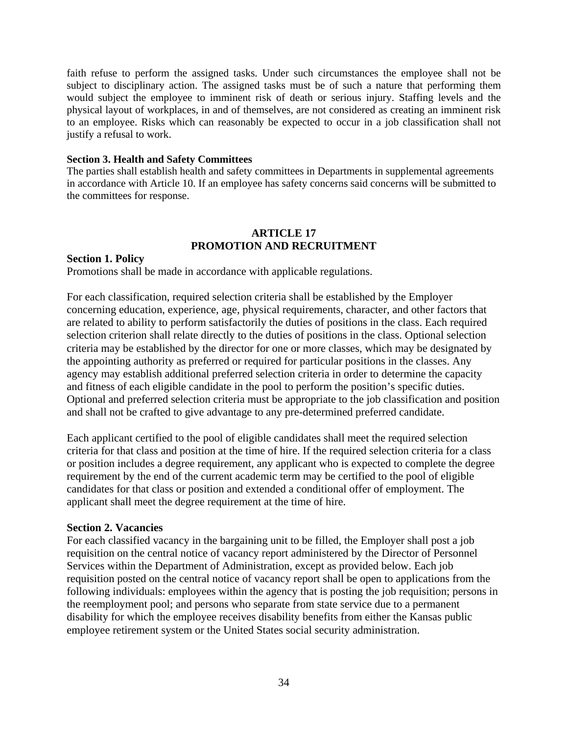faith refuse to perform the assigned tasks. Under such circumstances the employee shall not be subject to disciplinary action. The assigned tasks must be of such a nature that performing them would subject the employee to imminent risk of death or serious injury. Staffing levels and the physical layout of workplaces, in and of themselves, are not considered as creating an imminent risk to an employee. Risks which can reasonably be expected to occur in a job classification shall not justify a refusal to work.

**Section 3. Health and Safety Committees**
The parties shall establish health and safety committees in Departments in supplemental agreements in accordance with Article 10. If an employee has safety concerns said concerns will be submitted to the committees for response.

## ARTICLE 17
## PROMOTION AND RECRUITMENT

**Section 1. Policy**
Promotions shall be made in accordance with applicable regulations.

For each classification, required selection criteria shall be established by the Employer concerning education, experience, age, physical requirements, character, and other factors that are related to ability to perform satisfactorily the duties of positions in the class. Each required selection criterion shall relate directly to the duties of positions in the class. Optional selection criteria may be established by the director for one or more classes, which may be designated by the appointing authority as preferred or required for particular positions in the classes. Any agency may establish additional preferred selection criteria in order to determine the capacity and fitness of each eligible candidate in the pool to perform the position's specific duties. Optional and preferred selection criteria must be appropriate to the job classification and position and shall not be crafted to give advantage to any pre-determined preferred candidate.

Each applicant certified to the pool of eligible candidates shall meet the required selection criteria for that class and position at the time of hire. If the required selection criteria for a class or position includes a degree requirement, any applicant who is expected to complete the degree requirement by the end of the current academic term may be certified to the pool of eligible candidates for that class or position and extended a conditional offer of employment. The applicant shall meet the degree requirement at the time of hire.

**Section 2. Vacancies**
For each classified vacancy in the bargaining unit to be filled, the Employer shall post a job requisition on the central notice of vacancy report administered by the Director of Personnel Services within the Department of Administration, except as provided below. Each job requisition posted on the central notice of vacancy report shall be open to applications from the following individuals: employees within the agency that is posting the job requisition; persons in the reemployment pool; and persons who separate from state service due to a permanent disability for which the employee receives disability benefits from either the Kansas public employee retirement system or the United States social security administration.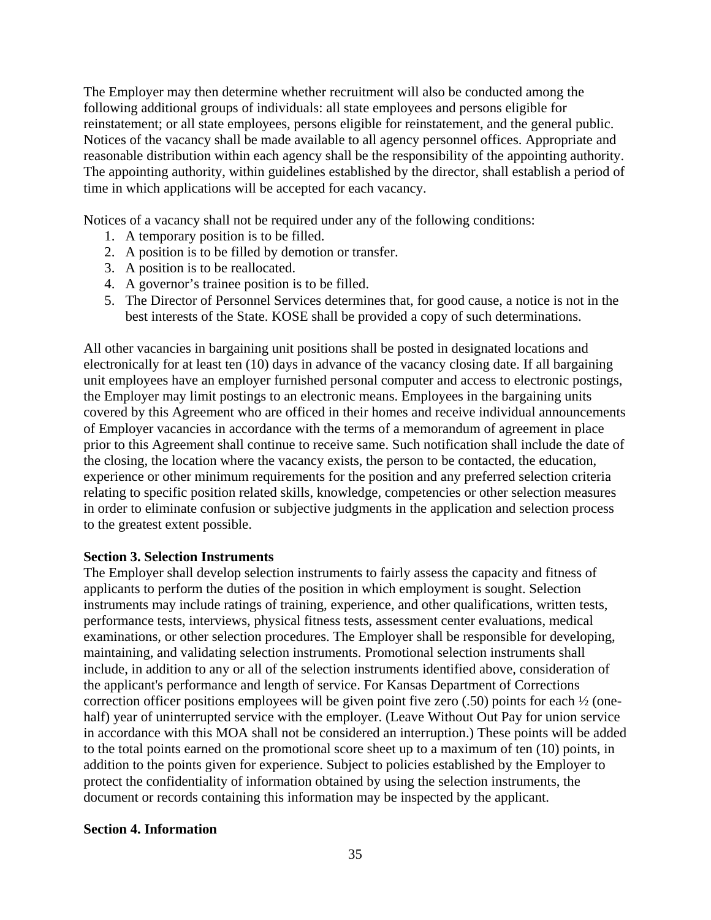The Employer may then determine whether recruitment will also be conducted among the following additional groups of individuals: all state employees and persons eligible for reinstatement; or all state employees, persons eligible for reinstatement, and the general public. Notices of the vacancy shall be made available to all agency personnel offices. Appropriate and reasonable distribution within each agency shall be the responsibility of the appointing authority. The appointing authority, within guidelines established by the director, shall establish a period of time in which applications will be accepted for each vacancy.

Notices of a vacancy shall not be required under any of the following conditions:

1. A temporary position is to be filled.
2. A position is to be filled by demotion or transfer.
3. A position is to be reallocated.
4. A governor's trainee position is to be filled.
5. The Director of Personnel Services determines that, for good cause, a notice is not in the best interests of the State. KOSE shall be provided a copy of such determinations.

All other vacancies in bargaining unit positions shall be posted in designated locations and electronically for at least ten (10) days in advance of the vacancy closing date. If all bargaining unit employees have an employer furnished personal computer and access to electronic postings, the Employer may limit postings to an electronic means. Employees in the bargaining units covered by this Agreement who are officed in their homes and receive individual announcements of Employer vacancies in accordance with the terms of a memorandum of agreement in place prior to this Agreement shall continue to receive same. Such notification shall include the date of the closing, the location where the vacancy exists, the person to be contacted, the education, experience or other minimum requirements for the position and any preferred selection criteria relating to specific position related skills, knowledge, competencies or other selection measures in order to eliminate confusion or subjective judgments in the application and selection process to the greatest extent possible.

**Section 3. Selection Instruments**

The Employer shall develop selection instruments to fairly assess the capacity and fitness of applicants to perform the duties of the position in which employment is sought. Selection instruments may include ratings of training, experience, and other qualifications, written tests, performance tests, interviews, physical fitness tests, assessment center evaluations, medical examinations, or other selection procedures. The Employer shall be responsible for developing, maintaining, and validating selection instruments. Promotional selection instruments shall include, in addition to any or all of the selection instruments identified above, consideration of the applicant's performance and length of service. For Kansas Department of Corrections correction officer positions employees will be given point five zero (.50) points for each ½ (one-half) year of uninterrupted service with the employer. (Leave Without Out Pay for union service in accordance with this MOA shall not be considered an interruption.) These points will be added to the total points earned on the promotional score sheet up to a maximum of ten (10) points, in addition to the points given for experience. Subject to policies established by the Employer to protect the confidentiality of information obtained by using the selection instruments, the document or records containing this information may be inspected by the applicant.

**Section 4. Information**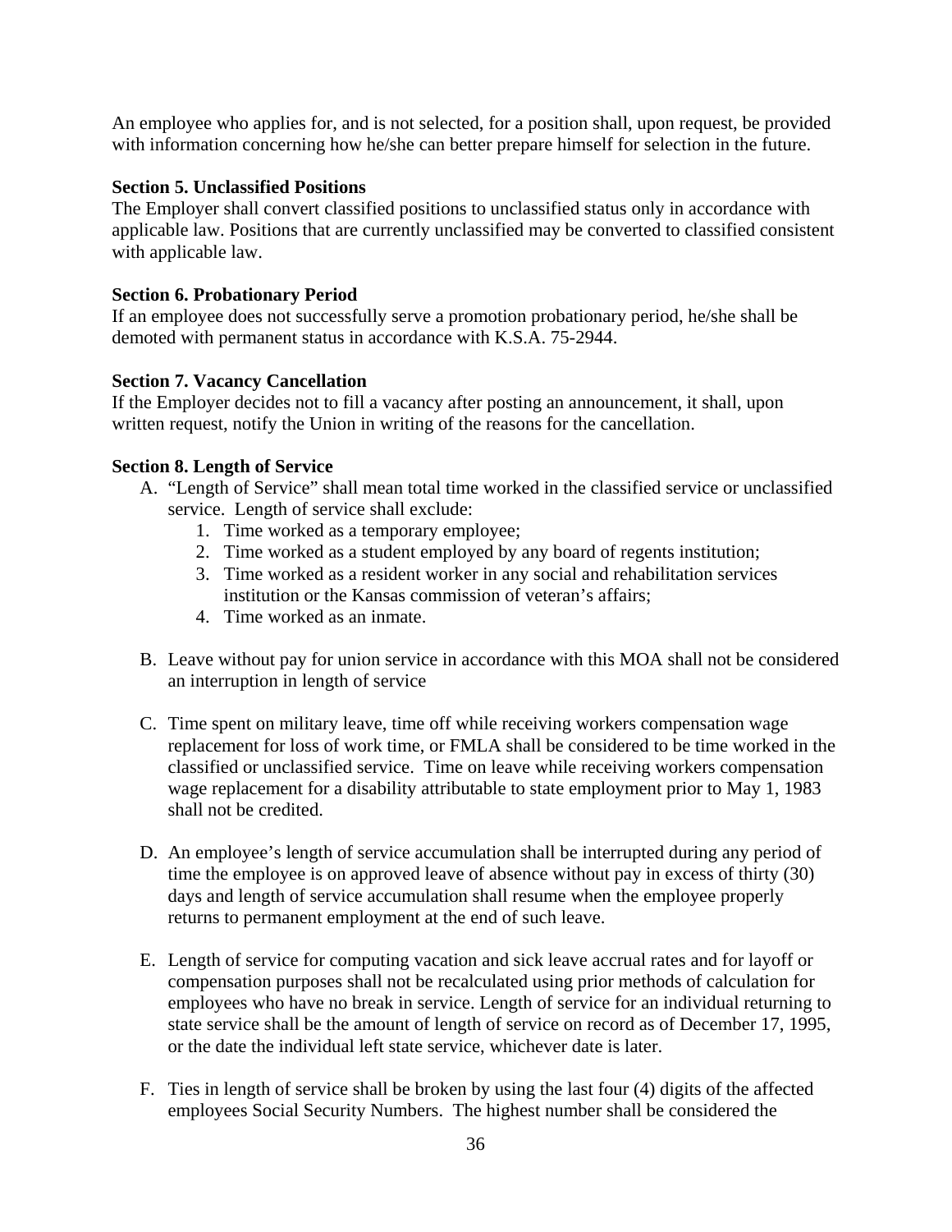An employee who applies for, and is not selected, for a position shall, upon request, be provided with information concerning how he/she can better prepare himself for selection in the future.

**Section 5. Unclassified Positions**
The Employer shall convert classified positions to unclassified status only in accordance with applicable law. Positions that are currently unclassified may be converted to classified consistent with applicable law.

**Section 6. Probationary Period**
If an employee does not successfully serve a promotion probationary period, he/she shall be demoted with permanent status in accordance with K.S.A. 75-2944.

**Section 7. Vacancy Cancellation**
If the Employer decides not to fill a vacancy after posting an announcement, it shall, upon written request, notify the Union in writing of the reasons for the cancellation.

**Section 8. Length of Service**

A. "Length of Service" shall mean total time worked in the classified service or unclassified service. Length of service shall exclude:
   1. Time worked as a temporary employee;
   2. Time worked as a student employed by any board of regents institution;
   3. Time worked as a resident worker in any social and rehabilitation services institution or the Kansas commission of veteran's affairs;
   4. Time worked as an inmate.

B. Leave without pay for union service in accordance with this MOA shall not be considered an interruption in length of service

C. Time spent on military leave, time off while receiving workers compensation wage replacement for loss of work time, or FMLA shall be considered to be time worked in the classified or unclassified service. Time on leave while receiving workers compensation wage replacement for a disability attributable to state employment prior to May 1, 1983 shall not be credited.

D. An employee's length of service accumulation shall be interrupted during any period of time the employee is on approved leave of absence without pay in excess of thirty (30) days and length of service accumulation shall resume when the employee properly returns to permanent employment at the end of such leave.

E. Length of service for computing vacation and sick leave accrual rates and for layoff or compensation purposes shall not be recalculated using prior methods of calculation for employees who have no break in service. Length of service for an individual returning to state service shall be the amount of length of service on record as of December 17, 1995, or the date the individual left state service, whichever date is later.

F. Ties in length of service shall be broken by using the last four (4) digits of the affected employees Social Security Numbers. The highest number shall be considered the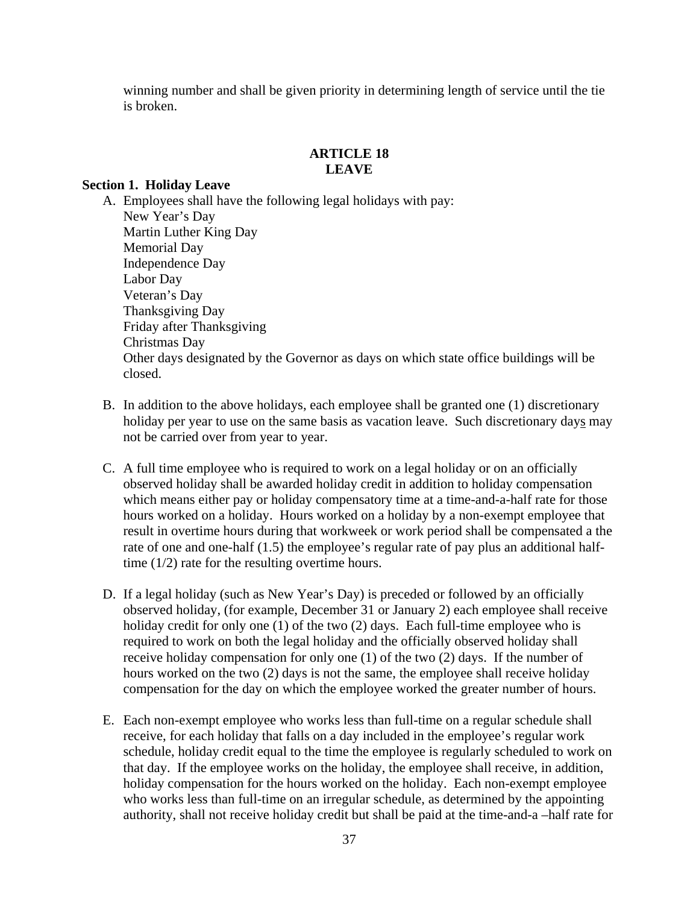winning number and shall be given priority in determining length of service until the tie is broken.

## ARTICLE 18
## LEAVE

### Section 1. Holiday Leave

A. Employees shall have the following legal holidays with pay:
   New Year's Day
   Martin Luther King Day
   Memorial Day
   Independence Day
   Labor Day
   Veteran's Day
   Thanksgiving Day
   Friday after Thanksgiving
   Christmas Day
   Other days designated by the Governor as days on which state office buildings will be closed.

B. In addition to the above holidays, each employee shall be granted one (1) discretionary holiday per year to use on the same basis as vacation leave. Such discretionary days may not be carried over from year to year.

C. A full time employee who is required to work on a legal holiday or on an officially observed holiday shall be awarded holiday credit in addition to holiday compensation which means either pay or holiday compensatory time at a time-and-a-half rate for those hours worked on a holiday. Hours worked on a holiday by a non-exempt employee that result in overtime hours during that workweek or work period shall be compensated a the rate of one and one-half (1.5) the employee's regular rate of pay plus an additional half-time (1/2) rate for the resulting overtime hours.

D. If a legal holiday (such as New Year's Day) is preceded or followed by an officially observed holiday, (for example, December 31 or January 2) each employee shall receive holiday credit for only one (1) of the two (2) days. Each full-time employee who is required to work on both the legal holiday and the officially observed holiday shall receive holiday compensation for only one (1) of the two (2) days. If the number of hours worked on the two (2) days is not the same, the employee shall receive holiday compensation for the day on which the employee worked the greater number of hours.

E. Each non-exempt employee who works less than full-time on a regular schedule shall receive, for each holiday that falls on a day included in the employee's regular work schedule, holiday credit equal to the time the employee is regularly scheduled to work on that day. If the employee works on the holiday, the employee shall receive, in addition, holiday compensation for the hours worked on the holiday. Each non-exempt employee who works less than full-time on an irregular schedule, as determined by the appointing authority, shall not receive holiday credit but shall be paid at the time-and-a –half rate for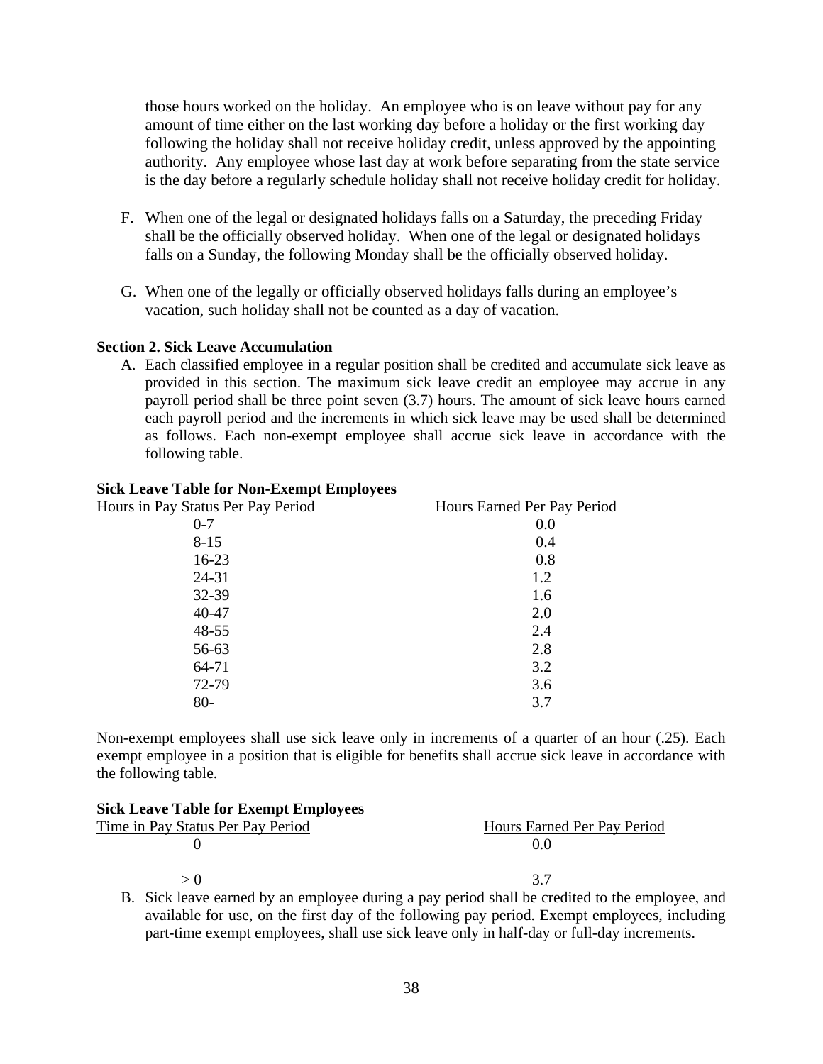those hours worked on the holiday. An employee who is on leave without pay for any amount of time either on the last working day before a holiday or the first working day following the holiday shall not receive holiday credit, unless approved by the appointing authority. Any employee whose last day at work before separating from the state service is the day before a regularly schedule holiday shall not receive holiday credit for holiday.

F. When one of the legal or designated holidays falls on a Saturday, the preceding Friday shall be the officially observed holiday. When one of the legal or designated holidays falls on a Sunday, the following Monday shall be the officially observed holiday.

G. When one of the legally or officially observed holidays falls during an employee's vacation, such holiday shall not be counted as a day of vacation.

**Section 2. Sick Leave Accumulation**

A. Each classified employee in a regular position shall be credited and accumulate sick leave as provided in this section. The maximum sick leave credit an employee may accrue in any payroll period shall be three point seven (3.7) hours. The amount of sick leave hours earned each payroll period and the increments in which sick leave may be used shall be determined as follows. Each non-exempt employee shall accrue sick leave in accordance with the following table.

**Sick Leave Table for Non-Exempt Employees**

| Hours in Pay Status Per Pay Period | Hours Earned Per Pay Period |
|---|---|
| 0-7 | 0.0 |
| 8-15 | 0.4 |
| 16-23 | 0.8 |
| 24-31 | 1.2 |
| 32-39 | 1.6 |
| 40-47 | 2.0 |
| 48-55 | 2.4 |
| 56-63 | 2.8 |
| 64-71 | 3.2 |
| 72-79 | 3.6 |
| 80- | 3.7 |

Non-exempt employees shall use sick leave only in increments of a quarter of an hour (.25). Each exempt employee in a position that is eligible for benefits shall accrue sick leave in accordance with the following table.

**Sick Leave Table for Exempt Employees**

| Time in Pay Status Per Pay Period | Hours Earned Per Pay Period |
|---|---|
| 0 | 0.0 |
| > 0 | 3.7 |

B. Sick leave earned by an employee during a pay period shall be credited to the employee, and available for use, on the first day of the following pay period. Exempt employees, including part-time exempt employees, shall use sick leave only in half-day or full-day increments.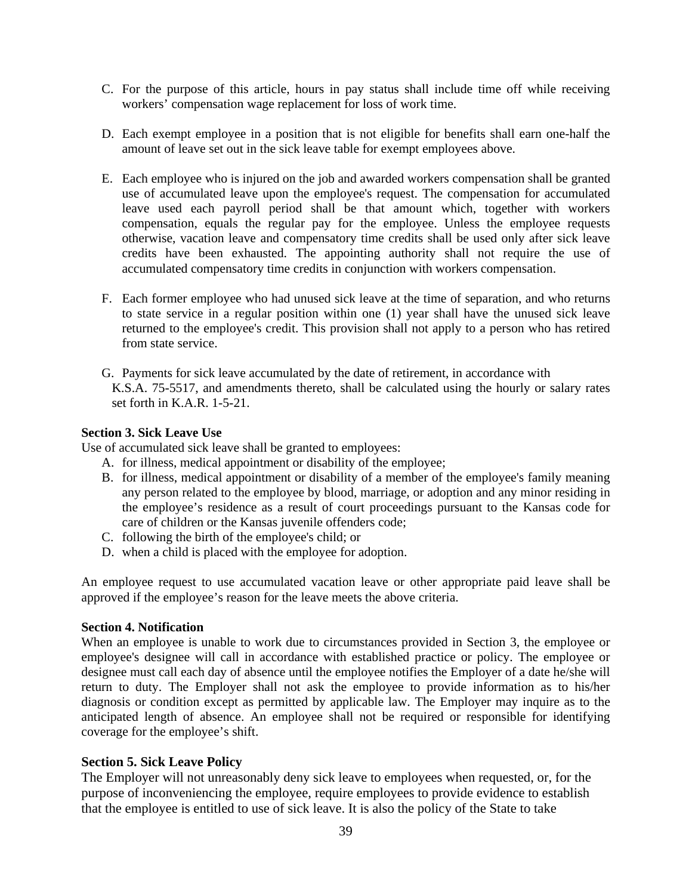C. For the purpose of this article, hours in pay status shall include time off while receiving workers' compensation wage replacement for loss of work time.

D. Each exempt employee in a position that is not eligible for benefits shall earn one-half the amount of leave set out in the sick leave table for exempt employees above.

E. Each employee who is injured on the job and awarded workers compensation shall be granted use of accumulated leave upon the employee's request. The compensation for accumulated leave used each payroll period shall be that amount which, together with workers compensation, equals the regular pay for the employee. Unless the employee requests otherwise, vacation leave and compensatory time credits shall be used only after sick leave credits have been exhausted. The appointing authority shall not require the use of accumulated compensatory time credits in conjunction with workers compensation.

F. Each former employee who had unused sick leave at the time of separation, and who returns to state service in a regular position within one (1) year shall have the unused sick leave returned to the employee's credit. This provision shall not apply to a person who has retired from state service.

G. Payments for sick leave accumulated by the date of retirement, in accordance with K.S.A. 75-5517, and amendments thereto, shall be calculated using the hourly or salary rates set forth in K.A.R. 1-5-21.

**Section 3. Sick Leave Use**

Use of accumulated sick leave shall be granted to employees:

A. for illness, medical appointment or disability of the employee;
B. for illness, medical appointment or disability of a member of the employee's family meaning any person related to the employee by blood, marriage, or adoption and any minor residing in the employee's residence as a result of court proceedings pursuant to the Kansas code for care of children or the Kansas juvenile offenders code;
C. following the birth of the employee's child; or
D. when a child is placed with the employee for adoption.

An employee request to use accumulated vacation leave or other appropriate paid leave shall be approved if the employee's reason for the leave meets the above criteria.

**Section 4. Notification**

When an employee is unable to work due to circumstances provided in Section 3, the employee or employee's designee will call in accordance with established practice or policy. The employee or designee must call each day of absence until the employee notifies the Employer of a date he/she will return to duty. The Employer shall not ask the employee to provide information as to his/her diagnosis or condition except as permitted by applicable law. The Employer may inquire as to the anticipated length of absence. An employee shall not be required or responsible for identifying coverage for the employee's shift.

**Section 5. Sick Leave Policy**

The Employer will not unreasonably deny sick leave to employees when requested, or, for the purpose of inconveniencing the employee, require employees to provide evidence to establish that the employee is entitled to use of sick leave. It is also the policy of the State to take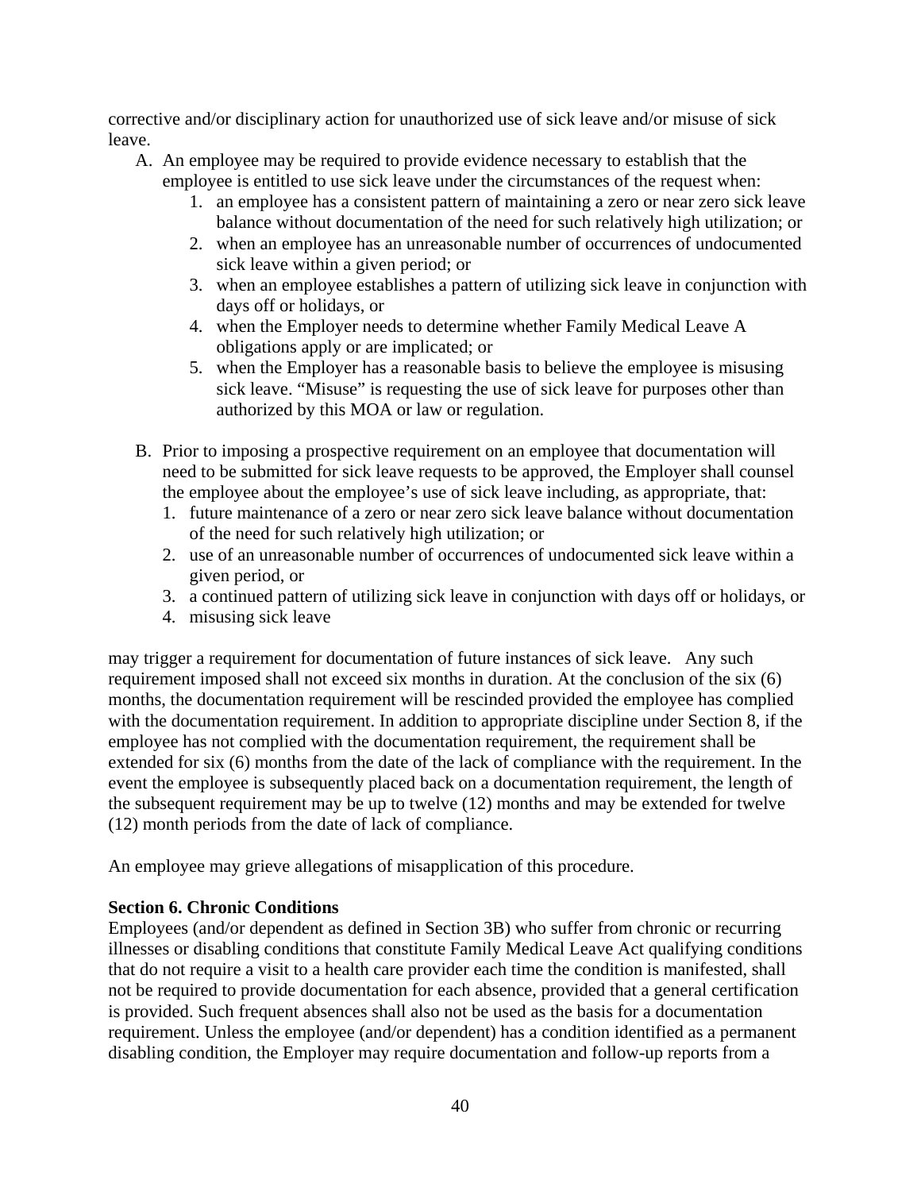corrective and/or disciplinary action for unauthorized use of sick leave and/or misuse of sick leave.

A. An employee may be required to provide evidence necessary to establish that the employee is entitled to use sick leave under the circumstances of the request when:
   1. an employee has a consistent pattern of maintaining a zero or near zero sick leave balance without documentation of the need for such relatively high utilization; or
   2. when an employee has an unreasonable number of occurrences of undocumented sick leave within a given period; or
   3. when an employee establishes a pattern of utilizing sick leave in conjunction with days off or holidays, or
   4. when the Employer needs to determine whether Family Medical Leave A obligations apply or are implicated; or
   5. when the Employer has a reasonable basis to believe the employee is misusing sick leave. "Misuse" is requesting the use of sick leave for purposes other than authorized by this MOA or law or regulation.

B. Prior to imposing a prospective requirement on an employee that documentation will need to be submitted for sick leave requests to be approved, the Employer shall counsel the employee about the employee's use of sick leave including, as appropriate, that:
   1. future maintenance of a zero or near zero sick leave balance without documentation of the need for such relatively high utilization; or
   2. use of an unreasonable number of occurrences of undocumented sick leave within a given period, or
   3. a continued pattern of utilizing sick leave in conjunction with days off or holidays, or
   4. misusing sick leave

may trigger a requirement for documentation of future instances of sick leave. Any such requirement imposed shall not exceed six months in duration. At the conclusion of the six (6) months, the documentation requirement will be rescinded provided the employee has complied with the documentation requirement. In addition to appropriate discipline under Section 8, if the employee has not complied with the documentation requirement, the requirement shall be extended for six (6) months from the date of the lack of compliance with the requirement. In the event the employee is subsequently placed back on a documentation requirement, the length of the subsequent requirement may be up to twelve (12) months and may be extended for twelve (12) month periods from the date of lack of compliance.

An employee may grieve allegations of misapplication of this procedure.

**Section 6. Chronic Conditions**
Employees (and/or dependent as defined in Section 3B) who suffer from chronic or recurring illnesses or disabling conditions that constitute Family Medical Leave Act qualifying conditions that do not require a visit to a health care provider each time the condition is manifested, shall not be required to provide documentation for each absence, provided that a general certification is provided. Such frequent absences shall also not be used as the basis for a documentation requirement. Unless the employee (and/or dependent) has a condition identified as a permanent disabling condition, the Employer may require documentation and follow-up reports from a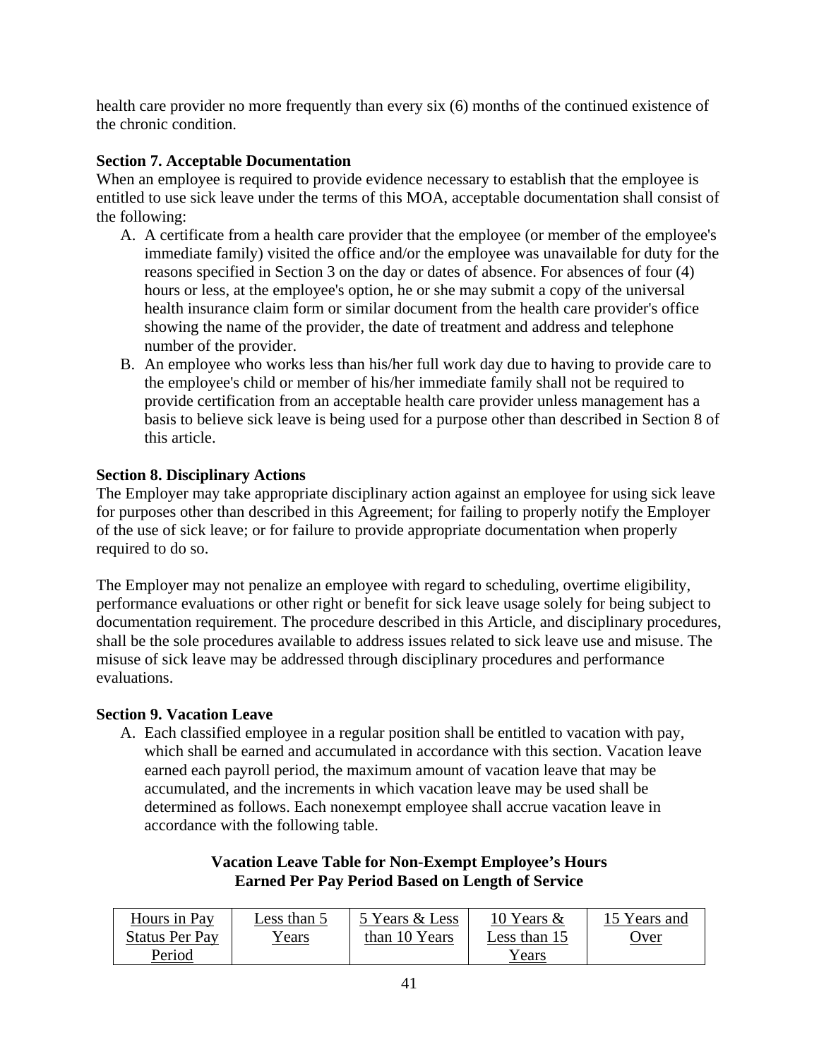health care provider no more frequently than every six (6) months of the continued existence of the chronic condition.

**Section 7. Acceptable Documentation**

When an employee is required to provide evidence necessary to establish that the employee is entitled to use sick leave under the terms of this MOA, acceptable documentation shall consist of the following:

A. A certificate from a health care provider that the employee (or member of the employee's immediate family) visited the office and/or the employee was unavailable for duty for the reasons specified in Section 3 on the day or dates of absence. For absences of four (4) hours or less, at the employee's option, he or she may submit a copy of the universal health insurance claim form or similar document from the health care provider's office showing the name of the provider, the date of treatment and address and telephone number of the provider.
B. An employee who works less than his/her full work day due to having to provide care to the employee's child or member of his/her immediate family shall not be required to provide certification from an acceptable health care provider unless management has a basis to believe sick leave is being used for a purpose other than described in Section 8 of this article.

**Section 8. Disciplinary Actions**

The Employer may take appropriate disciplinary action against an employee for using sick leave for purposes other than described in this Agreement; for failing to properly notify the Employer of the use of sick leave; or for failure to provide appropriate documentation when properly required to do so.

The Employer may not penalize an employee with regard to scheduling, overtime eligibility, performance evaluations or other right or benefit for sick leave usage solely for being subject to documentation requirement. The procedure described in this Article, and disciplinary procedures, shall be the sole procedures available to address issues related to sick leave use and misuse. The misuse of sick leave may be addressed through disciplinary procedures and performance evaluations.

**Section 9. Vacation Leave**

A. Each classified employee in a regular position shall be entitled to vacation with pay, which shall be earned and accumulated in accordance with this section. Vacation leave earned each payroll period, the maximum amount of vacation leave that may be accumulated, and the increments in which vacation leave may be used shall be determined as follows. Each nonexempt employee shall accrue vacation leave in accordance with the following table.

**Vacation Leave Table for Non-Exempt Employee's Hours Earned Per Pay Period Based on Length of Service**

| Hours in Pay Status Per Pay Period | Less than 5 Years | 5 Years & Less than 10 Years | 10 Years & Less than 15 Years | 15 Years and Over |
|---|---|---|---|---|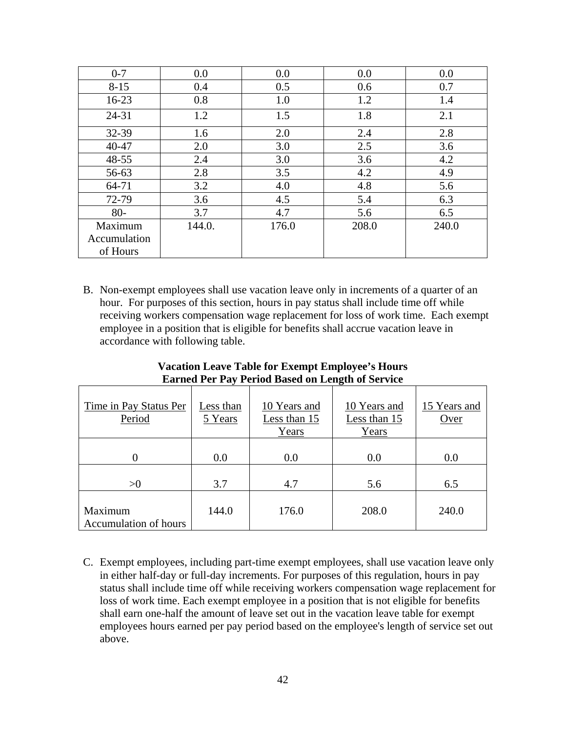| | | | | |
|---|---|---|---|---|
| 0-7 | 0.0 | 0.0 | 0.0 | 0.0 |
| 8-15 | 0.4 | 0.5 | 0.6 | 0.7 |
| 16-23 | 0.8 | 1.0 | 1.2 | 1.4 |
| 24-31 | 1.2 | 1.5 | 1.8 | 2.1 |
| 32-39 | 1.6 | 2.0 | 2.4 | 2.8 |
| 40-47 | 2.0 | 3.0 | 2.5 | 3.6 |
| 48-55 | 2.4 | 3.0 | 3.6 | 4.2 |
| 56-63 | 2.8 | 3.5 | 4.2 | 4.9 |
| 64-71 | 3.2 | 4.0 | 4.8 | 5.6 |
| 72-79 | 3.6 | 4.5 | 5.4 | 6.3 |
| 80- | 3.7 | 4.7 | 5.6 | 6.5 |
| Maximum Accumulation of Hours | 144.0. | 176.0 | 208.0 | 240.0 |

B. Non-exempt employees shall use vacation leave only in increments of a quarter of an hour. For purposes of this section, hours in pay status shall include time off while receiving workers compensation wage replacement for loss of work time. Each exempt employee in a position that is eligible for benefits shall accrue vacation leave in accordance with following table.

**Vacation Leave Table for Exempt Employee's Hours Earned Per Pay Period Based on Length of Service**

| Time in Pay Status Per Period | Less than 5 Years | 10 Years and Less than 15 Years | 10 Years and Less than 15 Years | 15 Years and Over |
|---|---|---|---|---|
| 0 | 0.0 | 0.0 | 0.0 | 0.0 |
| >0 | 3.7 | 4.7 | 5.6 | 6.5 |
| Maximum Accumulation of hours | 144.0 | 176.0 | 208.0 | 240.0 |

C. Exempt employees, including part-time exempt employees, shall use vacation leave only in either half-day or full-day increments. For purposes of this regulation, hours in pay status shall include time off while receiving workers compensation wage replacement for loss of work time. Each exempt employee in a position that is not eligible for benefits shall earn one-half the amount of leave set out in the vacation leave table for exempt employees hours earned per pay period based on the employee's length of service set out above.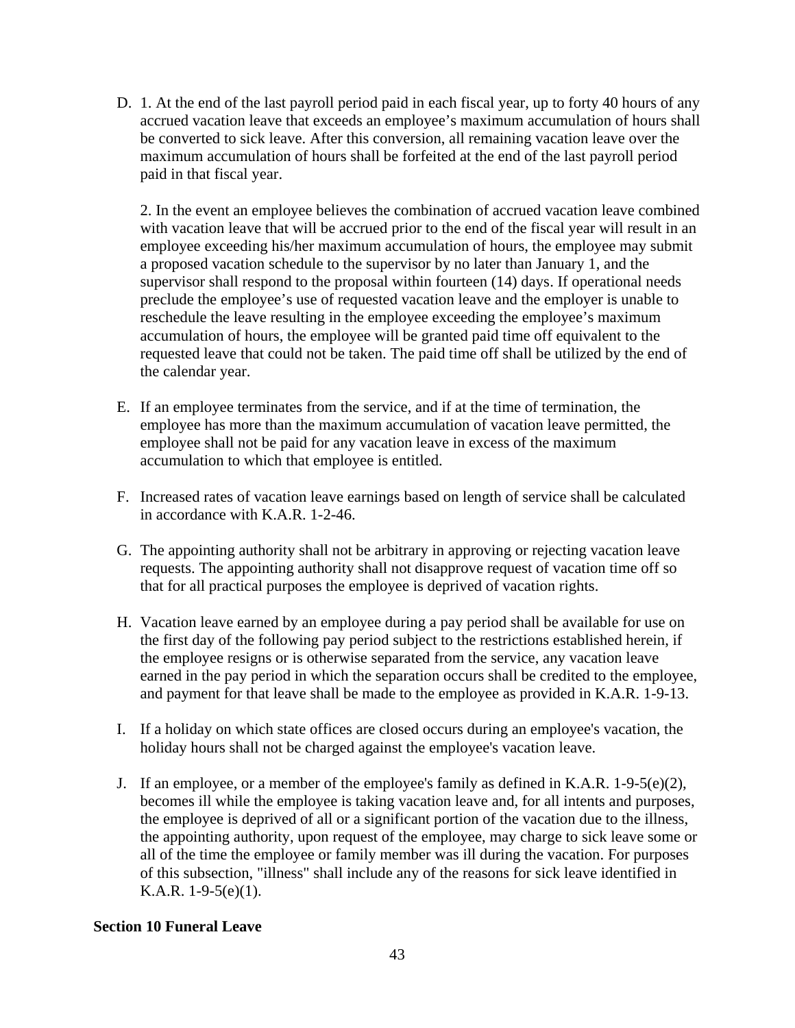D. 1. At the end of the last payroll period paid in each fiscal year, up to forty 40 hours of any accrued vacation leave that exceeds an employee’s maximum accumulation of hours shall be converted to sick leave. After this conversion, all remaining vacation leave over the maximum accumulation of hours shall be forfeited at the end of the last payroll period paid in that fiscal year.

   2. In the event an employee believes the combination of accrued vacation leave combined with vacation leave that will be accrued prior to the end of the fiscal year will result in an employee exceeding his/her maximum accumulation of hours, the employee may submit a proposed vacation schedule to the supervisor by no later than January 1, and the supervisor shall respond to the proposal within fourteen (14) days. If operational needs preclude the employee’s use of requested vacation leave and the employer is unable to reschedule the leave resulting in the employee exceeding the employee’s maximum accumulation of hours, the employee will be granted paid time off equivalent to the requested leave that could not be taken. The paid time off shall be utilized by the end of the calendar year.

E. If an employee terminates from the service, and if at the time of termination, the employee has more than the maximum accumulation of vacation leave permitted, the employee shall not be paid for any vacation leave in excess of the maximum accumulation to which that employee is entitled.

F. Increased rates of vacation leave earnings based on length of service shall be calculated in accordance with K.A.R. 1-2-46.

G. The appointing authority shall not be arbitrary in approving or rejecting vacation leave requests. The appointing authority shall not disapprove request of vacation time off so that for all practical purposes the employee is deprived of vacation rights.

H. Vacation leave earned by an employee during a pay period shall be available for use on the first day of the following pay period subject to the restrictions established herein, if the employee resigns or is otherwise separated from the service, any vacation leave earned in the pay period in which the separation occurs shall be credited to the employee, and payment for that leave shall be made to the employee as provided in K.A.R. 1-9-13.

I. If a holiday on which state offices are closed occurs during an employee's vacation, the holiday hours shall not be charged against the employee's vacation leave.

J. If an employee, or a member of the employee's family as defined in K.A.R. 1-9-5(e)(2), becomes ill while the employee is taking vacation leave and, for all intents and purposes, the employee is deprived of all or a significant portion of the vacation due to the illness, the appointing authority, upon request of the employee, may charge to sick leave some or all of the time the employee or family member was ill during the vacation. For purposes of this subsection, "illness" shall include any of the reasons for sick leave identified in K.A.R. 1-9-5(e)(1).

**Section 10 Funeral Leave**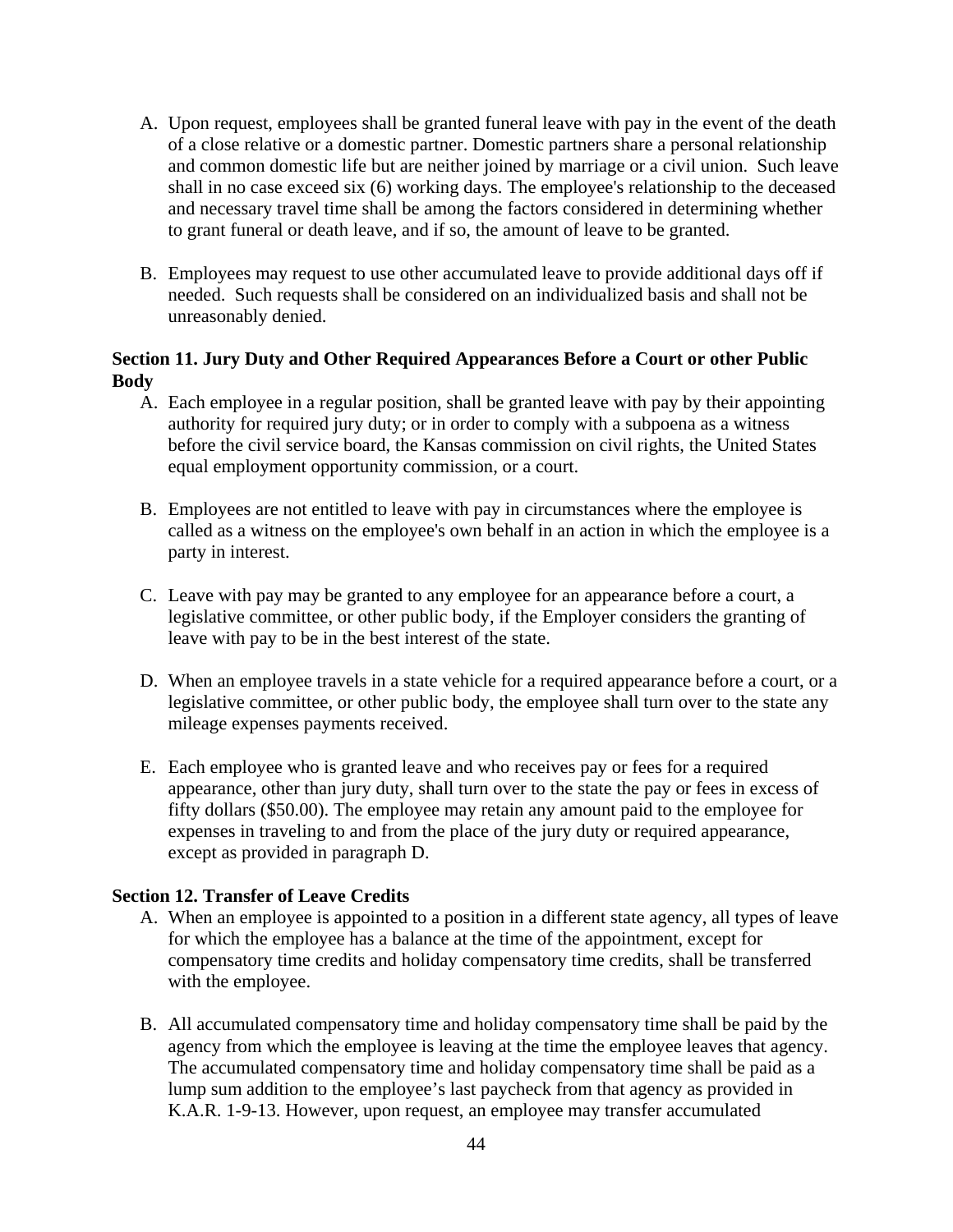A. Upon request, employees shall be granted funeral leave with pay in the event of the death of a close relative or a domestic partner. Domestic partners share a personal relationship and common domestic life but are neither joined by marriage or a civil union. Such leave shall in no case exceed six (6) working days. The employee's relationship to the deceased and necessary travel time shall be among the factors considered in determining whether to grant funeral or death leave, and if so, the amount of leave to be granted.

B. Employees may request to use other accumulated leave to provide additional days off if needed. Such requests shall be considered on an individualized basis and shall not be unreasonably denied.

**Section 11. Jury Duty and Other Required Appearances Before a Court or other Public Body**

A. Each employee in a regular position, shall be granted leave with pay by their appointing authority for required jury duty; or in order to comply with a subpoena as a witness before the civil service board, the Kansas commission on civil rights, the United States equal employment opportunity commission, or a court.

B. Employees are not entitled to leave with pay in circumstances where the employee is called as a witness on the employee's own behalf in an action in which the employee is a party in interest.

C. Leave with pay may be granted to any employee for an appearance before a court, a legislative committee, or other public body, if the Employer considers the granting of leave with pay to be in the best interest of the state.

D. When an employee travels in a state vehicle for a required appearance before a court, or a legislative committee, or other public body, the employee shall turn over to the state any mileage expenses payments received.

E. Each employee who is granted leave and who receives pay or fees for a required appearance, other than jury duty, shall turn over to the state the pay or fees in excess of fifty dollars ($50.00). The employee may retain any amount paid to the employee for expenses in traveling to and from the place of the jury duty or required appearance, except as provided in paragraph D.

**Section 12. Transfer of Leave Credits**

A. When an employee is appointed to a position in a different state agency, all types of leave for which the employee has a balance at the time of the appointment, except for compensatory time credits and holiday compensatory time credits, shall be transferred with the employee.

B. All accumulated compensatory time and holiday compensatory time shall be paid by the agency from which the employee is leaving at the time the employee leaves that agency. The accumulated compensatory time and holiday compensatory time shall be paid as a lump sum addition to the employee's last paycheck from that agency as provided in K.A.R. 1-9-13. However, upon request, an employee may transfer accumulated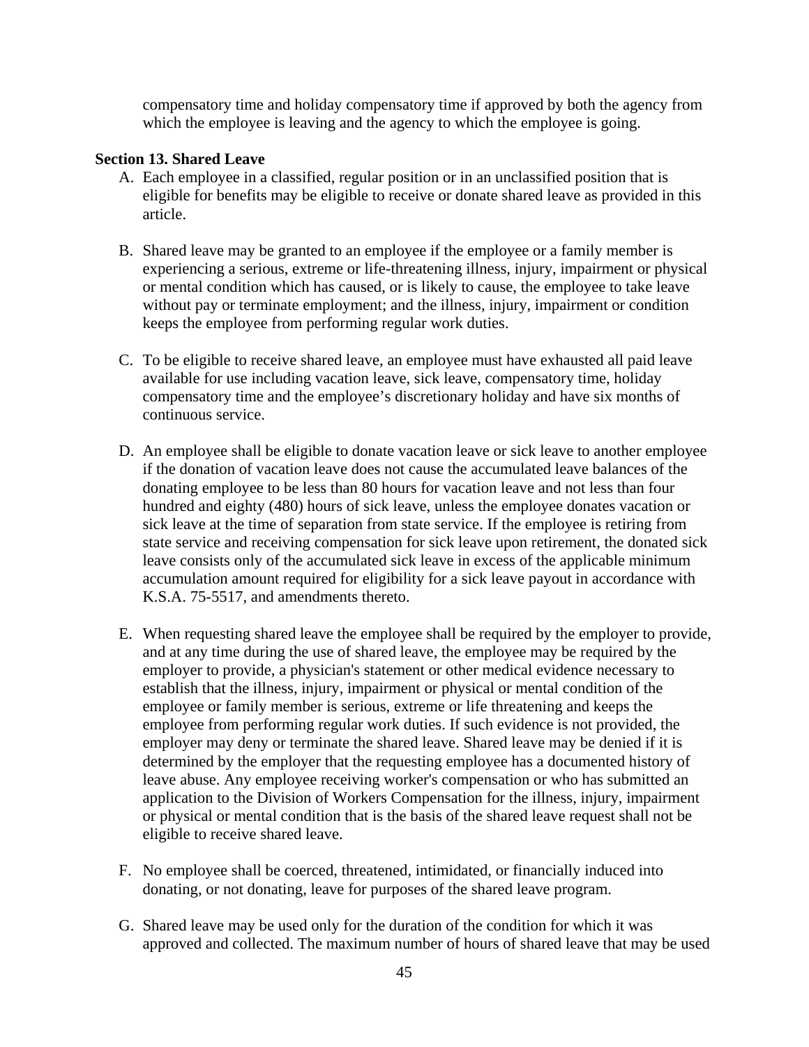compensatory time and holiday compensatory time if approved by both the agency from which the employee is leaving and the agency to which the employee is going.

**Section 13. Shared Leave**

A. Each employee in a classified, regular position or in an unclassified position that is eligible for benefits may be eligible to receive or donate shared leave as provided in this article.

B. Shared leave may be granted to an employee if the employee or a family member is experiencing a serious, extreme or life-threatening illness, injury, impairment or physical or mental condition which has caused, or is likely to cause, the employee to take leave without pay or terminate employment; and the illness, injury, impairment or condition keeps the employee from performing regular work duties.

C. To be eligible to receive shared leave, an employee must have exhausted all paid leave available for use including vacation leave, sick leave, compensatory time, holiday compensatory time and the employee's discretionary holiday and have six months of continuous service.

D. An employee shall be eligible to donate vacation leave or sick leave to another employee if the donation of vacation leave does not cause the accumulated leave balances of the donating employee to be less than 80 hours for vacation leave and not less than four hundred and eighty (480) hours of sick leave, unless the employee donates vacation or sick leave at the time of separation from state service. If the employee is retiring from state service and receiving compensation for sick leave upon retirement, the donated sick leave consists only of the accumulated sick leave in excess of the applicable minimum accumulation amount required for eligibility for a sick leave payout in accordance with K.S.A. 75-5517, and amendments thereto.

E. When requesting shared leave the employee shall be required by the employer to provide, and at any time during the use of shared leave, the employee may be required by the employer to provide, a physician's statement or other medical evidence necessary to establish that the illness, injury, impairment or physical or mental condition of the employee or family member is serious, extreme or life threatening and keeps the employee from performing regular work duties. If such evidence is not provided, the employer may deny or terminate the shared leave. Shared leave may be denied if it is determined by the employer that the requesting employee has a documented history of leave abuse. Any employee receiving worker's compensation or who has submitted an application to the Division of Workers Compensation for the illness, injury, impairment or physical or mental condition that is the basis of the shared leave request shall not be eligible to receive shared leave.

F. No employee shall be coerced, threatened, intimidated, or financially induced into donating, or not donating, leave for purposes of the shared leave program.

G. Shared leave may be used only for the duration of the condition for which it was approved and collected. The maximum number of hours of shared leave that may be used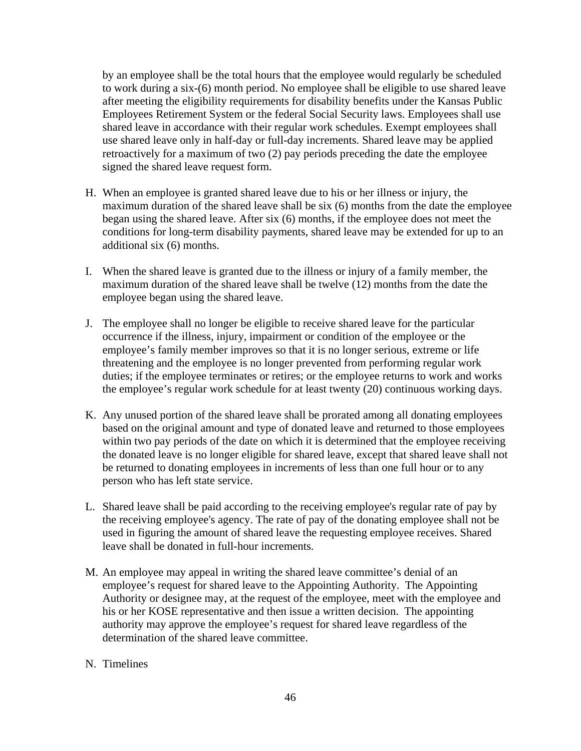by an employee shall be the total hours that the employee would regularly be scheduled to work during a six-(6) month period. No employee shall be eligible to use shared leave after meeting the eligibility requirements for disability benefits under the Kansas Public Employees Retirement System or the federal Social Security laws. Employees shall use shared leave in accordance with their regular work schedules. Exempt employees shall use shared leave only in half-day or full-day increments. Shared leave may be applied retroactively for a maximum of two (2) pay periods preceding the date the employee signed the shared leave request form.

H. When an employee is granted shared leave due to his or her illness or injury, the maximum duration of the shared leave shall be six (6) months from the date the employee began using the shared leave. After six (6) months, if the employee does not meet the conditions for long-term disability payments, shared leave may be extended for up to an additional six (6) months.

I. When the shared leave is granted due to the illness or injury of a family member, the maximum duration of the shared leave shall be twelve (12) months from the date the employee began using the shared leave.

J. The employee shall no longer be eligible to receive shared leave for the particular occurrence if the illness, injury, impairment or condition of the employee or the employee's family member improves so that it is no longer serious, extreme or life threatening and the employee is no longer prevented from performing regular work duties; if the employee terminates or retires; or the employee returns to work and works the employee's regular work schedule for at least twenty (20) continuous working days.

K. Any unused portion of the shared leave shall be prorated among all donating employees based on the original amount and type of donated leave and returned to those employees within two pay periods of the date on which it is determined that the employee receiving the donated leave is no longer eligible for shared leave, except that shared leave shall not be returned to donating employees in increments of less than one full hour or to any person who has left state service.

L. Shared leave shall be paid according to the receiving employee's regular rate of pay by the receiving employee's agency. The rate of pay of the donating employee shall not be used in figuring the amount of shared leave the requesting employee receives. Shared leave shall be donated in full-hour increments.

M. An employee may appeal in writing the shared leave committee's denial of an employee's request for shared leave to the Appointing Authority. The Appointing Authority or designee may, at the request of the employee, meet with the employee and his or her KOSE representative and then issue a written decision. The appointing authority may approve the employee's request for shared leave regardless of the determination of the shared leave committee.

N. Timelines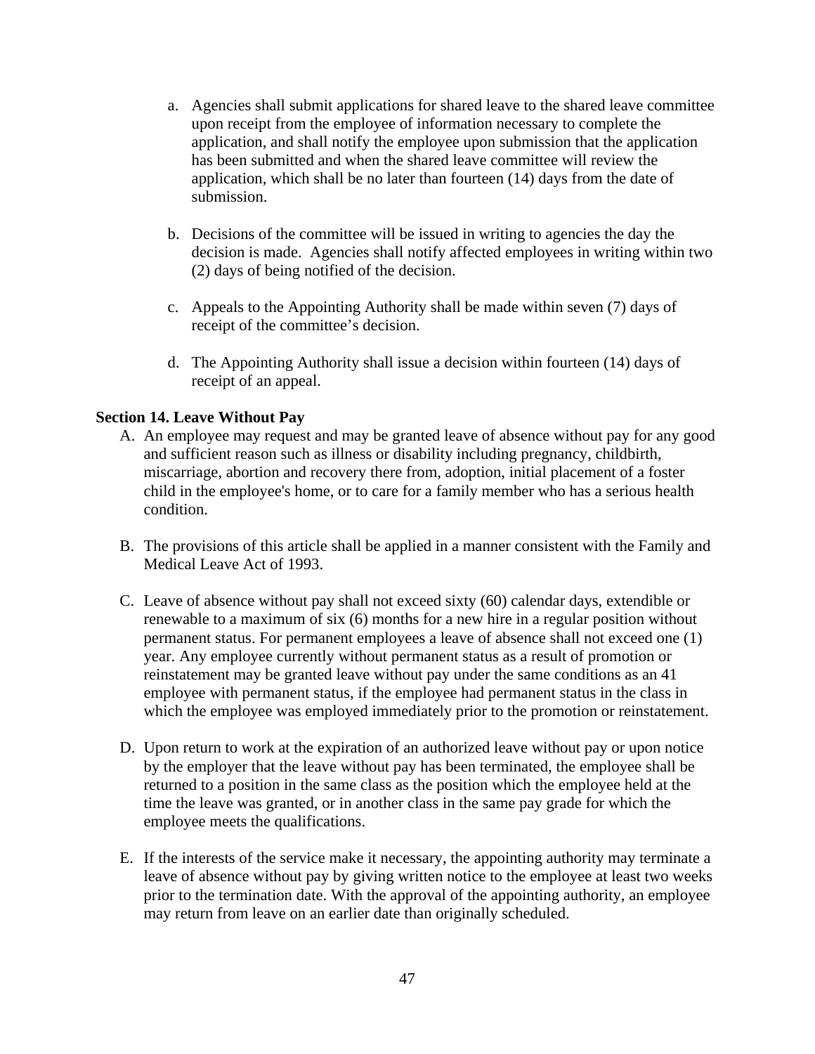a. Agencies shall submit applications for shared leave to the shared leave committee upon receipt from the employee of information necessary to complete the application, and shall notify the employee upon submission that the application has been submitted and when the shared leave committee will review the application, which shall be no later than fourteen (14) days from the date of submission.

b. Decisions of the committee will be issued in writing to agencies the day the decision is made. Agencies shall notify affected employees in writing within two (2) days of being notified of the decision.

c. Appeals to the Appointing Authority shall be made within seven (7) days of receipt of the committee's decision.

d. The Appointing Authority shall issue a decision within fourteen (14) days of receipt of an appeal.

**Section 14. Leave Without Pay**

A. An employee may request and may be granted leave of absence without pay for any good and sufficient reason such as illness or disability including pregnancy, childbirth, miscarriage, abortion and recovery there from, adoption, initial placement of a foster child in the employee's home, or to care for a family member who has a serious health condition.

B. The provisions of this article shall be applied in a manner consistent with the Family and Medical Leave Act of 1993.

C. Leave of absence without pay shall not exceed sixty (60) calendar days, extendible or renewable to a maximum of six (6) months for a new hire in a regular position without permanent status. For permanent employees a leave of absence shall not exceed one (1) year. Any employee currently without permanent status as a result of promotion or reinstatement may be granted leave without pay under the same conditions as an 41 employee with permanent status, if the employee had permanent status in the class in which the employee was employed immediately prior to the promotion or reinstatement.

D. Upon return to work at the expiration of an authorized leave without pay or upon notice by the employer that the leave without pay has been terminated, the employee shall be returned to a position in the same class as the position which the employee held at the time the leave was granted, or in another class in the same pay grade for which the employee meets the qualifications.

E. If the interests of the service make it necessary, the appointing authority may terminate a leave of absence without pay by giving written notice to the employee at least two weeks prior to the termination date. With the approval of the appointing authority, an employee may return from leave on an earlier date than originally scheduled.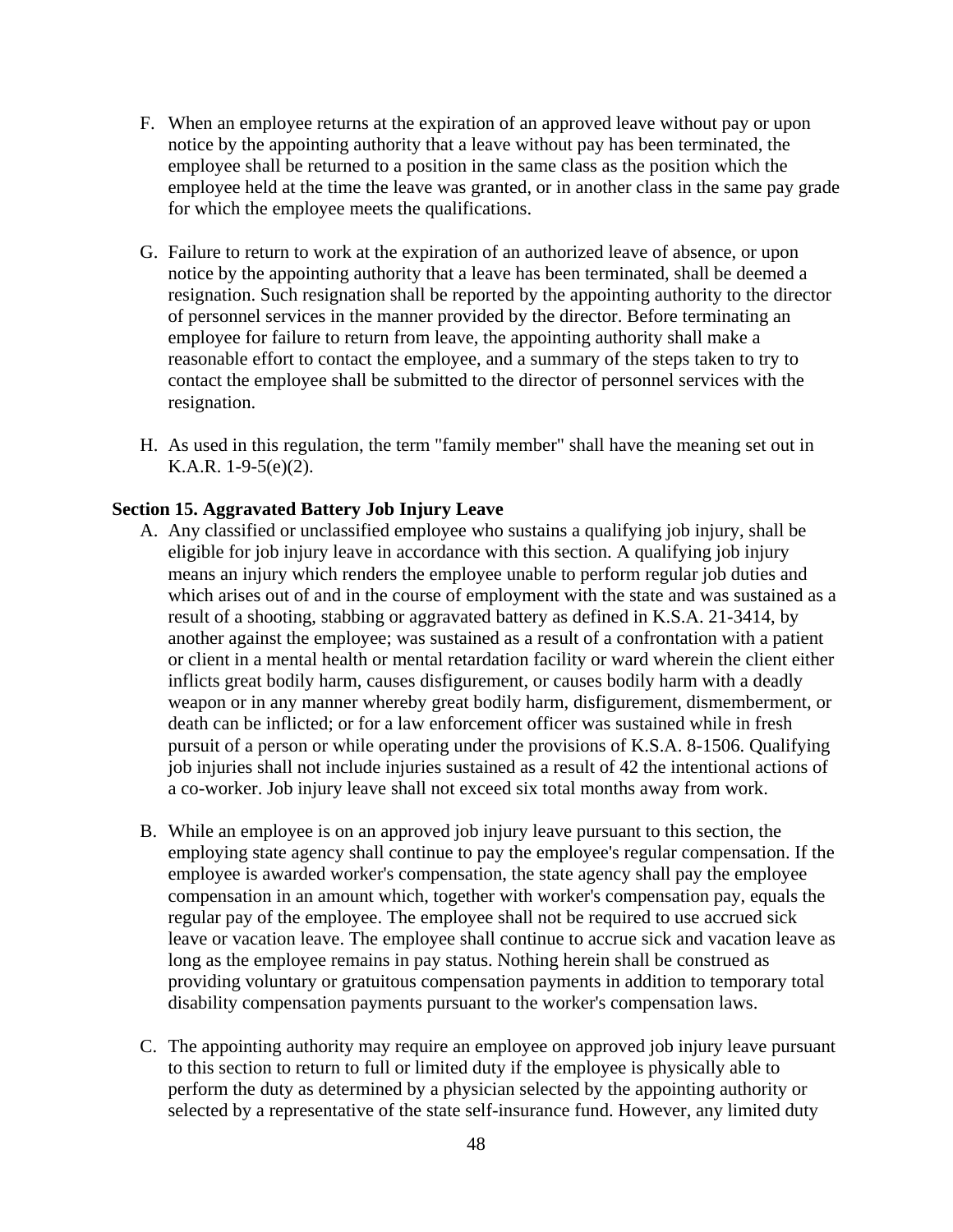F. When an employee returns at the expiration of an approved leave without pay or upon notice by the appointing authority that a leave without pay has been terminated, the employee shall be returned to a position in the same class as the position which the employee held at the time the leave was granted, or in another class in the same pay grade for which the employee meets the qualifications.

G. Failure to return to work at the expiration of an authorized leave of absence, or upon notice by the appointing authority that a leave has been terminated, shall be deemed a resignation. Such resignation shall be reported by the appointing authority to the director of personnel services in the manner provided by the director. Before terminating an employee for failure to return from leave, the appointing authority shall make a reasonable effort to contact the employee, and a summary of the steps taken to try to contact the employee shall be submitted to the director of personnel services with the resignation.

H. As used in this regulation, the term "family member" shall have the meaning set out in K.A.R. 1-9-5(e)(2).

**Section 15. Aggravated Battery Job Injury Leave**

A. Any classified or unclassified employee who sustains a qualifying job injury, shall be eligible for job injury leave in accordance with this section. A qualifying job injury means an injury which renders the employee unable to perform regular job duties and which arises out of and in the course of employment with the state and was sustained as a result of a shooting, stabbing or aggravated battery as defined in K.S.A. 21-3414, by another against the employee; was sustained as a result of a confrontation with a patient or client in a mental health or mental retardation facility or ward wherein the client either inflicts great bodily harm, causes disfigurement, or causes bodily harm with a deadly weapon or in any manner whereby great bodily harm, disfigurement, dismemberment, or death can be inflicted; or for a law enforcement officer was sustained while in fresh pursuit of a person or while operating under the provisions of K.S.A. 8-1506. Qualifying job injuries shall not include injuries sustained as a result of 42 the intentional actions of a co-worker. Job injury leave shall not exceed six total months away from work.

B. While an employee is on an approved job injury leave pursuant to this section, the employing state agency shall continue to pay the employee's regular compensation. If the employee is awarded worker's compensation, the state agency shall pay the employee compensation in an amount which, together with worker's compensation pay, equals the regular pay of the employee. The employee shall not be required to use accrued sick leave or vacation leave. The employee shall continue to accrue sick and vacation leave as long as the employee remains in pay status. Nothing herein shall be construed as providing voluntary or gratuitous compensation payments in addition to temporary total disability compensation payments pursuant to the worker's compensation laws.

C. The appointing authority may require an employee on approved job injury leave pursuant to this section to return to full or limited duty if the employee is physically able to perform the duty as determined by a physician selected by the appointing authority or selected by a representative of the state self-insurance fund. However, any limited duty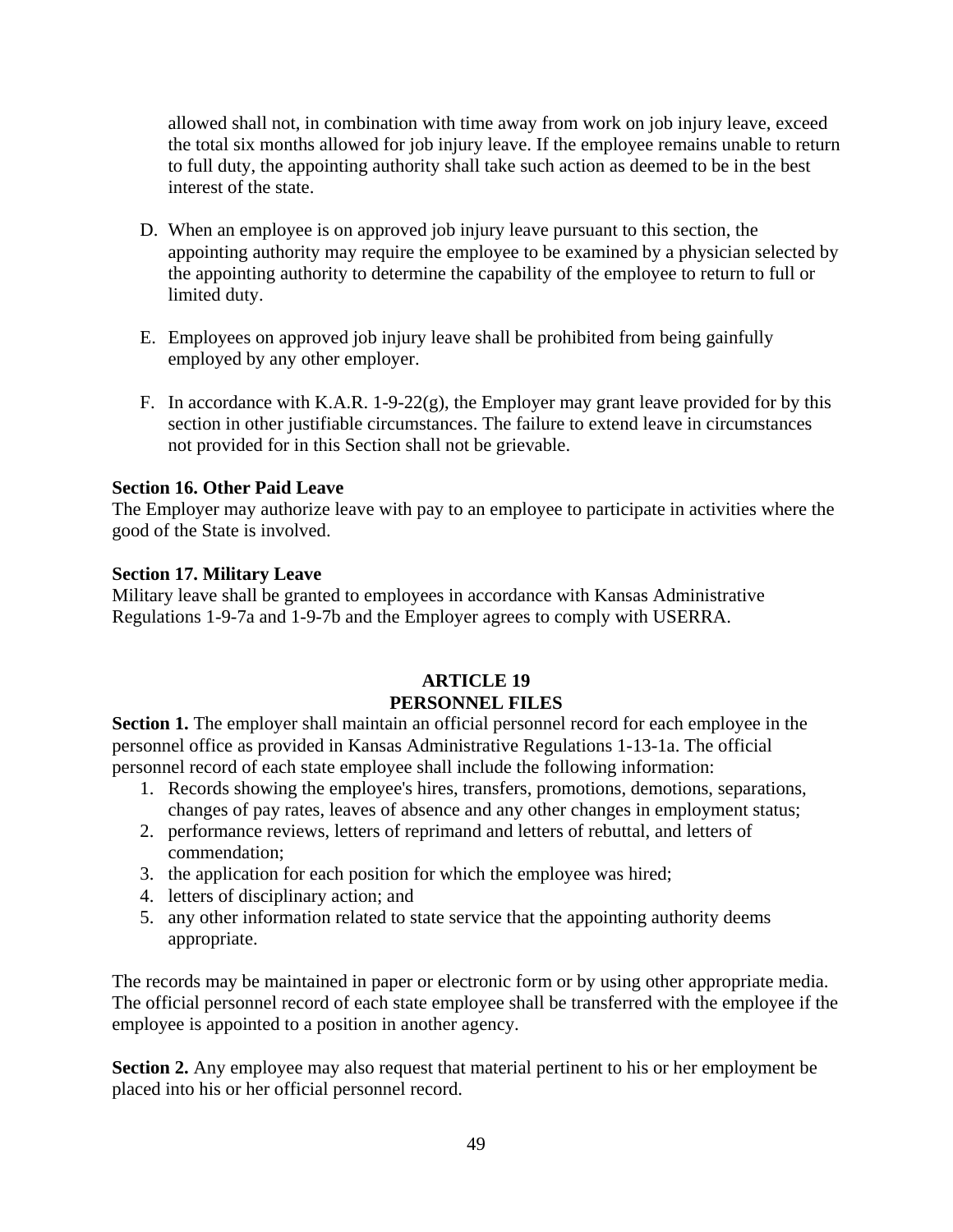allowed shall not, in combination with time away from work on job injury leave, exceed the total six months allowed for job injury leave. If the employee remains unable to return to full duty, the appointing authority shall take such action as deemed to be in the best interest of the state.

D. When an employee is on approved job injury leave pursuant to this section, the appointing authority may require the employee to be examined by a physician selected by the appointing authority to determine the capability of the employee to return to full or limited duty.

E. Employees on approved job injury leave shall be prohibited from being gainfully employed by any other employer.

F. In accordance with K.A.R. 1-9-22(g), the Employer may grant leave provided for by this section in other justifiable circumstances. The failure to extend leave in circumstances not provided for in this Section shall not be grievable.

**Section 16. Other Paid Leave**
The Employer may authorize leave with pay to an employee to participate in activities where the good of the State is involved.

**Section 17. Military Leave**
Military leave shall be granted to employees in accordance with Kansas Administrative Regulations 1-9-7a and 1-9-7b and the Employer agrees to comply with USERRA.

## ARTICLE 19
## PERSONNEL FILES

**Section 1.** The employer shall maintain an official personnel record for each employee in the personnel office as provided in Kansas Administrative Regulations 1-13-1a. The official personnel record of each state employee shall include the following information:

1. Records showing the employee's hires, transfers, promotions, demotions, separations, changes of pay rates, leaves of absence and any other changes in employment status;
2. performance reviews, letters of reprimand and letters of rebuttal, and letters of commendation;
3. the application for each position for which the employee was hired;
4. letters of disciplinary action; and
5. any other information related to state service that the appointing authority deems appropriate.

The records may be maintained in paper or electronic form or by using other appropriate media. The official personnel record of each state employee shall be transferred with the employee if the employee is appointed to a position in another agency.

**Section 2.** Any employee may also request that material pertinent to his or her employment be placed into his or her official personnel record.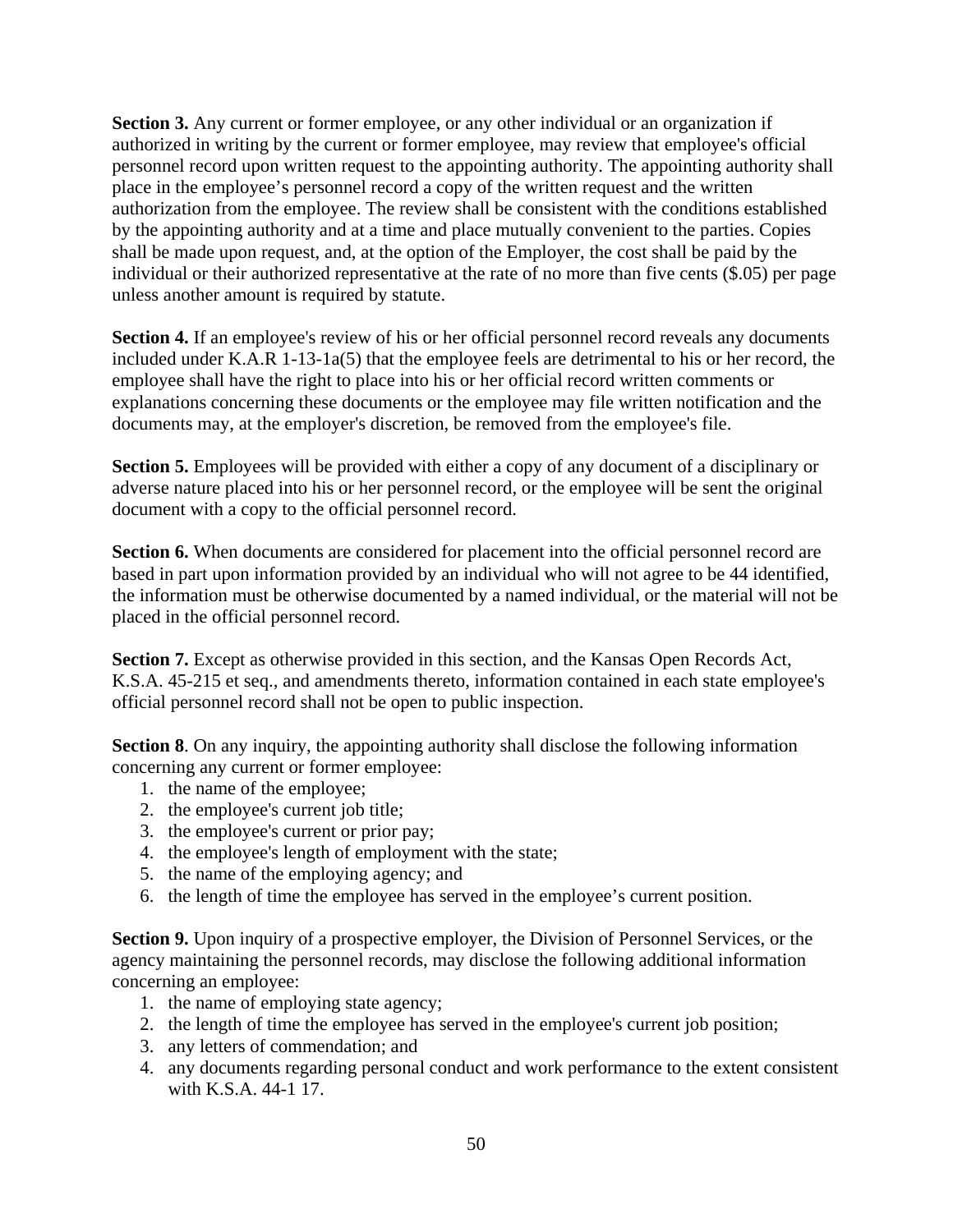**Section 3.** Any current or former employee, or any other individual or an organization if authorized in writing by the current or former employee, may review that employee's official personnel record upon written request to the appointing authority. The appointing authority shall place in the employee's personnel record a copy of the written request and the written authorization from the employee. The review shall be consistent with the conditions established by the appointing authority and at a time and place mutually convenient to the parties. Copies shall be made upon request, and, at the option of the Employer, the cost shall be paid by the individual or their authorized representative at the rate of no more than five cents ($.05) per page unless another amount is required by statute.

**Section 4.** If an employee's review of his or her official personnel record reveals any documents included under K.A.R 1-13-1a(5) that the employee feels are detrimental to his or her record, the employee shall have the right to place into his or her official record written comments or explanations concerning these documents or the employee may file written notification and the documents may, at the employer's discretion, be removed from the employee's file.

**Section 5.** Employees will be provided with either a copy of any document of a disciplinary or adverse nature placed into his or her personnel record, or the employee will be sent the original document with a copy to the official personnel record.

**Section 6.** When documents are considered for placement into the official personnel record are based in part upon information provided by an individual who will not agree to be 44 identified, the information must be otherwise documented by a named individual, or the material will not be placed in the official personnel record.

**Section 7.** Except as otherwise provided in this section, and the Kansas Open Records Act, K.S.A. 45-215 et seq., and amendments thereto, information contained in each state employee's official personnel record shall not be open to public inspection.

**Section 8**. On any inquiry, the appointing authority shall disclose the following information concerning any current or former employee:

1. the name of the employee;
2. the employee's current job title;
3. the employee's current or prior pay;
4. the employee's length of employment with the state;
5. the name of the employing agency; and
6. the length of time the employee has served in the employee's current position.

**Section 9.** Upon inquiry of a prospective employer, the Division of Personnel Services, or the agency maintaining the personnel records, may disclose the following additional information concerning an employee:

1. the name of employing state agency;
2. the length of time the employee has served in the employee's current job position;
3. any letters of commendation; and
4. any documents regarding personal conduct and work performance to the extent consistent with K.S.A. 44-1 17.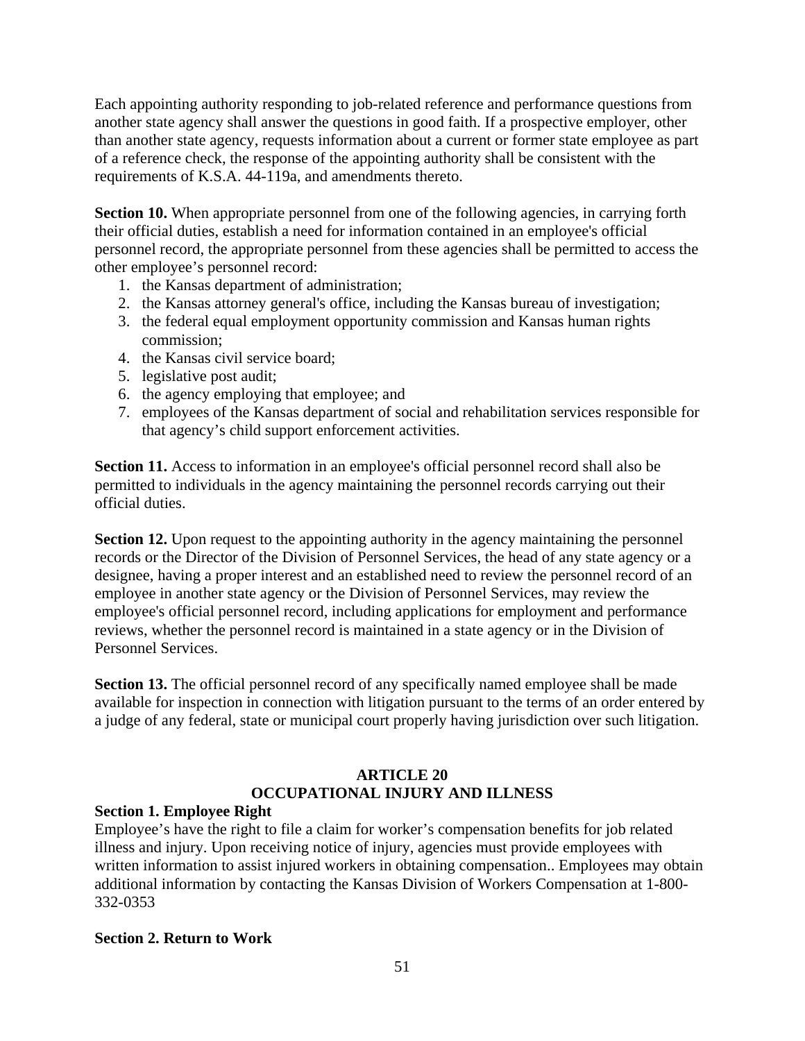Each appointing authority responding to job-related reference and performance questions from another state agency shall answer the questions in good faith. If a prospective employer, other than another state agency, requests information about a current or former state employee as part of a reference check, the response of the appointing authority shall be consistent with the requirements of K.S.A. 44-119a, and amendments thereto.

**Section 10.** When appropriate personnel from one of the following agencies, in carrying forth their official duties, establish a need for information contained in an employee's official personnel record, the appropriate personnel from these agencies shall be permitted to access the other employee's personnel record:

1. the Kansas department of administration;
2. the Kansas attorney general's office, including the Kansas bureau of investigation;
3. the federal equal employment opportunity commission and Kansas human rights commission;
4. the Kansas civil service board;
5. legislative post audit;
6. the agency employing that employee; and
7. employees of the Kansas department of social and rehabilitation services responsible for that agency's child support enforcement activities.

**Section 11.** Access to information in an employee's official personnel record shall also be permitted to individuals in the agency maintaining the personnel records carrying out their official duties.

**Section 12.** Upon request to the appointing authority in the agency maintaining the personnel records or the Director of the Division of Personnel Services, the head of any state agency or a designee, having a proper interest and an established need to review the personnel record of an employee in another state agency or the Division of Personnel Services, may review the employee's official personnel record, including applications for employment and performance reviews, whether the personnel record is maintained in a state agency or in the Division of Personnel Services.

**Section 13.** The official personnel record of any specifically named employee shall be made available for inspection in connection with litigation pursuant to the terms of an order entered by a judge of any federal, state or municipal court properly having jurisdiction over such litigation.

## ARTICLE 20
## OCCUPATIONAL INJURY AND ILLNESS

**Section 1. Employee Right**

Employee's have the right to file a claim for worker's compensation benefits for job related illness and injury. Upon receiving notice of injury, agencies must provide employees with written information to assist injured workers in obtaining compensation.. Employees may obtain additional information by contacting the Kansas Division of Workers Compensation at 1-800-332-0353

**Section 2. Return to Work**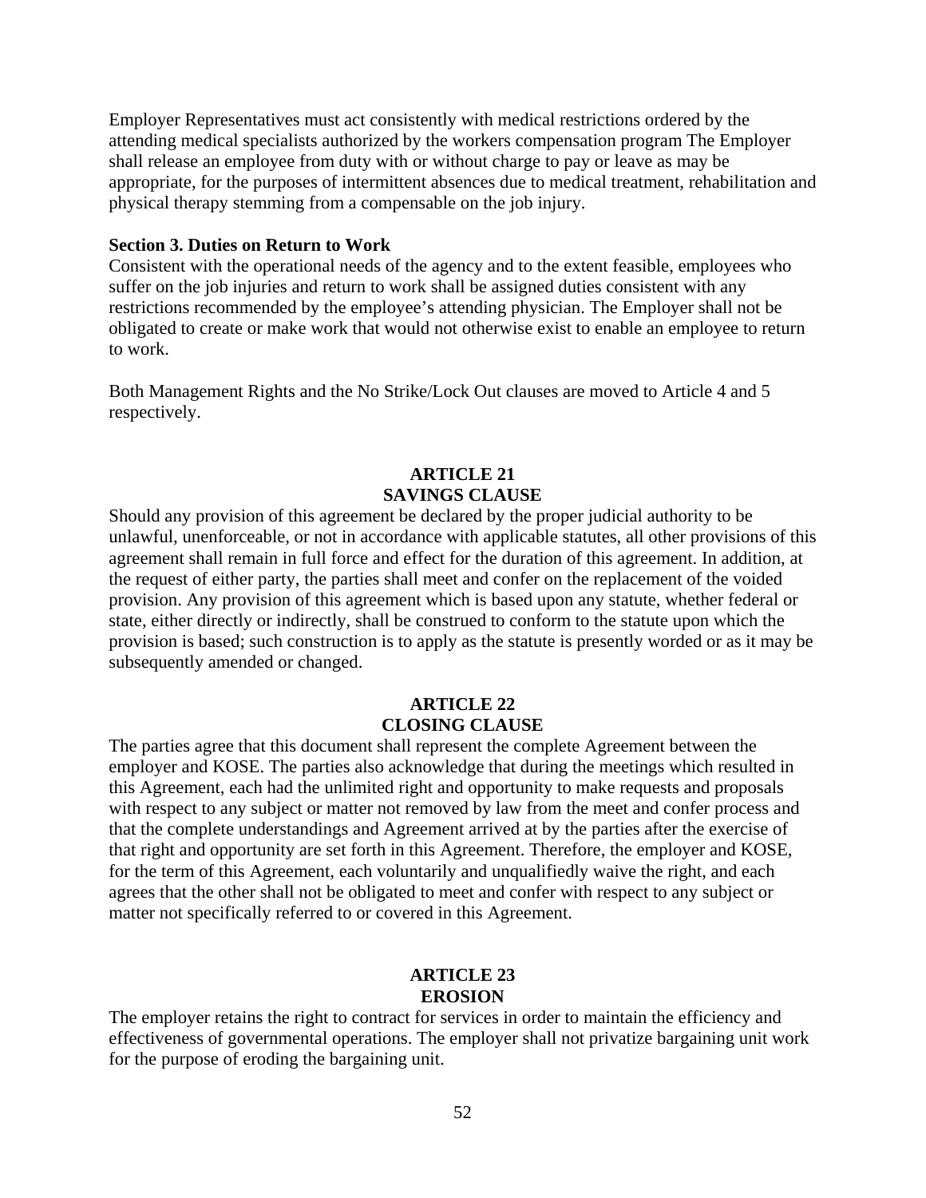Employer Representatives must act consistently with medical restrictions ordered by the attending medical specialists authorized by the workers compensation program The Employer shall release an employee from duty with or without charge to pay or leave as may be appropriate, for the purposes of intermittent absences due to medical treatment, rehabilitation and physical therapy stemming from a compensable on the job injury.

**Section 3. Duties on Return to Work**

Consistent with the operational needs of the agency and to the extent feasible, employees who suffer on the job injuries and return to work shall be assigned duties consistent with any restrictions recommended by the employee's attending physician. The Employer shall not be obligated to create or make work that would not otherwise exist to enable an employee to return to work.

Both Management Rights and the No Strike/Lock Out clauses are moved to Article 4 and 5 respectively.

## ARTICLE 21
## SAVINGS CLAUSE

Should any provision of this agreement be declared by the proper judicial authority to be unlawful, unenforceable, or not in accordance with applicable statutes, all other provisions of this agreement shall remain in full force and effect for the duration of this agreement. In addition, at the request of either party, the parties shall meet and confer on the replacement of the voided provision. Any provision of this agreement which is based upon any statute, whether federal or state, either directly or indirectly, shall be construed to conform to the statute upon which the provision is based; such construction is to apply as the statute is presently worded or as it may be subsequently amended or changed.

## ARTICLE 22
## CLOSING CLAUSE

The parties agree that this document shall represent the complete Agreement between the employer and KOSE. The parties also acknowledge that during the meetings which resulted in this Agreement, each had the unlimited right and opportunity to make requests and proposals with respect to any subject or matter not removed by law from the meet and confer process and that the complete understandings and Agreement arrived at by the parties after the exercise of that right and opportunity are set forth in this Agreement. Therefore, the employer and KOSE, for the term of this Agreement, each voluntarily and unqualifiedly waive the right, and each agrees that the other shall not be obligated to meet and confer with respect to any subject or matter not specifically referred to or covered in this Agreement.

## ARTICLE 23
## EROSION

The employer retains the right to contract for services in order to maintain the efficiency and effectiveness of governmental operations. The employer shall not privatize bargaining unit work for the purpose of eroding the bargaining unit.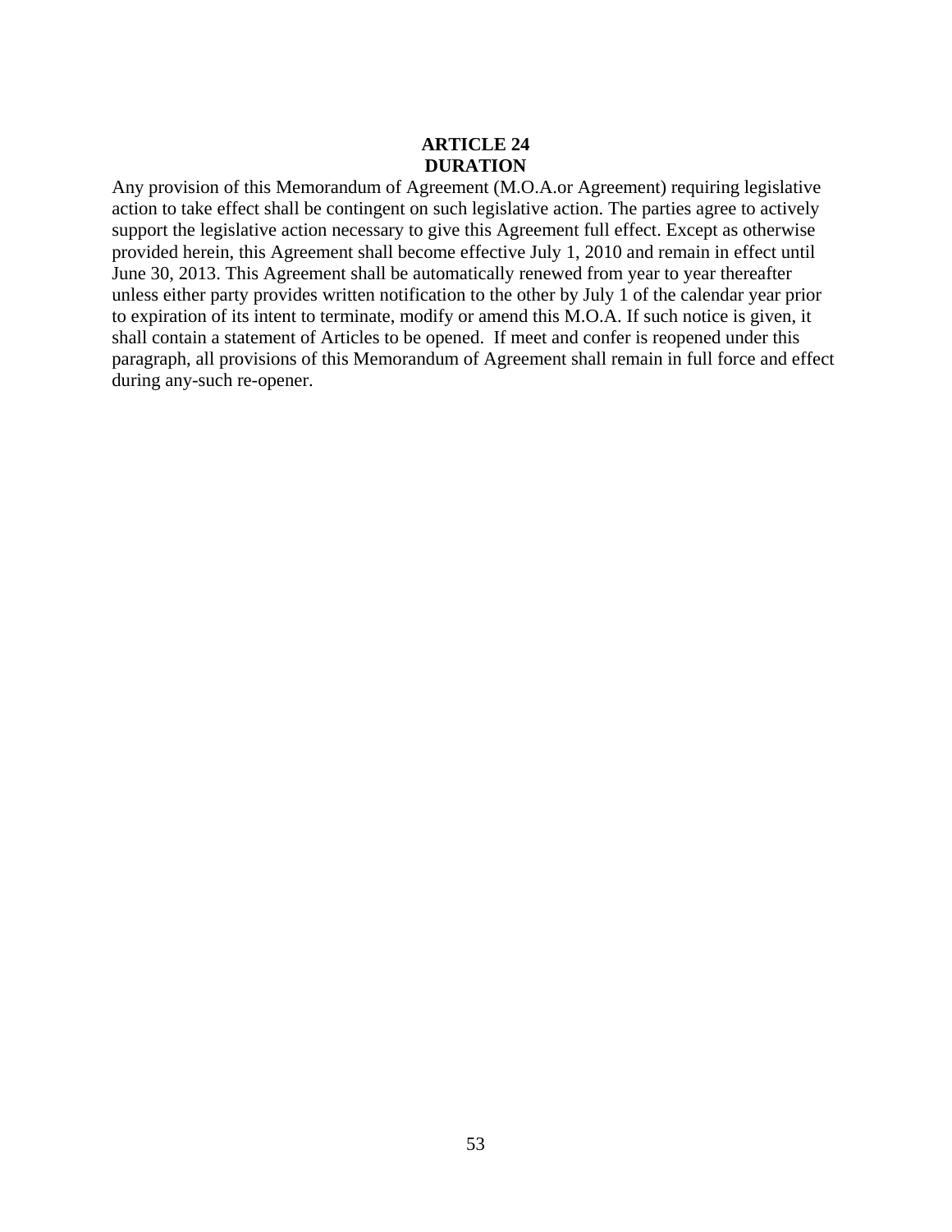## ARTICLE 24
## DURATION

Any provision of this Memorandum of Agreement (M.O.A.or Agreement) requiring legislative action to take effect shall be contingent on such legislative action. The parties agree to actively support the legislative action necessary to give this Agreement full effect. Except as otherwise provided herein, this Agreement shall become effective July 1, 2010 and remain in effect until June 30, 2013. This Agreement shall be automatically renewed from year to year thereafter unless either party provides written notification to the other by July 1 of the calendar year prior to expiration of its intent to terminate, modify or amend this M.O.A. If such notice is given, it shall contain a statement of Articles to be opened. If meet and confer is reopened under this paragraph, all provisions of this Memorandum of Agreement shall remain in full force and effect during any-such re-opener.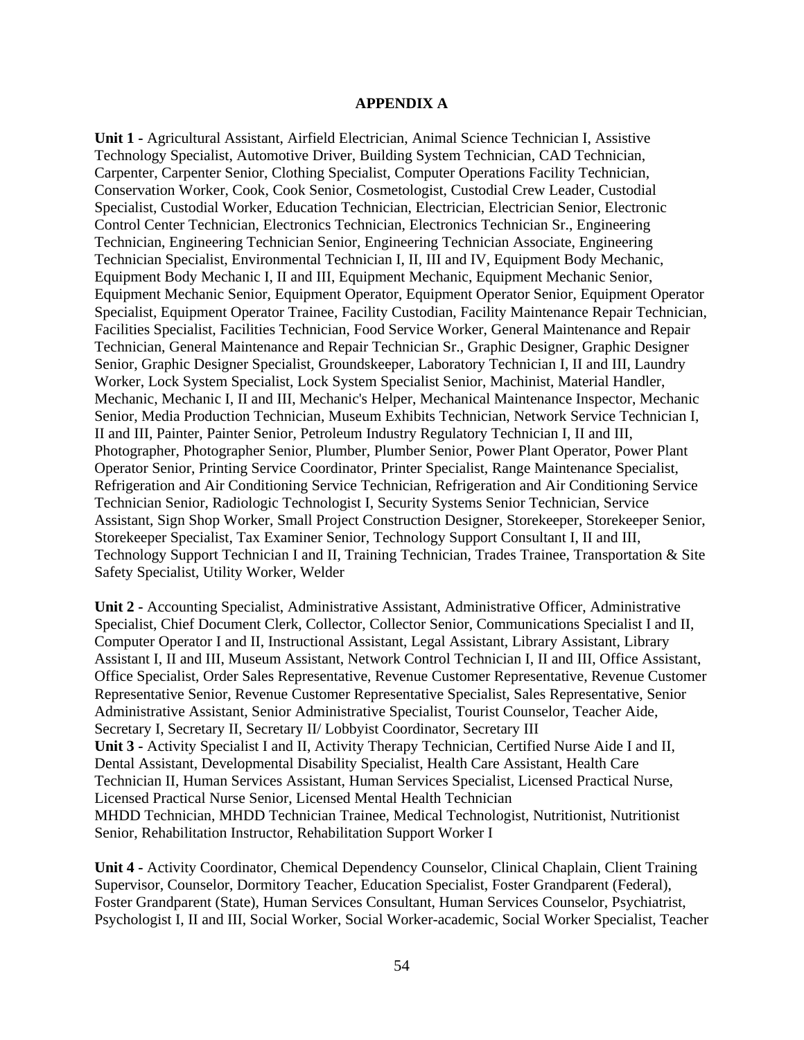## APPENDIX A

**Unit 1 -** Agricultural Assistant, Airfield Electrician, Animal Science Technician I, Assistive Technology Specialist, Automotive Driver, Building System Technician, CAD Technician, Carpenter, Carpenter Senior, Clothing Specialist, Computer Operations Facility Technician, Conservation Worker, Cook, Cook Senior, Cosmetologist, Custodial Crew Leader, Custodial Specialist, Custodial Worker, Education Technician, Electrician, Electrician Senior, Electronic Control Center Technician, Electronics Technician, Electronics Technician Sr., Engineering Technician, Engineering Technician Senior, Engineering Technician Associate, Engineering Technician Specialist, Environmental Technician I, II, III and IV, Equipment Body Mechanic, Equipment Body Mechanic I, II and III, Equipment Mechanic, Equipment Mechanic Senior, Equipment Mechanic Senior, Equipment Operator, Equipment Operator Senior, Equipment Operator Specialist, Equipment Operator Trainee, Facility Custodian, Facility Maintenance Repair Technician, Facilities Specialist, Facilities Technician, Food Service Worker, General Maintenance and Repair Technician, General Maintenance and Repair Technician Sr., Graphic Designer, Graphic Designer Senior, Graphic Designer Specialist, Groundskeeper, Laboratory Technician I, II and III, Laundry Worker, Lock System Specialist, Lock System Specialist Senior, Machinist, Material Handler, Mechanic, Mechanic I, II and III, Mechanic's Helper, Mechanical Maintenance Inspector, Mechanic Senior, Media Production Technician, Museum Exhibits Technician, Network Service Technician I, II and III, Painter, Painter Senior, Petroleum Industry Regulatory Technician I, II and III, Photographer, Photographer Senior, Plumber, Plumber Senior, Power Plant Operator, Power Plant Operator Senior, Printing Service Coordinator, Printer Specialist, Range Maintenance Specialist, Refrigeration and Air Conditioning Service Technician, Refrigeration and Air Conditioning Service Technician Senior, Radiologic Technologist I, Security Systems Senior Technician, Service Assistant, Sign Shop Worker, Small Project Construction Designer, Storekeeper, Storekeeper Senior, Storekeeper Specialist, Tax Examiner Senior, Technology Support Consultant I, II and III, Technology Support Technician I and II, Training Technician, Trades Trainee, Transportation & Site Safety Specialist, Utility Worker, Welder

**Unit 2 -** Accounting Specialist, Administrative Assistant, Administrative Officer, Administrative Specialist, Chief Document Clerk, Collector, Collector Senior, Communications Specialist I and II, Computer Operator I and II, Instructional Assistant, Legal Assistant, Library Assistant, Library Assistant I, II and III, Museum Assistant, Network Control Technician I, II and III, Office Assistant, Office Specialist, Order Sales Representative, Revenue Customer Representative, Revenue Customer Representative Senior, Revenue Customer Representative Specialist, Sales Representative, Senior Administrative Assistant, Senior Administrative Specialist, Tourist Counselor, Teacher Aide, Secretary I, Secretary II, Secretary II/ Lobbyist Coordinator, Secretary III

**Unit 3 -** Activity Specialist I and II, Activity Therapy Technician, Certified Nurse Aide I and II, Dental Assistant, Developmental Disability Specialist, Health Care Assistant, Health Care Technician II, Human Services Assistant, Human Services Specialist, Licensed Practical Nurse, Licensed Practical Nurse Senior, Licensed Mental Health Technician
MHDD Technician, MHDD Technician Trainee, Medical Technologist, Nutritionist, Nutritionist Senior, Rehabilitation Instructor, Rehabilitation Support Worker I

**Unit 4 -** Activity Coordinator, Chemical Dependency Counselor, Clinical Chaplain, Client Training Supervisor, Counselor, Dormitory Teacher, Education Specialist, Foster Grandparent (Federal), Foster Grandparent (State), Human Services Consultant, Human Services Counselor, Psychiatrist, Psychologist I, II and III, Social Worker, Social Worker-academic, Social Worker Specialist, Teacher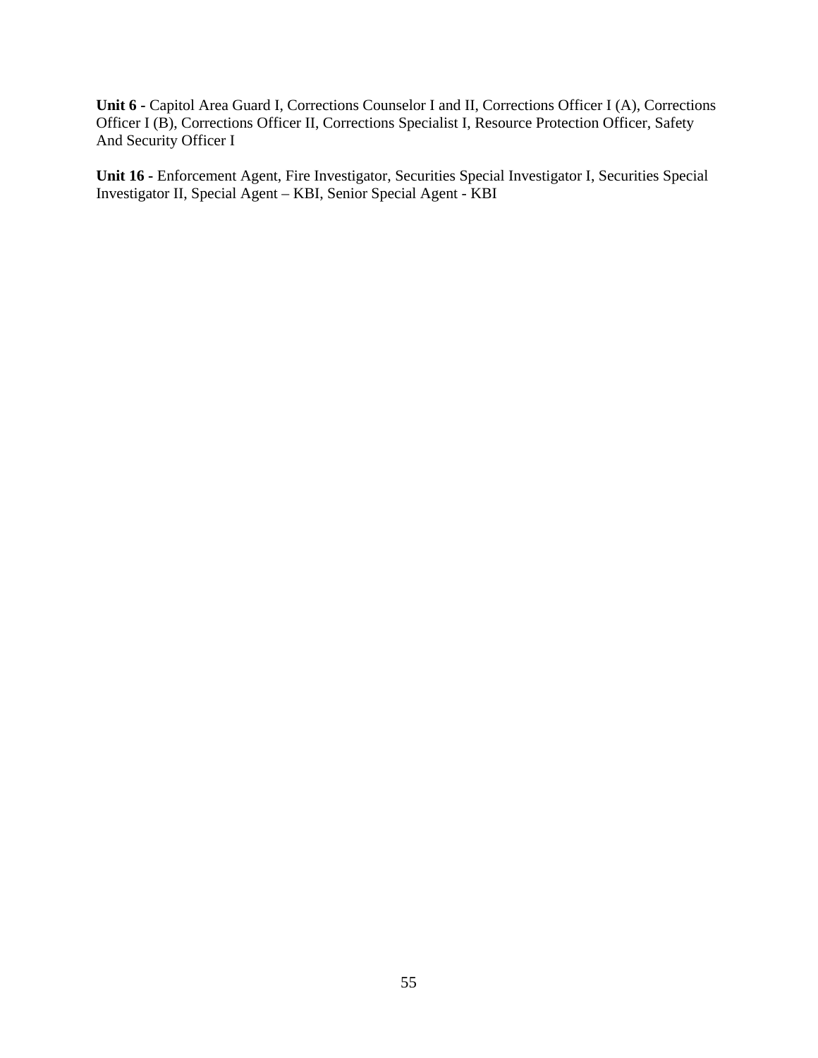**Unit 6 -** Capitol Area Guard I, Corrections Counselor I and II, Corrections Officer I (A), Corrections Officer I (B), Corrections Officer II, Corrections Specialist I, Resource Protection Officer, Safety And Security Officer I

**Unit 16 -** Enforcement Agent, Fire Investigator, Securities Special Investigator I, Securities Special Investigator II, Special Agent – KBI, Senior Special Agent - KBI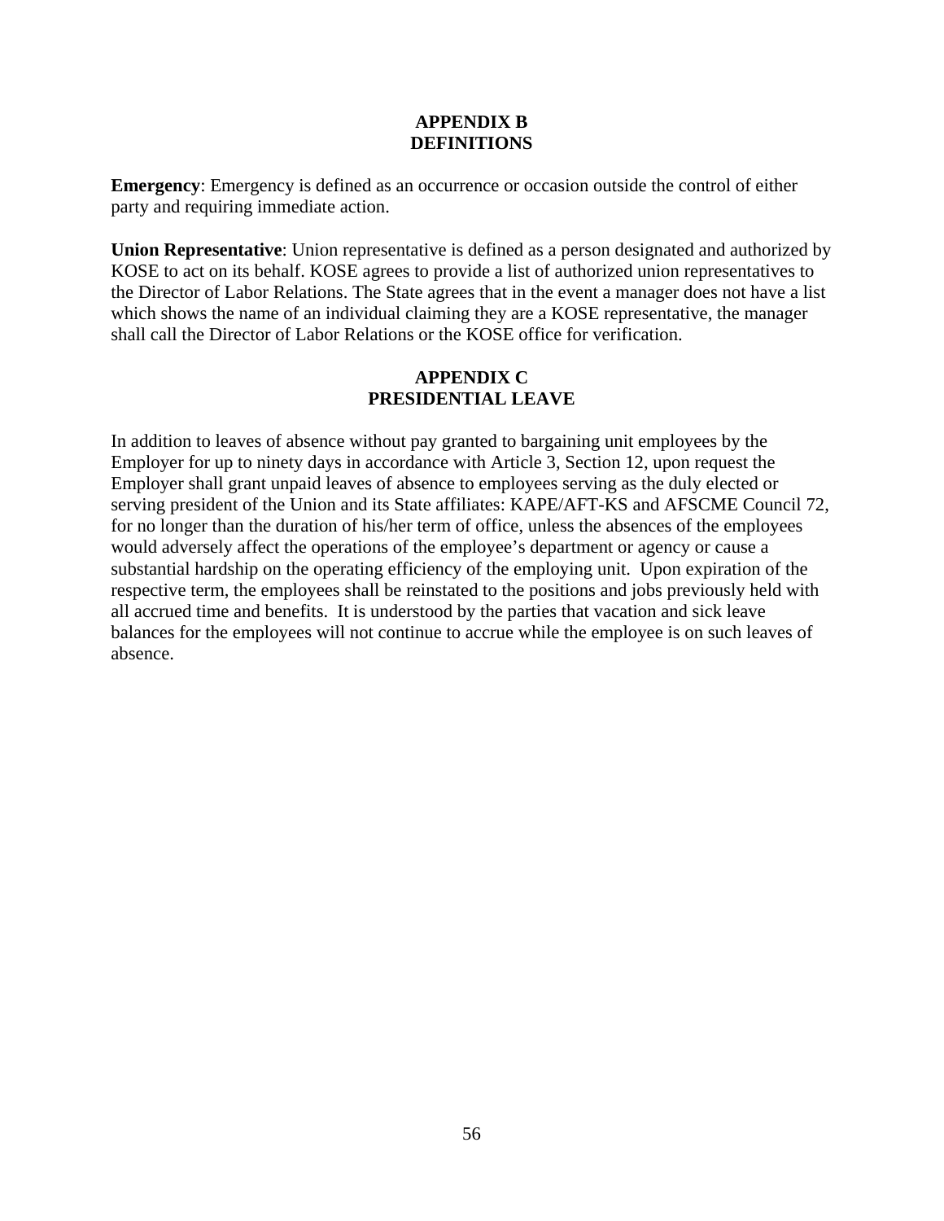## APPENDIX B
## DEFINITIONS

**Emergency**: Emergency is defined as an occurrence or occasion outside the control of either party and requiring immediate action.

**Union Representative**: Union representative is defined as a person designated and authorized by KOSE to act on its behalf. KOSE agrees to provide a list of authorized union representatives to the Director of Labor Relations. The State agrees that in the event a manager does not have a list which shows the name of an individual claiming they are a KOSE representative, the manager shall call the Director of Labor Relations or the KOSE office for verification.

## APPENDIX C
## PRESIDENTIAL LEAVE

In addition to leaves of absence without pay granted to bargaining unit employees by the Employer for up to ninety days in accordance with Article 3, Section 12, upon request the Employer shall grant unpaid leaves of absence to employees serving as the duly elected or serving president of the Union and its State affiliates: KAPE/AFT-KS and AFSCME Council 72, for no longer than the duration of his/her term of office, unless the absences of the employees would adversely affect the operations of the employee's department or agency or cause a substantial hardship on the operating efficiency of the employing unit. Upon expiration of the respective term, the employees shall be reinstated to the positions and jobs previously held with all accrued time and benefits. It is understood by the parties that vacation and sick leave balances for the employees will not continue to accrue while the employee is on such leaves of absence.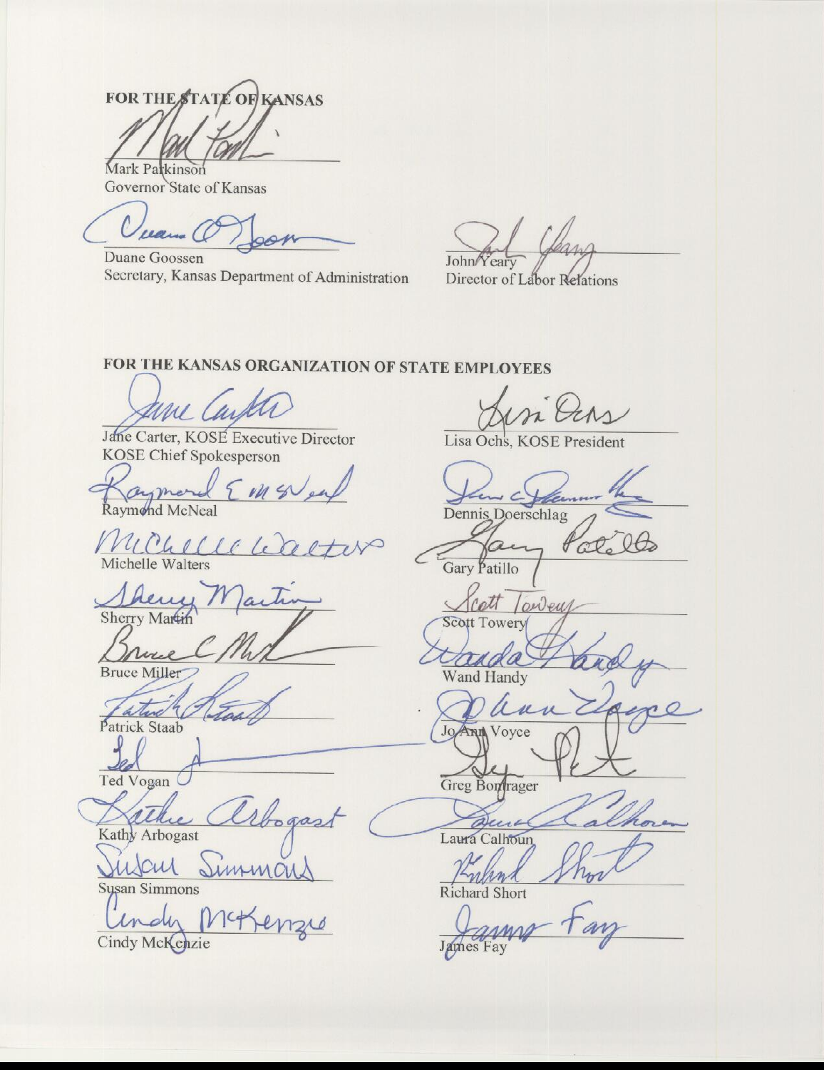**FOR THE STATE OF KANSAS**

Mark Parkinson
Governor State of Kansas

Duane Goossen
Secretary, Kansas Department of Administration

John Yeary
Director of Labor Relations

**FOR THE KANSAS ORGANIZATION OF STATE EMPLOYEES**

Jane Carter, KOSE Executive Director
KOSE Chief Spokesperson

Lisa Ochs, KOSE President

Raymond McNeal

Dennis Doerschlag

Michelle Walters

Gary Patillo

Sherry Martin

Scott Towery

Bruce Miller

Wand Handy

Patrick Staab

Jo Ann Voyce

Ted Vogan

Greg Bomrager

Kathy Arbogast

Laura Calhoun

Susan Simmons

Richard Short

Cindy McKenzie

James Fay